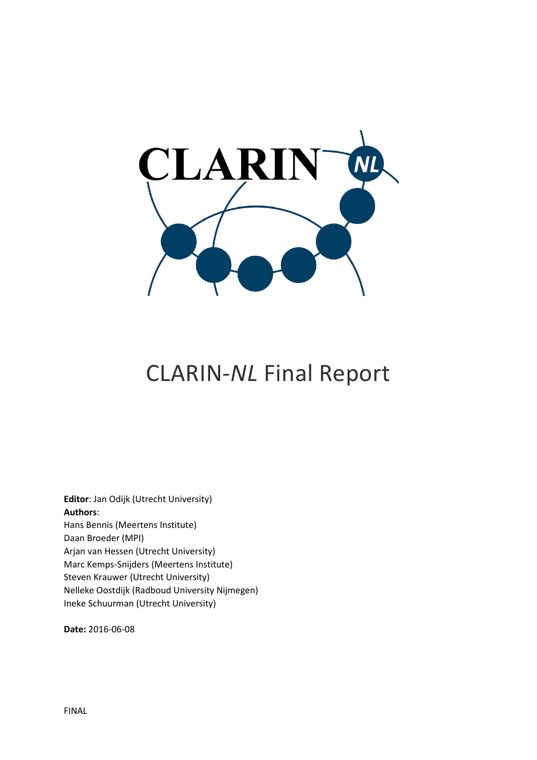# CLARIN-*NL* Final Report

**Editor**: Jan Odijk (Utrecht University)
**Authors**:
Hans Bennis (Meertens Institute)
Daan Broeder (MPI)
Arjan van Hessen (Utrecht University)
Marc Kemps-Snijders (Meertens Institute)
Steven Krauwer (Utrecht University)
Nelleke Oostdijk (Radboud University Nijmegen)
Ineke Schuurman (Utrecht University)

**Date:** 2016-06-08

FINAL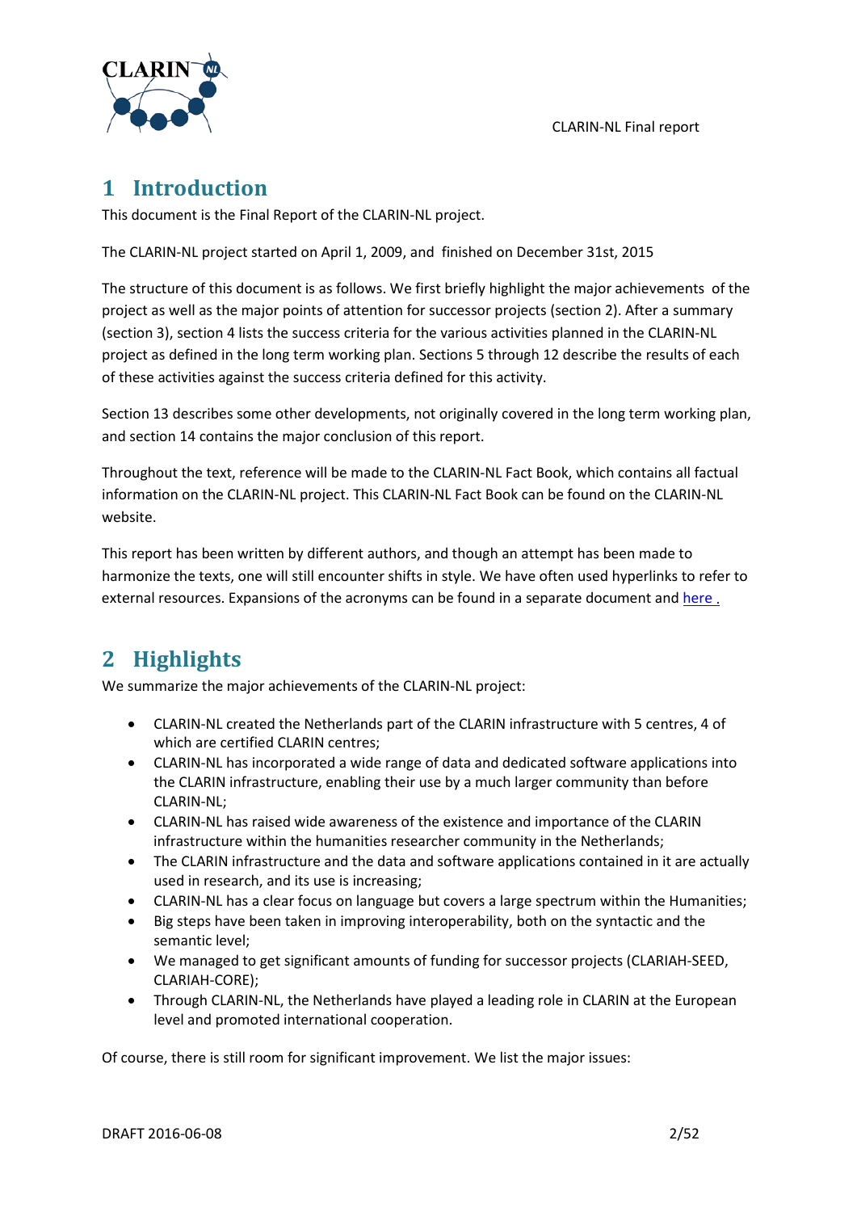# 1 Introduction

This document is the Final Report of the CLARIN-NL project.

The CLARIN-NL project started on April 1, 2009, and finished on December 31st, 2015

The structure of this document is as follows. We first briefly highlight the major achievements of the project as well as the major points of attention for successor projects (section 2). After a summary (section 3), section 4 lists the success criteria for the various activities planned in the CLARIN-NL project as defined in the long term working plan. Sections 5 through 12 describe the results of each of these activities against the success criteria defined for this activity.

Section 13 describes some other developments, not originally covered in the long term working plan, and section 14 contains the major conclusion of this report.

Throughout the text, reference will be made to the CLARIN-NL Fact Book, which contains all factual information on the CLARIN-NL project. This CLARIN-NL Fact Book can be found on the CLARIN-NL website.

This report has been written by different authors, and though an attempt has been made to harmonize the texts, one will still encounter shifts in style. We have often used hyperlinks to refer to external resources. Expansions of the acronyms can be found in a separate document and here .

# 2 Highlights

We summarize the major achievements of the CLARIN-NL project:

- CLARIN-NL created the Netherlands part of the CLARIN infrastructure with 5 centres, 4 of which are certified CLARIN centres;
- CLARIN-NL has incorporated a wide range of data and dedicated software applications into the CLARIN infrastructure, enabling their use by a much larger community than before CLARIN-NL;
- CLARIN-NL has raised wide awareness of the existence and importance of the CLARIN infrastructure within the humanities researcher community in the Netherlands;
- The CLARIN infrastructure and the data and software applications contained in it are actually used in research, and its use is increasing;
- CLARIN-NL has a clear focus on language but covers a large spectrum within the Humanities;
- Big steps have been taken in improving interoperability, both on the syntactic and the semantic level;
- We managed to get significant amounts of funding for successor projects (CLARIAH-SEED, CLARIAH-CORE);
- Through CLARIN-NL, the Netherlands have played a leading role in CLARIN at the European level and promoted international cooperation.

Of course, there is still room for significant improvement. We list the major issues: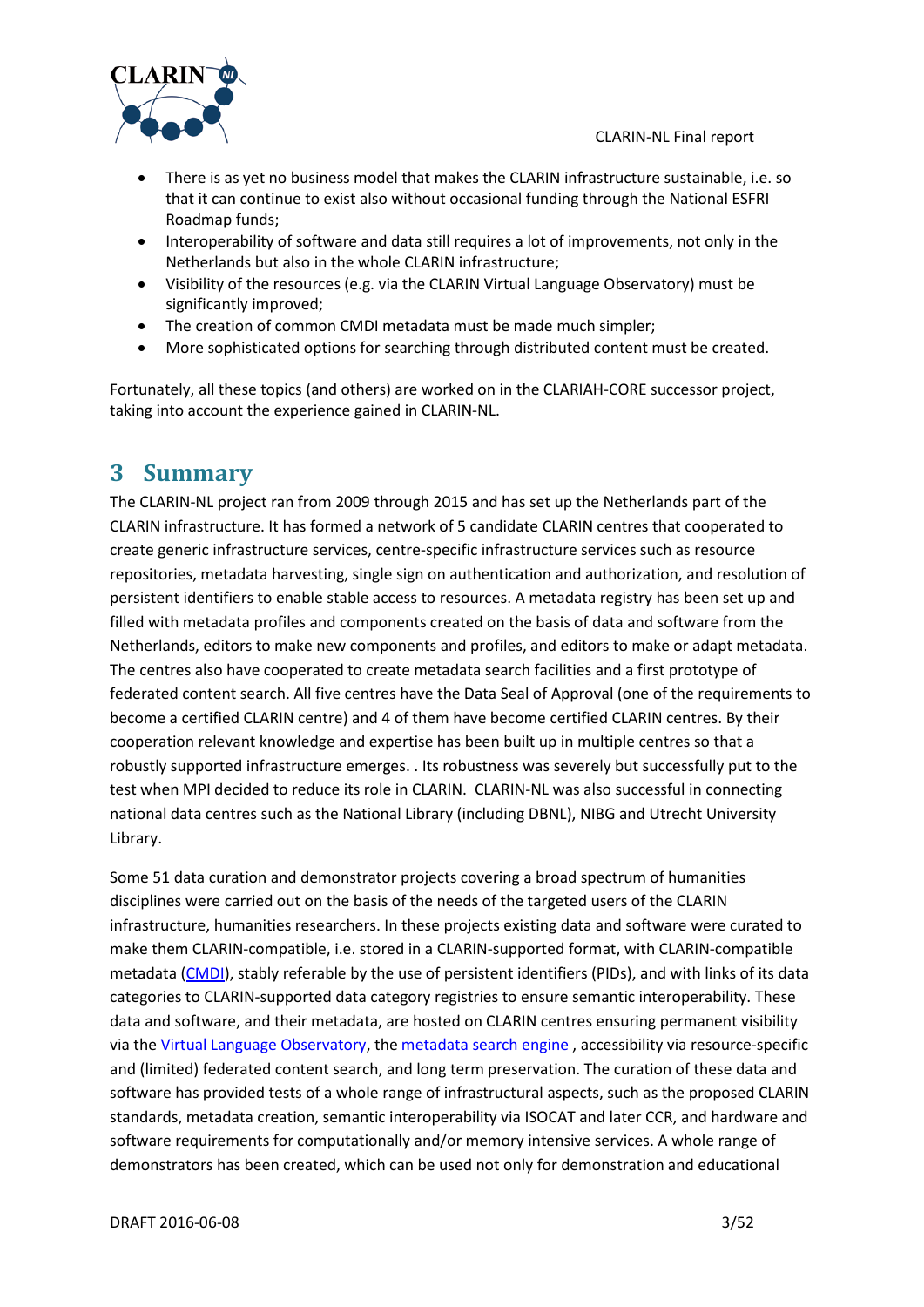- There is as yet no business model that makes the CLARIN infrastructure sustainable, i.e. so that it can continue to exist also without occasional funding through the National ESFRI Roadmap funds;
- Interoperability of software and data still requires a lot of improvements, not only in the Netherlands but also in the whole CLARIN infrastructure;
- Visibility of the resources (e.g. via the CLARIN Virtual Language Observatory) must be significantly improved;
- The creation of common CMDI metadata must be made much simpler;
- More sophisticated options for searching through distributed content must be created.

Fortunately, all these topics (and others) are worked on in the CLARIAH-CORE successor project, taking into account the experience gained in CLARIN-NL.

# 3 Summary

The CLARIN-NL project ran from 2009 through 2015 and has set up the Netherlands part of the CLARIN infrastructure. It has formed a network of 5 candidate CLARIN centres that cooperated to create generic infrastructure services, centre-specific infrastructure services such as resource repositories, metadata harvesting, single sign on authentication and authorization, and resolution of persistent identifiers to enable stable access to resources. A metadata registry has been set up and filled with metadata profiles and components created on the basis of data and software from the Netherlands, editors to make new components and profiles, and editors to make or adapt metadata. The centres also have cooperated to create metadata search facilities and a first prototype of federated content search. All five centres have the Data Seal of Approval (one of the requirements to become a certified CLARIN centre) and 4 of them have become certified CLARIN centres. By their cooperation relevant knowledge and expertise has been built up in multiple centres so that a robustly supported infrastructure emerges. . Its robustness was severely but successfully put to the test when MPI decided to reduce its role in CLARIN. CLARIN-NL was also successful in connecting national data centres such as the National Library (including DBNL), NIBG and Utrecht University Library.

Some 51 data curation and demonstrator projects covering a broad spectrum of humanities disciplines were carried out on the basis of the needs of the targeted users of the CLARIN infrastructure, humanities researchers. In these projects existing data and software were curated to make them CLARIN-compatible, i.e. stored in a CLARIN-supported format, with CLARIN-compatible metadata (CMDI), stably referable by the use of persistent identifiers (PIDs), and with links of its data categories to CLARIN-supported data category registries to ensure semantic interoperability. These data and software, and their metadata, are hosted on CLARIN centres ensuring permanent visibility via the Virtual Language Observatory, the metadata search engine , accessibility via resource-specific and (limited) federated content search, and long term preservation. The curation of these data and software has provided tests of a whole range of infrastructural aspects, such as the proposed CLARIN standards, metadata creation, semantic interoperability via ISOCAT and later CCR, and hardware and software requirements for computationally and/or memory intensive services. A whole range of demonstrators has been created, which can be used not only for demonstration and educational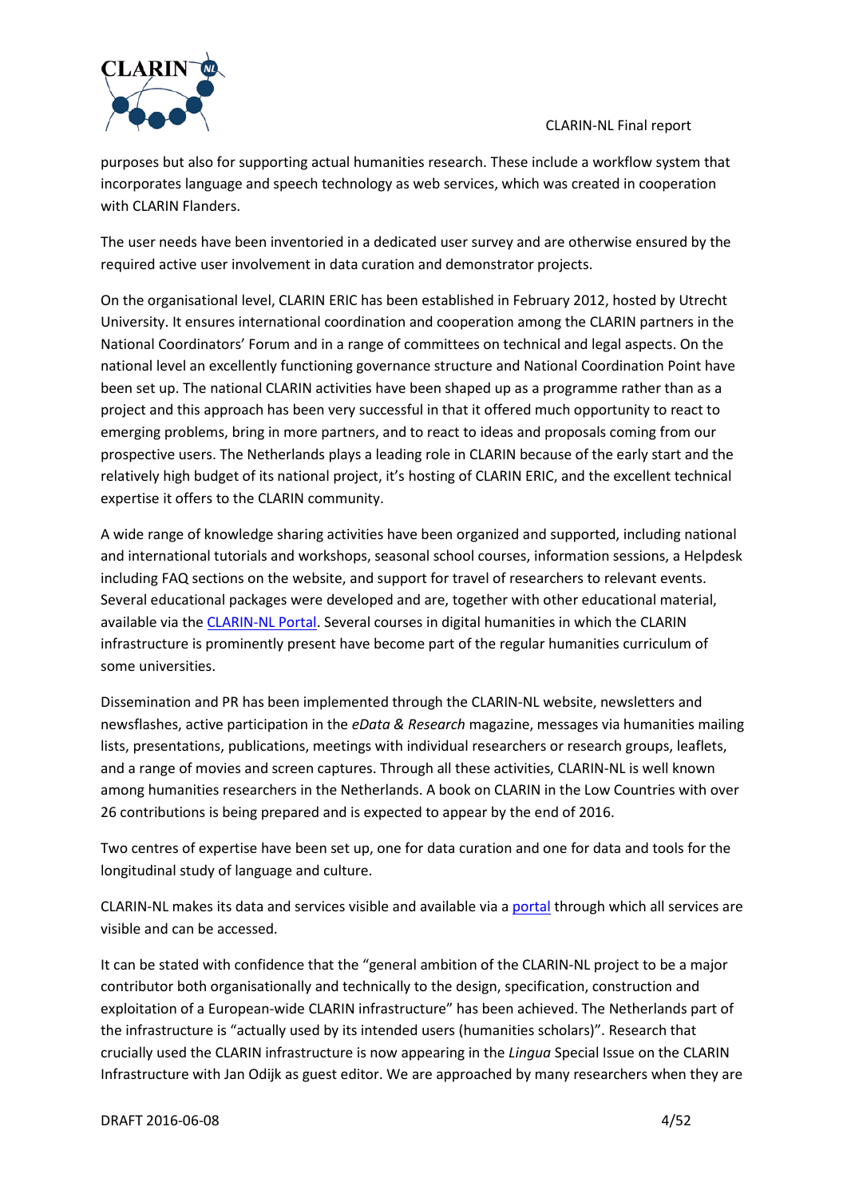purposes but also for supporting actual humanities research. These include a workflow system that incorporates language and speech technology as web services, which was created in cooperation with CLARIN Flanders.

The user needs have been inventoried in a dedicated user survey and are otherwise ensured by the required active user involvement in data curation and demonstrator projects.

On the organisational level, CLARIN ERIC has been established in February 2012, hosted by Utrecht University. It ensures international coordination and cooperation among the CLARIN partners in the National Coordinators' Forum and in a range of committees on technical and legal aspects. On the national level an excellently functioning governance structure and National Coordination Point have been set up. The national CLARIN activities have been shaped up as a programme rather than as a project and this approach has been very successful in that it offered much opportunity to react to emerging problems, bring in more partners, and to react to ideas and proposals coming from our prospective users. The Netherlands plays a leading role in CLARIN because of the early start and the relatively high budget of its national project, it's hosting of CLARIN ERIC, and the excellent technical expertise it offers to the CLARIN community.

A wide range of knowledge sharing activities have been organized and supported, including national and international tutorials and workshops, seasonal school courses, information sessions, a Helpdesk including FAQ sections on the website, and support for travel of researchers to relevant events. Several educational packages were developed and are, together with other educational material, available via the CLARIN-NL Portal. Several courses in digital humanities in which the CLARIN infrastructure is prominently present have become part of the regular humanities curriculum of some universities.

Dissemination and PR has been implemented through the CLARIN-NL website, newsletters and newsflashes, active participation in the *eData & Research* magazine, messages via humanities mailing lists, presentations, publications, meetings with individual researchers or research groups, leaflets, and a range of movies and screen captures. Through all these activities, CLARIN-NL is well known among humanities researchers in the Netherlands. A book on CLARIN in the Low Countries with over 26 contributions is being prepared and is expected to appear by the end of 2016.

Two centres of expertise have been set up, one for data curation and one for data and tools for the longitudinal study of language and culture.

CLARIN-NL makes its data and services visible and available via a portal through which all services are visible and can be accessed.

It can be stated with confidence that the "general ambition of the CLARIN-NL project to be a major contributor both organisationally and technically to the design, specification, construction and exploitation of a European-wide CLARIN infrastructure" has been achieved. The Netherlands part of the infrastructure is "actually used by its intended users (humanities scholars)". Research that crucially used the CLARIN infrastructure is now appearing in the *Lingua* Special Issue on the CLARIN Infrastructure with Jan Odijk as guest editor. We are approached by many researchers when they are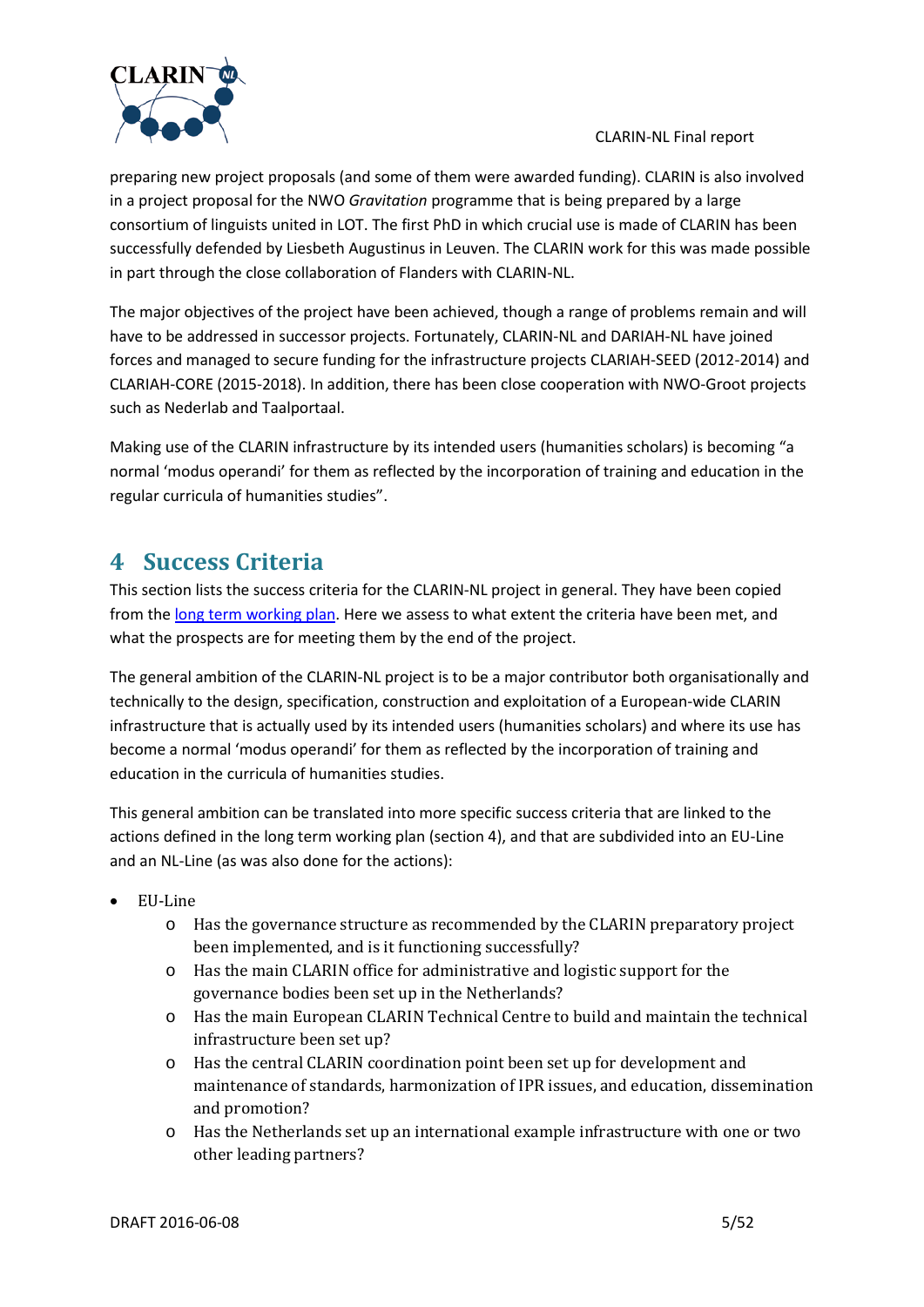preparing new project proposals (and some of them were awarded funding). CLARIN is also involved in a project proposal for the NWO *Gravitation* programme that is being prepared by a large consortium of linguists united in LOT. The first PhD in which crucial use is made of CLARIN has been successfully defended by Liesbeth Augustinus in Leuven. The CLARIN work for this was made possible in part through the close collaboration of Flanders with CLARIN-NL.

The major objectives of the project have been achieved, though a range of problems remain and will have to be addressed in successor projects. Fortunately, CLARIN-NL and DARIAH-NL have joined forces and managed to secure funding for the infrastructure projects CLARIAH-SEED (2012-2014) and CLARIAH-CORE (2015-2018). In addition, there has been close cooperation with NWO-Groot projects such as Nederlab and Taalportaal.

Making use of the CLARIN infrastructure by its intended users (humanities scholars) is becoming "a normal 'modus operandi' for them as reflected by the incorporation of training and education in the regular curricula of humanities studies".

# 4 Success Criteria

This section lists the success criteria for the CLARIN-NL project in general. They have been copied from the [long term working plan](). Here we assess to what extent the criteria have been met, and what the prospects are for meeting them by the end of the project.

The general ambition of the CLARIN-NL project is to be a major contributor both organisationally and technically to the design, specification, construction and exploitation of a European-wide CLARIN infrastructure that is actually used by its intended users (humanities scholars) and where its use has become a normal 'modus operandi' for them as reflected by the incorporation of training and education in the curricula of humanities studies.

This general ambition can be translated into more specific success criteria that are linked to the actions defined in the long term working plan (section 4), and that are subdivided into an EU-Line and an NL-Line (as was also done for the actions):

- EU-Line
  - Has the governance structure as recommended by the CLARIN preparatory project been implemented, and is it functioning successfully?
  - Has the main CLARIN office for administrative and logistic support for the governance bodies been set up in the Netherlands?
  - Has the main European CLARIN Technical Centre to build and maintain the technical infrastructure been set up?
  - Has the central CLARIN coordination point been set up for development and maintenance of standards, harmonization of IPR issues, and education, dissemination and promotion?
  - Has the Netherlands set up an international example infrastructure with one or two other leading partners?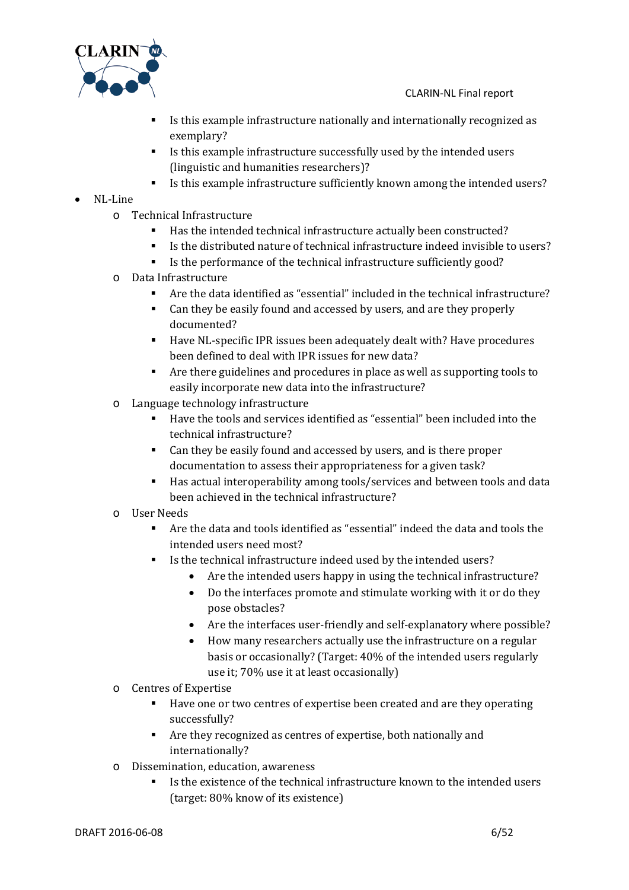- Is this example infrastructure nationally and internationally recognized as exemplary?
        - Is this example infrastructure successfully used by the intended users (linguistic and humanities researchers)?
        - Is this example infrastructure sufficiently known among the intended users?

- NL-Line
    - Technical Infrastructure
        - Has the intended technical infrastructure actually been constructed?
        - Is the distributed nature of technical infrastructure indeed invisible to users?
        - Is the performance of the technical infrastructure sufficiently good?
    - Data Infrastructure
        - Are the data identified as "essential" included in the technical infrastructure?
        - Can they be easily found and accessed by users, and are they properly documented?
        - Have NL-specific IPR issues been adequately dealt with? Have procedures been defined to deal with IPR issues for new data?
        - Are there guidelines and procedures in place as well as supporting tools to easily incorporate new data into the infrastructure?
    - Language technology infrastructure
        - Have the tools and services identified as "essential" been included into the technical infrastructure?
        - Can they be easily found and accessed by users, and is there proper documentation to assess their appropriateness for a given task?
        - Has actual interoperability among tools/services and between tools and data been achieved in the technical infrastructure?
    - User Needs
        - Are the data and tools identified as "essential" indeed the data and tools the intended users need most?
        - Is the technical infrastructure indeed used by the intended users?
            - Are the intended users happy in using the technical infrastructure?
            - Do the interfaces promote and stimulate working with it or do they pose obstacles?
            - Are the interfaces user-friendly and self-explanatory where possible?
            - How many researchers actually use the infrastructure on a regular basis or occasionally? (Target: 40% of the intended users regularly use it; 70% use it at least occasionally)
    - Centres of Expertise
        - Have one or two centres of expertise been created and are they operating successfully?
        - Are they recognized as centres of expertise, both nationally and internationally?
    - Dissemination, education, awareness
        - Is the existence of the technical infrastructure known to the intended users (target: 80% know of its existence)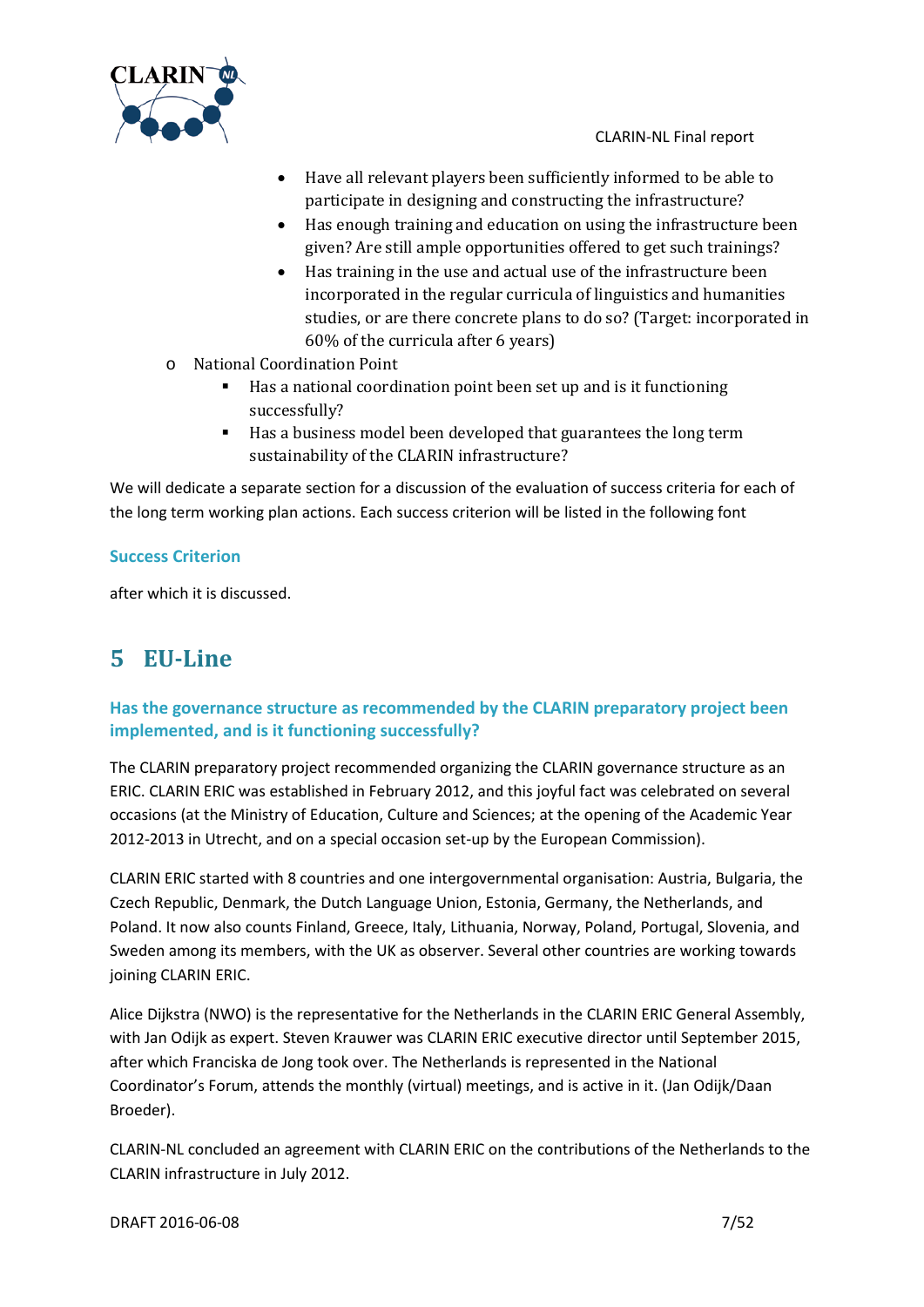- Have all relevant players been sufficiently informed to be able to participate in designing and constructing the infrastructure?
- Has enough training and education on using the infrastructure been given? Are still ample opportunities offered to get such trainings?
- Has training in the use and actual use of the infrastructure been incorporated in the regular curricula of linguistics and humanities studies, or are there concrete plans to do so? (Target: incorporated in 60% of the curricula after 6 years)

- National Coordination Point
  - Has a national coordination point been set up and is it functioning successfully?
  - Has a business model been developed that guarantees the long term sustainability of the CLARIN infrastructure?

We will dedicate a separate section for a discussion of the evaluation of success criteria for each of the long term working plan actions. Each success criterion will be listed in the following font

### Success Criterion

after which it is discussed.

# 5 EU-Line

### Has the governance structure as recommended by the CLARIN preparatory project been implemented, and is it functioning successfully?

The CLARIN preparatory project recommended organizing the CLARIN governance structure as an ERIC. CLARIN ERIC was established in February 2012, and this joyful fact was celebrated on several occasions (at the Ministry of Education, Culture and Sciences; at the opening of the Academic Year 2012-2013 in Utrecht, and on a special occasion set-up by the European Commission).

CLARIN ERIC started with 8 countries and one intergovernmental organisation: Austria, Bulgaria, the Czech Republic, Denmark, the Dutch Language Union, Estonia, Germany, the Netherlands, and Poland. It now also counts Finland, Greece, Italy, Lithuania, Norway, Poland, Portugal, Slovenia, and Sweden among its members, with the UK as observer. Several other countries are working towards joining CLARIN ERIC.

Alice Dijkstra (NWO) is the representative for the Netherlands in the CLARIN ERIC General Assembly, with Jan Odijk as expert. Steven Krauwer was CLARIN ERIC executive director until September 2015, after which Franciska de Jong took over. The Netherlands is represented in the National Coordinator's Forum, attends the monthly (virtual) meetings, and is active in it. (Jan Odijk/Daan Broeder).

CLARIN-NL concluded an agreement with CLARIN ERIC on the contributions of the Netherlands to the CLARIN infrastructure in July 2012.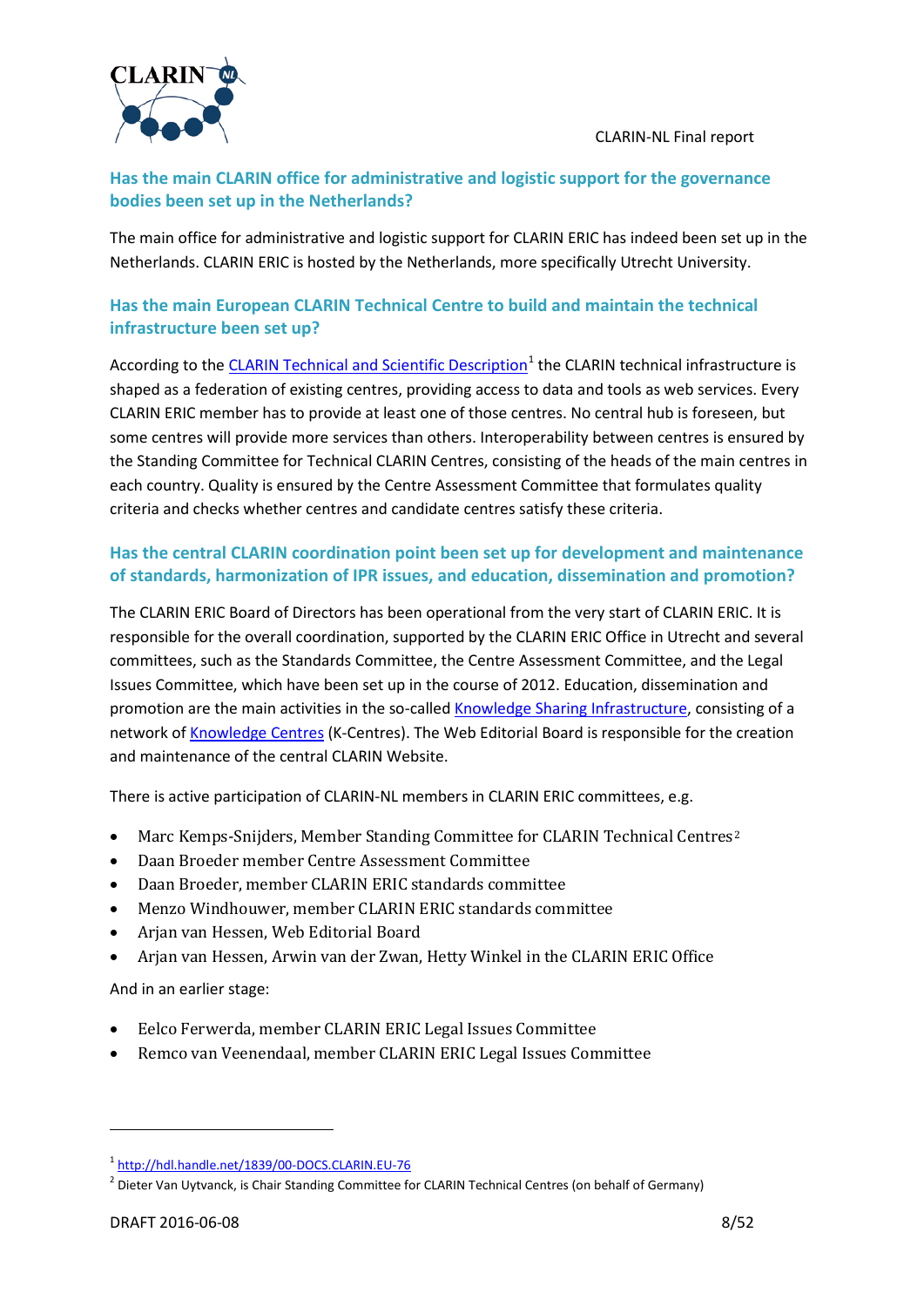### Has the main CLARIN office for administrative and logistic support for the governance bodies been set up in the Netherlands?

The main office for administrative and logistic support for CLARIN ERIC has indeed been set up in the Netherlands. CLARIN ERIC is hosted by the Netherlands, more specifically Utrecht University.

### Has the main European CLARIN Technical Centre to build and maintain the technical infrastructure been set up?

According to the CLARIN Technical and Scientific Description[1] the CLARIN technical infrastructure is shaped as a federation of existing centres, providing access to data and tools as web services. Every CLARIN ERIC member has to provide at least one of those centres. No central hub is foreseen, but some centres will provide more services than others. Interoperability between centres is ensured by the Standing Committee for Technical CLARIN Centres, consisting of the heads of the main centres in each country. Quality is ensured by the Centre Assessment Committee that formulates quality criteria and checks whether centres and candidate centres satisfy these criteria.

### Has the central CLARIN coordination point been set up for development and maintenance of standards, harmonization of IPR issues, and education, dissemination and promotion?

The CLARIN ERIC Board of Directors has been operational from the very start of CLARIN ERIC. It is responsible for the overall coordination, supported by the CLARIN ERIC Office in Utrecht and several committees, such as the Standards Committee, the Centre Assessment Committee, and the Legal Issues Committee, which have been set up in the course of 2012. Education, dissemination and promotion are the main activities in the so-called Knowledge Sharing Infrastructure, consisting of a network of Knowledge Centres (K-Centres). The Web Editorial Board is responsible for the creation and maintenance of the central CLARIN Website.

There is active participation of CLARIN-NL members in CLARIN ERIC committees, e.g.

- Marc Kemps-Snijders, Member Standing Committee for CLARIN Technical Centres[2]
- Daan Broeder member Centre Assessment Committee
- Daan Broeder, member CLARIN ERIC standards committee
- Menzo Windhouwer, member CLARIN ERIC standards committee
- Arjan van Hessen, Web Editorial Board
- Arjan van Hessen, Arwin van der Zwan, Hetty Winkel in the CLARIN ERIC Office

And in an earlier stage:

- Eelco Ferwerda, member CLARIN ERIC Legal Issues Committee
- Remco van Veenendaal, member CLARIN ERIC Legal Issues Committee

---

[1] http://hdl.handle.net/1839/00-DOCS.CLARIN.EU-76

[2] Dieter Van Uytvanck, is Chair Standing Committee for CLARIN Technical Centres (on behalf of Germany)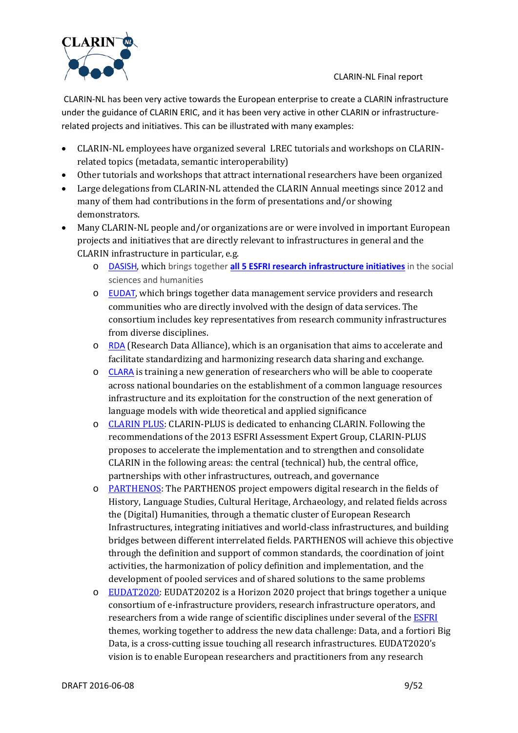CLARIN-NL has been very active towards the European enterprise to create a CLARIN infrastructure under the guidance of CLARIN ERIC, and it has been very active in other CLARIN or infrastructure-related projects and initiatives. This can be illustrated with many examples:

- CLARIN-NL employees have organized several LREC tutorials and workshops on CLARIN-related topics (metadata, semantic interoperability)
- Other tutorials and workshops that attract international researchers have been organized
- Large delegations from CLARIN-NL attended the CLARIN Annual meetings since 2012 and many of them had contributions in the form of presentations and/or showing demonstrators.
- Many CLARIN-NL people and/or organizations are or were involved in important European projects and initiatives that are directly relevant to infrastructures in general and the CLARIN infrastructure in particular, e.g.
  - DASISH, which brings together **all 5 ESFRI research infrastructure initiatives** in the social sciences and humanities
  - EUDAT, which brings together data management service providers and research communities who are directly involved with the design of data services. The consortium includes key representatives from research community infrastructures from diverse disciplines.
  - RDA (Research Data Alliance), which is an organisation that aims to accelerate and facilitate standardizing and harmonizing research data sharing and exchange.
  - CLARA is training a new generation of researchers who will be able to cooperate across national boundaries on the establishment of a common language resources infrastructure and its exploitation for the construction of the next generation of language models with wide theoretical and applied significance
  - CLARIN PLUS: CLARIN-PLUS is dedicated to enhancing CLARIN. Following the recommendations of the 2013 ESFRI Assessment Expert Group, CLARIN-PLUS proposes to accelerate the implementation and to strengthen and consolidate CLARIN in the following areas: the central (technical) hub, the central office, partnerships with other infrastructures, outreach, and governance
  - PARTHENOS: The PARTHENOS project empowers digital research in the fields of History, Language Studies, Cultural Heritage, Archaeology, and related fields across the (Digital) Humanities, through a thematic cluster of European Research Infrastructures, integrating initiatives and world-class infrastructures, and building bridges between different interrelated fields. PARTHENOS will achieve this objective through the definition and support of common standards, the coordination of joint activities, the harmonization of policy definition and implementation, and the development of pooled services and of shared solutions to the same problems
  - EUDAT2020: EUDAT20202 is a Horizon 2020 project that brings together a unique consortium of e-infrastructure providers, research infrastructure operators, and researchers from a wide range of scientific disciplines under several of the ESFRI themes, working together to address the new data challenge: Data, and a fortiori Big Data, is a cross-cutting issue touching all research infrastructures. EUDAT2020's vision is to enable European researchers and practitioners from any research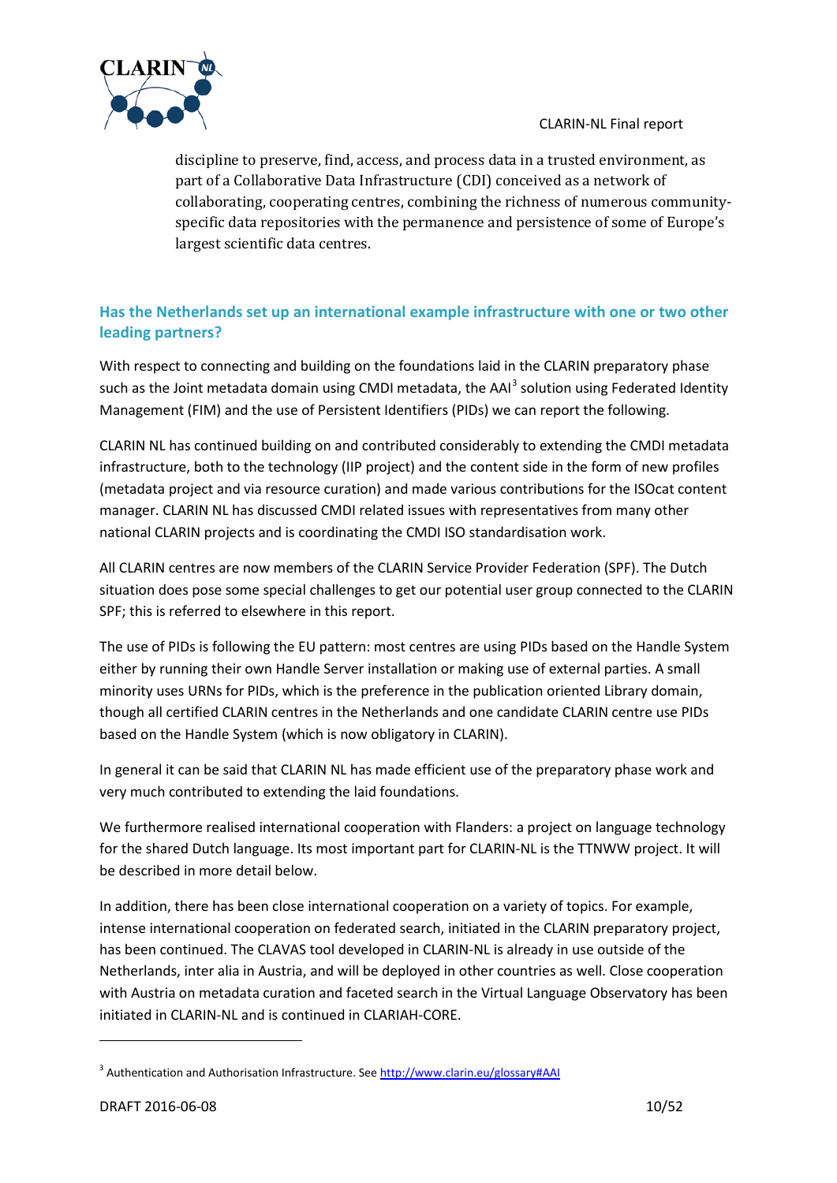discipline to preserve, find, access, and process data in a trusted environment, as part of a Collaborative Data Infrastructure (CDI) conceived as a network of collaborating, cooperating centres, combining the richness of numerous community-specific data repositories with the permanence and persistence of some of Europe's largest scientific data centres.

## Has the Netherlands set up an international example infrastructure with one or two other leading partners?

With respect to connecting and building on the foundations laid in the CLARIN preparatory phase such as the Joint metadata domain using CMDI metadata, the AAI[3] solution using Federated Identity Management (FIM) and the use of Persistent Identifiers (PIDs) we can report the following.

CLARIN NL has continued building on and contributed considerably to extending the CMDI metadata infrastructure, both to the technology (IIP project) and the content side in the form of new profiles (metadata project and via resource curation) and made various contributions for the ISOcat content manager. CLARIN NL has discussed CMDI related issues with representatives from many other national CLARIN projects and is coordinating the CMDI ISO standardisation work.

All CLARIN centres are now members of the CLARIN Service Provider Federation (SPF). The Dutch situation does pose some special challenges to get our potential user group connected to the CLARIN SPF; this is referred to elsewhere in this report.

The use of PIDs is following the EU pattern: most centres are using PIDs based on the Handle System either by running their own Handle Server installation or making use of external parties. A small minority uses URNs for PIDs, which is the preference in the publication oriented Library domain, though all certified CLARIN centres in the Netherlands and one candidate CLARIN centre use PIDs based on the Handle System (which is now obligatory in CLARIN).

In general it can be said that CLARIN NL has made efficient use of the preparatory phase work and very much contributed to extending the laid foundations.

We furthermore realised international cooperation with Flanders: a project on language technology for the shared Dutch language. Its most important part for CLARIN-NL is the TTNWW project. It will be described in more detail below.

In addition, there has been close international cooperation on a variety of topics. For example, intense international cooperation on federated search, initiated in the CLARIN preparatory project, has been continued. The CLAVAS tool developed in CLARIN-NL is already in use outside of the Netherlands, inter alia in Austria, and will be deployed in other countries as well. Close cooperation with Austria on metadata curation and faceted search in the Virtual Language Observatory has been initiated in CLARIN-NL and is continued in CLARIAH-CORE.

---

[3] Authentication and Authorisation Infrastructure. See http://www.clarin.eu/glossary#AAI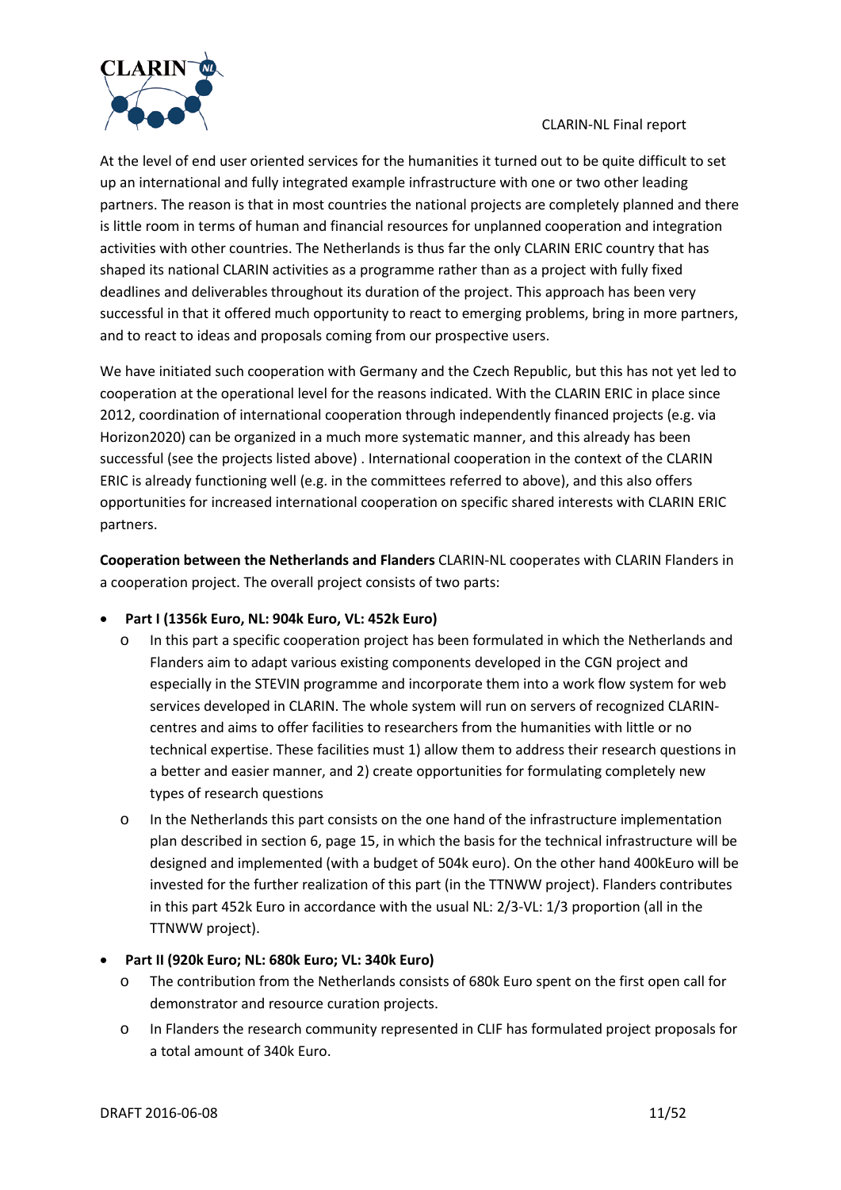At the level of end user oriented services for the humanities it turned out to be quite difficult to set up an international and fully integrated example infrastructure with one or two other leading partners. The reason is that in most countries the national projects are completely planned and there is little room in terms of human and financial resources for unplanned cooperation and integration activities with other countries. The Netherlands is thus far the only CLARIN ERIC country that has shaped its national CLARIN activities as a programme rather than as a project with fully fixed deadlines and deliverables throughout its duration of the project. This approach has been very successful in that it offered much opportunity to react to emerging problems, bring in more partners, and to react to ideas and proposals coming from our prospective users.

We have initiated such cooperation with Germany and the Czech Republic, but this has not yet led to cooperation at the operational level for the reasons indicated. With the CLARIN ERIC in place since 2012, coordination of international cooperation through independently financed projects (e.g. via Horizon2020) can be organized in a much more systematic manner, and this already has been successful (see the projects listed above) . International cooperation in the context of the CLARIN ERIC is already functioning well (e.g. in the committees referred to above), and this also offers opportunities for increased international cooperation on specific shared interests with CLARIN ERIC partners.

**Cooperation between the Netherlands and Flanders** CLARIN-NL cooperates with CLARIN Flanders in a cooperation project. The overall project consists of two parts:

- **Part I (1356k Euro, NL: 904k Euro, VL: 452k Euro)**
  - In this part a specific cooperation project has been formulated in which the Netherlands and Flanders aim to adapt various existing components developed in the CGN project and especially in the STEVIN programme and incorporate them into a work flow system for web services developed in CLARIN. The whole system will run on servers of recognized CLARIN-centres and aims to offer facilities to researchers from the humanities with little or no technical expertise. These facilities must 1) allow them to address their research questions in a better and easier manner, and 2) create opportunities for formulating completely new types of research questions
  - In the Netherlands this part consists on the one hand of the infrastructure implementation plan described in section 6, page 15, in which the basis for the technical infrastructure will be designed and implemented (with a budget of 504k euro). On the other hand 400kEuro will be invested for the further realization of this part (in the TTNWW project). Flanders contributes in this part 452k Euro in accordance with the usual NL: 2/3-VL: 1/3 proportion (all in the TTNWW project).
- **Part II (920k Euro; NL: 680k Euro; VL: 340k Euro)**
  - The contribution from the Netherlands consists of 680k Euro spent on the first open call for demonstrator and resource curation projects.
  - In Flanders the research community represented in CLIF has formulated project proposals for a total amount of 340k Euro.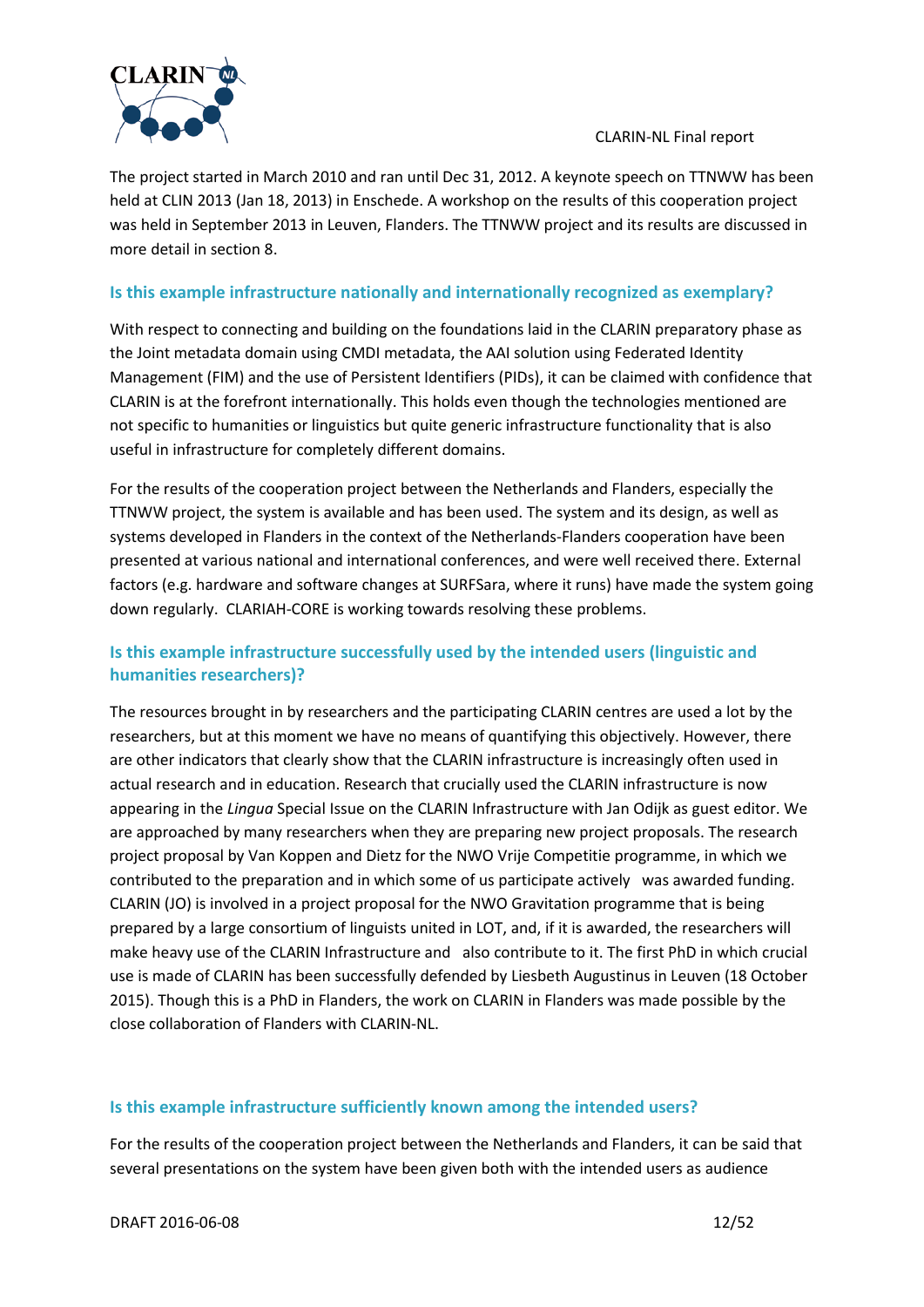The project started in March 2010 and ran until Dec 31, 2012. A keynote speech on TTNWW has been held at CLIN 2013 (Jan 18, 2013) in Enschede. A workshop on the results of this cooperation project was held in September 2013 in Leuven, Flanders. The TTNWW project and its results are discussed in more detail in section 8.

### Is this example infrastructure nationally and internationally recognized as exemplary?

With respect to connecting and building on the foundations laid in the CLARIN preparatory phase as the Joint metadata domain using CMDI metadata, the AAI solution using Federated Identity Management (FIM) and the use of Persistent Identifiers (PIDs), it can be claimed with confidence that CLARIN is at the forefront internationally. This holds even though the technologies mentioned are not specific to humanities or linguistics but quite generic infrastructure functionality that is also useful in infrastructure for completely different domains.

For the results of the cooperation project between the Netherlands and Flanders, especially the TTNWW project, the system is available and has been used. The system and its design, as well as systems developed in Flanders in the context of the Netherlands-Flanders cooperation have been presented at various national and international conferences, and were well received there. External factors (e.g. hardware and software changes at SURFSara, where it runs) have made the system going down regularly. CLARIAH-CORE is working towards resolving these problems.

### Is this example infrastructure successfully used by the intended users (linguistic and humanities researchers)?

The resources brought in by researchers and the participating CLARIN centres are used a lot by the researchers, but at this moment we have no means of quantifying this objectively. However, there are other indicators that clearly show that the CLARIN infrastructure is increasingly often used in actual research and in education. Research that crucially used the CLARIN infrastructure is now appearing in the *Lingua* Special Issue on the CLARIN Infrastructure with Jan Odijk as guest editor. We are approached by many researchers when they are preparing new project proposals. The research project proposal by Van Koppen and Dietz for the NWO Vrije Competitie programme, in which we contributed to the preparation and in which some of us participate actively was awarded funding. CLARIN (JO) is involved in a project proposal for the NWO Gravitation programme that is being prepared by a large consortium of linguists united in LOT, and, if it is awarded, the researchers will make heavy use of the CLARIN Infrastructure and also contribute to it. The first PhD in which crucial use is made of CLARIN has been successfully defended by Liesbeth Augustinus in Leuven (18 October 2015). Though this is a PhD in Flanders, the work on CLARIN in Flanders was made possible by the close collaboration of Flanders with CLARIN-NL.

### Is this example infrastructure sufficiently known among the intended users?

For the results of the cooperation project between the Netherlands and Flanders, it can be said that several presentations on the system have been given both with the intended users as audience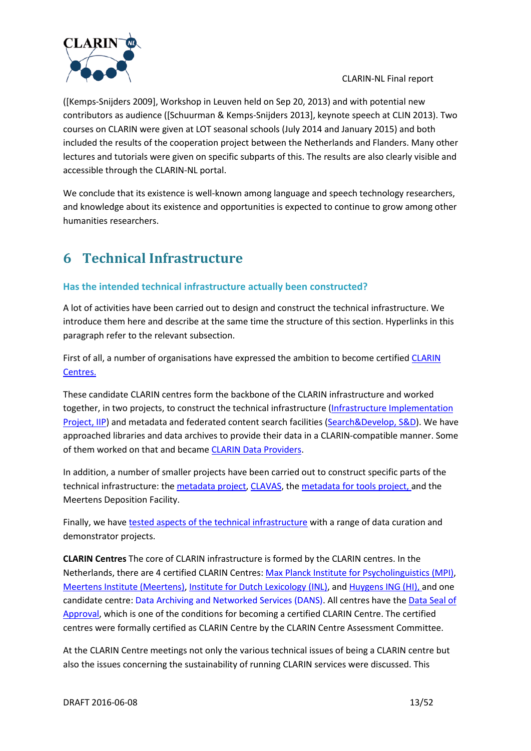([Kemps-Snijders 2009], Workshop in Leuven held on Sep 20, 2013) and with potential new contributors as audience ([Schuurman & Kemps-Snijders 2013], keynote speech at CLIN 2013). Two courses on CLARIN were given at LOT seasonal schools (July 2014 and January 2015) and both included the results of the cooperation project between the Netherlands and Flanders. Many other lectures and tutorials were given on specific subparts of this. The results are also clearly visible and accessible through the CLARIN-NL portal.

We conclude that its existence is well-known among language and speech technology researchers, and knowledge about its existence and opportunities is expected to continue to grow among other humanities researchers.

# 6 Technical Infrastructure

### Has the intended technical infrastructure actually been constructed?

A lot of activities have been carried out to design and construct the technical infrastructure. We introduce them here and describe at the same time the structure of this section. Hyperlinks in this paragraph refer to the relevant subsection.

First of all, a number of organisations have expressed the ambition to become certified CLARIN Centres.

These candidate CLARIN centres form the backbone of the CLARIN infrastructure and worked together, in two projects, to construct the technical infrastructure (Infrastructure Implementation Project, IIP) and metadata and federated content search facilities (Search&Develop, S&D). We have approached libraries and data archives to provide their data in a CLARIN-compatible manner. Some of them worked on that and became CLARIN Data Providers.

In addition, a number of smaller projects have been carried out to construct specific parts of the technical infrastructure: the metadata project, CLAVAS, the metadata for tools project, and the Meertens Deposition Facility.

Finally, we have tested aspects of the technical infrastructure with a range of data curation and demonstrator projects.

**CLARIN Centres** The core of CLARIN infrastructure is formed by the CLARIN centres. In the Netherlands, there are 4 certified CLARIN Centres: Max Planck Institute for Psycholinguistics (MPI), Meertens Institute (Meertens), Institute for Dutch Lexicology (INL), and Huygens ING (HI), and one candidate centre: Data Archiving and Networked Services (DANS). All centres have the Data Seal of Approval, which is one of the conditions for becoming a certified CLARIN Centre. The certified centres were formally certified as CLARIN Centre by the CLARIN Centre Assessment Committee.

At the CLARIN Centre meetings not only the various technical issues of being a CLARIN centre but also the issues concerning the sustainability of running CLARIN services were discussed. This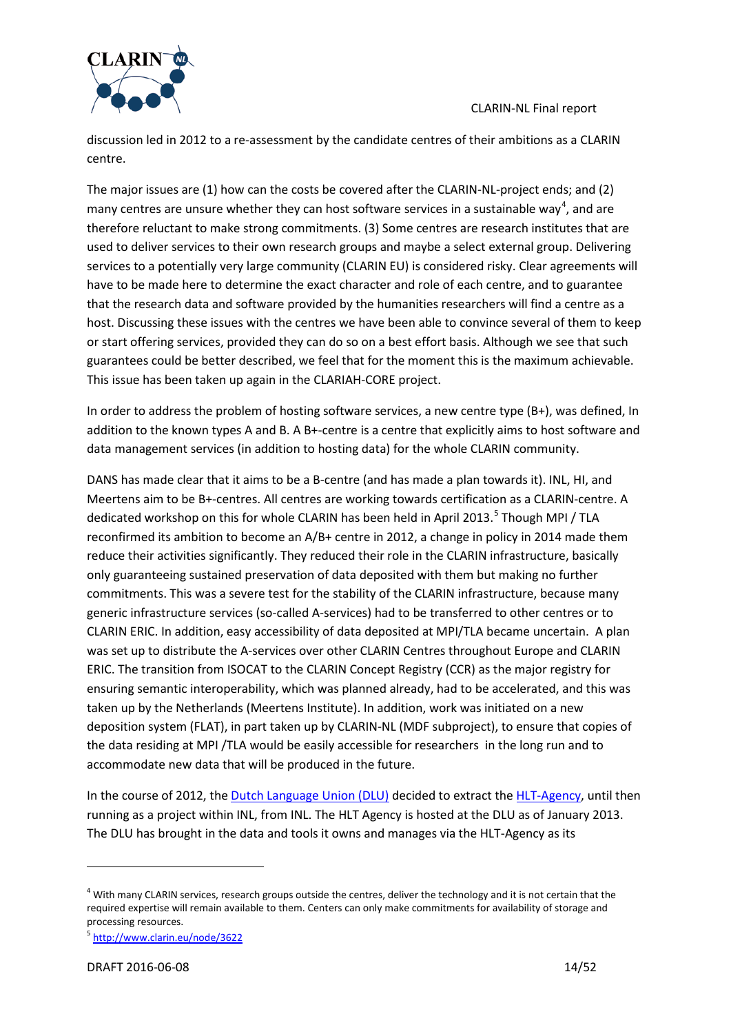discussion led in 2012 to a re-assessment by the candidate centres of their ambitions as a CLARIN centre.

The major issues are (1) how can the costs be covered after the CLARIN-NL-project ends; and (2) many centres are unsure whether they can host software services in a sustainable way[4], and are therefore reluctant to make strong commitments. (3) Some centres are research institutes that are used to deliver services to their own research groups and maybe a select external group. Delivering services to a potentially very large community (CLARIN EU) is considered risky. Clear agreements will have to be made here to determine the exact character and role of each centre, and to guarantee that the research data and software provided by the humanities researchers will find a centre as a host. Discussing these issues with the centres we have been able to convince several of them to keep or start offering services, provided they can do so on a best effort basis. Although we see that such guarantees could be better described, we feel that for the moment this is the maximum achievable. This issue has been taken up again in the CLARIAH-CORE project.

In order to address the problem of hosting software services, a new centre type (B+), was defined, In addition to the known types A and B. A B+-centre is a centre that explicitly aims to host software and data management services (in addition to hosting data) for the whole CLARIN community.

DANS has made clear that it aims to be a B-centre (and has made a plan towards it). INL, HI, and Meertens aim to be B+-centres. All centres are working towards certification as a CLARIN-centre. A dedicated workshop on this for whole CLARIN has been held in April 2013.[5] Though MPI / TLA reconfirmed its ambition to become an A/B+ centre in 2012, a change in policy in 2014 made them reduce their activities significantly. They reduced their role in the CLARIN infrastructure, basically only guaranteeing sustained preservation of data deposited with them but making no further commitments. This was a severe test for the stability of the CLARIN infrastructure, because many generic infrastructure services (so-called A-services) had to be transferred to other centres or to CLARIN ERIC. In addition, easy accessibility of data deposited at MPI/TLA became uncertain. A plan was set up to distribute the A-services over other CLARIN Centres throughout Europe and CLARIN ERIC. The transition from ISOCAT to the CLARIN Concept Registry (CCR) as the major registry for ensuring semantic interoperability, which was planned already, had to be accelerated, and this was taken up by the Netherlands (Meertens Institute). In addition, work was initiated on a new deposition system (FLAT), in part taken up by CLARIN-NL (MDF subproject), to ensure that copies of the data residing at MPI /TLA would be easily accessible for researchers in the long run and to accommodate new data that will be produced in the future.

In the course of 2012, the [Dutch Language Union (DLU)](#) decided to extract the [HLT-Agency](#), until then running as a project within INL, from INL. The HLT Agency is hosted at the DLU as of January 2013. The DLU has brought in the data and tools it owns and manages via the HLT-Agency as its

---

[4] With many CLARIN services, research groups outside the centres, deliver the technology and it is not certain that the required expertise will remain available to them. Centers can only make commitments for availability of storage and processing resources.

[5] http://www.clarin.eu/node/3622

DRAFT 2016-06-08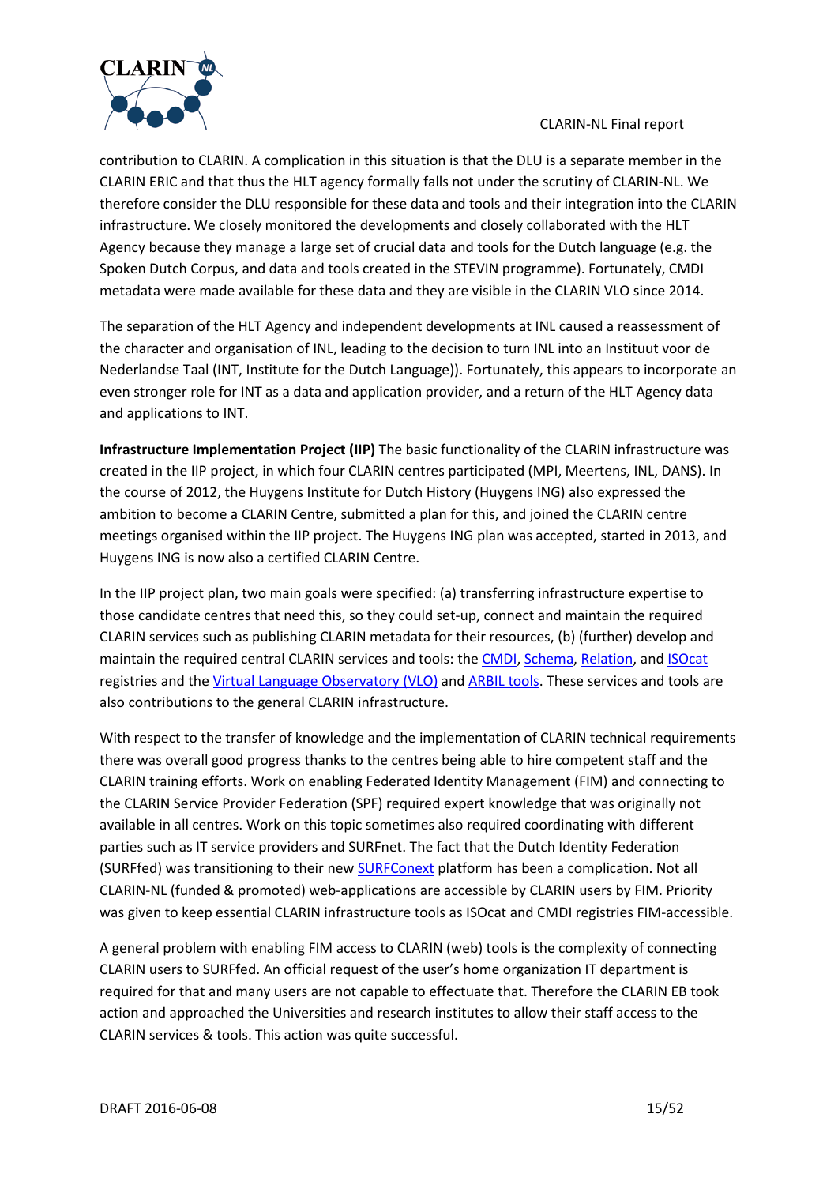contribution to CLARIN. A complication in this situation is that the DLU is a separate member in the CLARIN ERIC and that thus the HLT agency formally falls not under the scrutiny of CLARIN-NL. We therefore consider the DLU responsible for these data and tools and their integration into the CLARIN infrastructure. We closely monitored the developments and closely collaborated with the HLT Agency because they manage a large set of crucial data and tools for the Dutch language (e.g. the Spoken Dutch Corpus, and data and tools created in the STEVIN programme). Fortunately, CMDI metadata were made available for these data and they are visible in the CLARIN VLO since 2014.

The separation of the HLT Agency and independent developments at INL caused a reassessment of the character and organisation of INL, leading to the decision to turn INL into an Instituut voor de Nederlandse Taal (INT, Institute for the Dutch Language)). Fortunately, this appears to incorporate an even stronger role for INT as a data and application provider, and a return of the HLT Agency data and applications to INT.

**Infrastructure Implementation Project (IIP)** The basic functionality of the CLARIN infrastructure was created in the IIP project, in which four CLARIN centres participated (MPI, Meertens, INL, DANS). In the course of 2012, the Huygens Institute for Dutch History (Huygens ING) also expressed the ambition to become a CLARIN Centre, submitted a plan for this, and joined the CLARIN centre meetings organised within the IIP project. The Huygens ING plan was accepted, started in 2013, and Huygens ING is now also a certified CLARIN Centre.

In the IIP project plan, two main goals were specified: (a) transferring infrastructure expertise to those candidate centres that need this, so they could set-up, connect and maintain the required CLARIN services such as publishing CLARIN metadata for their resources, (b) (further) develop and maintain the required central CLARIN services and tools: the CMDI, Schema, Relation, and ISOcat registries and the Virtual Language Observatory (VLO) and ARBIL tools. These services and tools are also contributions to the general CLARIN infrastructure.

With respect to the transfer of knowledge and the implementation of CLARIN technical requirements there was overall good progress thanks to the centres being able to hire competent staff and the CLARIN training efforts. Work on enabling Federated Identity Management (FIM) and connecting to the CLARIN Service Provider Federation (SPF) required expert knowledge that was originally not available in all centres. Work on this topic sometimes also required coordinating with different parties such as IT service providers and SURFnet. The fact that the Dutch Identity Federation (SURFfed) was transitioning to their new SURFconext platform has been a complication. Not all CLARIN-NL (funded & promoted) web-applications are accessible by CLARIN users by FIM. Priority was given to keep essential CLARIN infrastructure tools as ISOcat and CMDI registries FIM-accessible.

A general problem with enabling FIM access to CLARIN (web) tools is the complexity of connecting CLARIN users to SURFfed. An official request of the user's home organization IT department is required for that and many users are not capable to effectuate that. Therefore the CLARIN EB took action and approached the Universities and research institutes to allow their staff access to the CLARIN services & tools. This action was quite successful.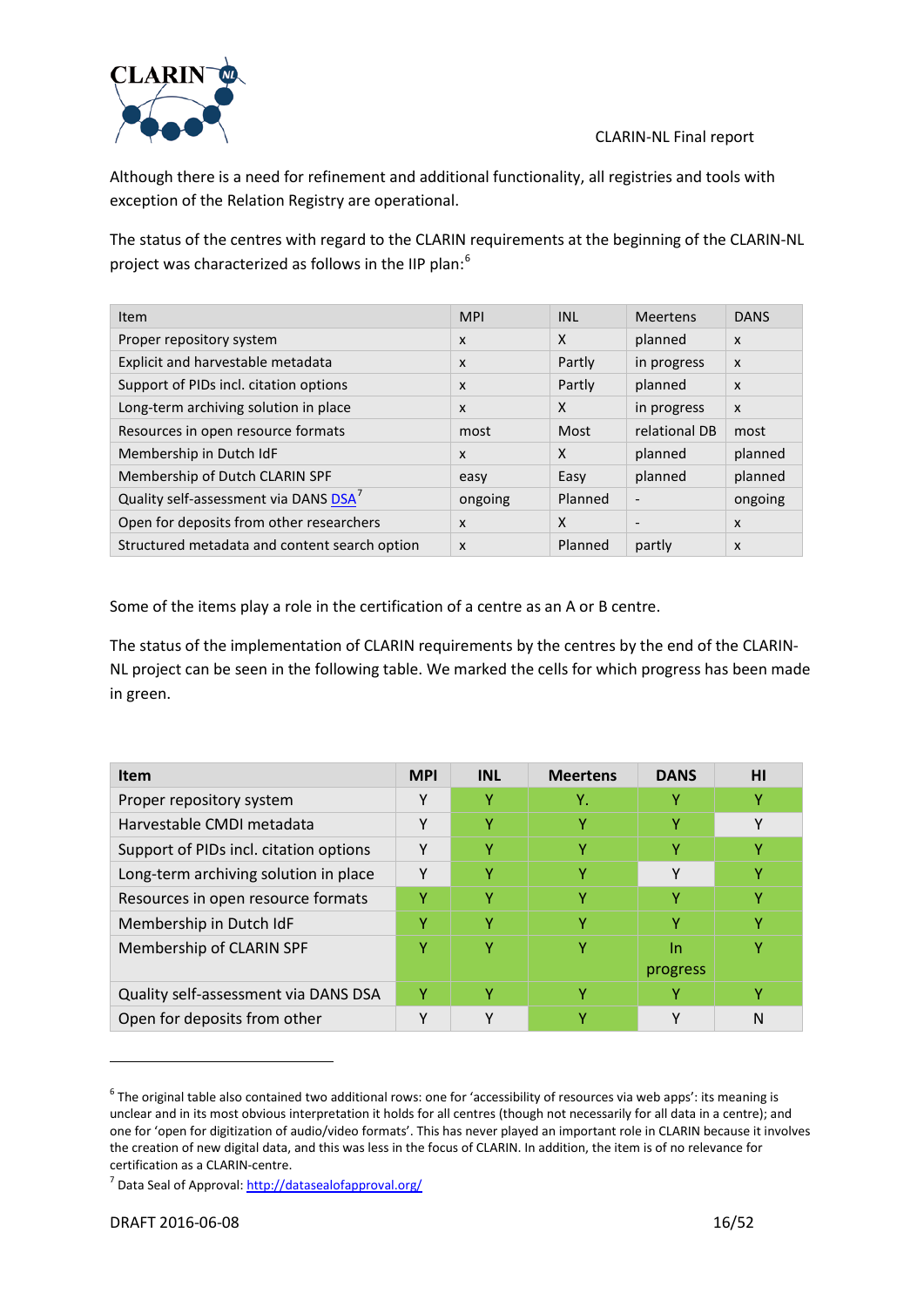Although there is a need for refinement and additional functionality, all registries and tools with exception of the Relation Registry are operational.

The status of the centres with regard to the CLARIN requirements at the beginning of the CLARIN-NL project was characterized as follows in the IIP plan:[6]

| Item | MPI | INL | Meertens | DANS |
|---|---|---|---|---|
| Proper repository system | x | X | planned | x |
| Explicit and harvestable metadata | x | Partly | in progress | x |
| Support of PIDs incl. citation options | x | Partly | planned | x |
| Long-term archiving solution in place | x | X | in progress | x |
| Resources in open resource formats | most | Most | relational DB | most |
| Membership in Dutch IdF | x | X | planned | planned |
| Membership of Dutch CLARIN SPF | easy | Easy | planned | planned |
| Quality self-assessment via DANS DSA[7] | ongoing | Planned | - | ongoing |
| Open for deposits from other researchers | x | X | - | x |
| Structured metadata and content search option | x | Planned | partly | x |

Some of the items play a role in the certification of a centre as an A or B centre.

The status of the implementation of CLARIN requirements by the centres by the end of the CLARIN-NL project can be seen in the following table. We marked the cells for which progress has been made in green.

| Item | MPI | INL | Meertens | DANS | HI |
|---|---|---|---|---|---|
| Proper repository system | Y | Y | Y. | Y | Y |
| Harvestable CMDI metadata | Y | Y | Y | Y | Y |
| Support of PIDs incl. citation options | Y | Y | Y | Y | Y |
| Long-term archiving solution in place | Y | Y | Y | Y | Y |
| Resources in open resource formats | Y | Y | Y | Y | Y |
| Membership in Dutch IdF | Y | Y | Y | Y | Y |
| Membership of CLARIN SPF | Y | Y | Y | In progress | Y |
| Quality self-assessment via DANS DSA | Y | Y | Y | Y | Y |
| Open for deposits from other | Y | Y | Y | Y | N |

[6] The original table also contained two additional rows: one for 'accessibility of resources via web apps': its meaning is unclear and in its most obvious interpretation it holds for all centres (though not necessarily for all data in a centre); and one for 'open for digitization of audio/video formats'. This has never played an important role in CLARIN because it involves the creation of new digital data, and this was less in the focus of CLARIN. In addition, the item is of no relevance for certification as a CLARIN-centre.

[7] Data Seal of Approval: http://datasealofapproval.org/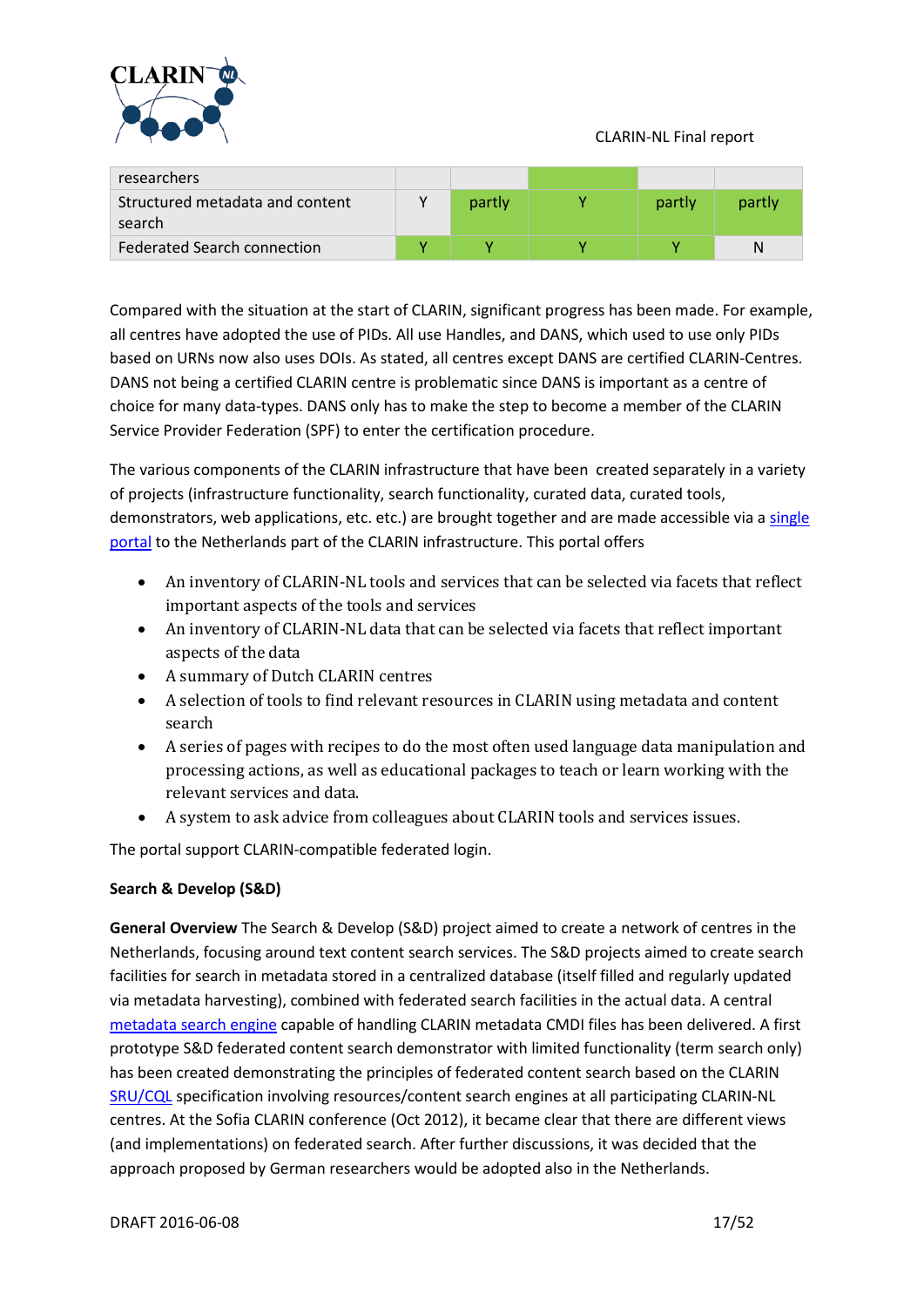| researchers | | | | | |
|---|---|---|---|---|---|
| Structured metadata and content search | Y | partly | Y | partly | partly |
| Federated Search connection | Y | Y | Y | Y | N |

Compared with the situation at the start of CLARIN, significant progress has been made. For example, all centres have adopted the use of PIDs. All use Handles, and DANS, which used to use only PIDs based on URNs now also uses DOIs. As stated, all centres except DANS are certified CLARIN-Centres. DANS not being a certified CLARIN centre is problematic since DANS is important as a centre of choice for many data-types. DANS only has to make the step to become a member of the CLARIN Service Provider Federation (SPF) to enter the certification procedure.

The various components of the CLARIN infrastructure that have been created separately in a variety of projects (infrastructure functionality, search functionality, curated data, curated tools, demonstrators, web applications, etc. etc.) are brought together and are made accessible via a single portal to the Netherlands part of the CLARIN infrastructure. This portal offers

- An inventory of CLARIN-NL tools and services that can be selected via facets that reflect important aspects of the tools and services
- An inventory of CLARIN-NL data that can be selected via facets that reflect important aspects of the data
- A summary of Dutch CLARIN centres
- A selection of tools to find relevant resources in CLARIN using metadata and content search
- A series of pages with recipes to do the most often used language data manipulation and processing actions, as well as educational packages to teach or learn working with the relevant services and data.
- A system to ask advice from colleagues about CLARIN tools and services issues.

The portal support CLARIN-compatible federated login.

**Search & Develop (S&D)**

**General Overview** The Search & Develop (S&D) project aimed to create a network of centres in the Netherlands, focusing around text content search services. The S&D projects aimed to create search facilities for search in metadata stored in a centralized database (itself filled and regularly updated via metadata harvesting), combined with federated search facilities in the actual data. A central metadata search engine capable of handling CLARIN metadata CMDI files has been delivered. A first prototype S&D federated content search demonstrator with limited functionality (term search only) has been created demonstrating the principles of federated content search based on the CLARIN SRU/CQL specification involving resources/content search engines at all participating CLARIN-NL centres. At the Sofia CLARIN conference (Oct 2012), it became clear that there are different views (and implementations) on federated search. After further discussions, it was decided that the approach proposed by German researchers would be adopted also in the Netherlands.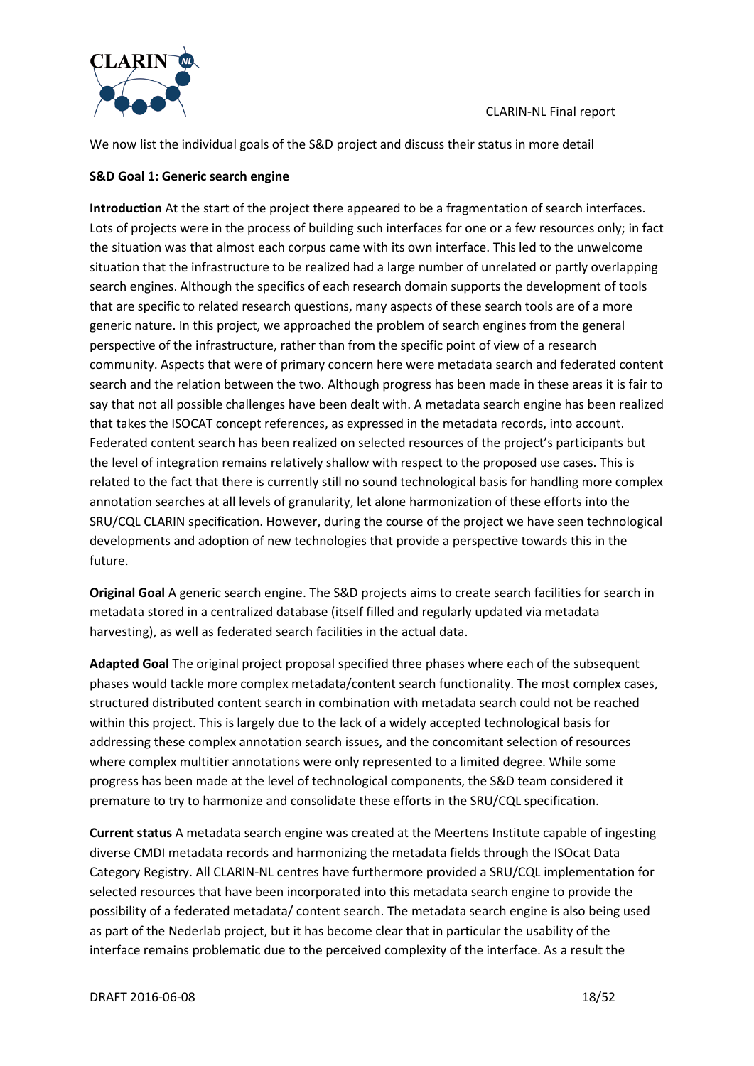We now list the individual goals of the S&D project and discuss their status in more detail

**S&D Goal 1: Generic search engine**

**Introduction** At the start of the project there appeared to be a fragmentation of search interfaces. Lots of projects were in the process of building such interfaces for one or a few resources only; in fact the situation was that almost each corpus came with its own interface. This led to the unwelcome situation that the infrastructure to be realized had a large number of unrelated or partly overlapping search engines. Although the specifics of each research domain supports the development of tools that are specific to related research questions, many aspects of these search tools are of a more generic nature. In this project, we approached the problem of search engines from the general perspective of the infrastructure, rather than from the specific point of view of a research community. Aspects that were of primary concern here were metadata search and federated content search and the relation between the two. Although progress has been made in these areas it is fair to say that not all possible challenges have been dealt with. A metadata search engine has been realized that takes the ISOCAT concept references, as expressed in the metadata records, into account. Federated content search has been realized on selected resources of the project's participants but the level of integration remains relatively shallow with respect to the proposed use cases. This is related to the fact that there is currently still no sound technological basis for handling more complex annotation searches at all levels of granularity, let alone harmonization of these efforts into the SRU/CQL CLARIN specification. However, during the course of the project we have seen technological developments and adoption of new technologies that provide a perspective towards this in the future.

**Original Goal** A generic search engine. The S&D projects aims to create search facilities for search in metadata stored in a centralized database (itself filled and regularly updated via metadata harvesting), as well as federated search facilities in the actual data.

**Adapted Goal** The original project proposal specified three phases where each of the subsequent phases would tackle more complex metadata/content search functionality. The most complex cases, structured distributed content search in combination with metadata search could not be reached within this project. This is largely due to the lack of a widely accepted technological basis for addressing these complex annotation search issues, and the concomitant selection of resources where complex multitier annotations were only represented to a limited degree. While some progress has been made at the level of technological components, the S&D team considered it premature to try to harmonize and consolidate these efforts in the SRU/CQL specification.

**Current status** A metadata search engine was created at the Meertens Institute capable of ingesting diverse CMDI metadata records and harmonizing the metadata fields through the ISOcat Data Category Registry. All CLARIN-NL centres have furthermore provided a SRU/CQL implementation for selected resources that have been incorporated into this metadata search engine to provide the possibility of a federated metadata/ content search. The metadata search engine is also being used as part of the Nederlab project, but it has become clear that in particular the usability of the interface remains problematic due to the perceived complexity of the interface. As a result the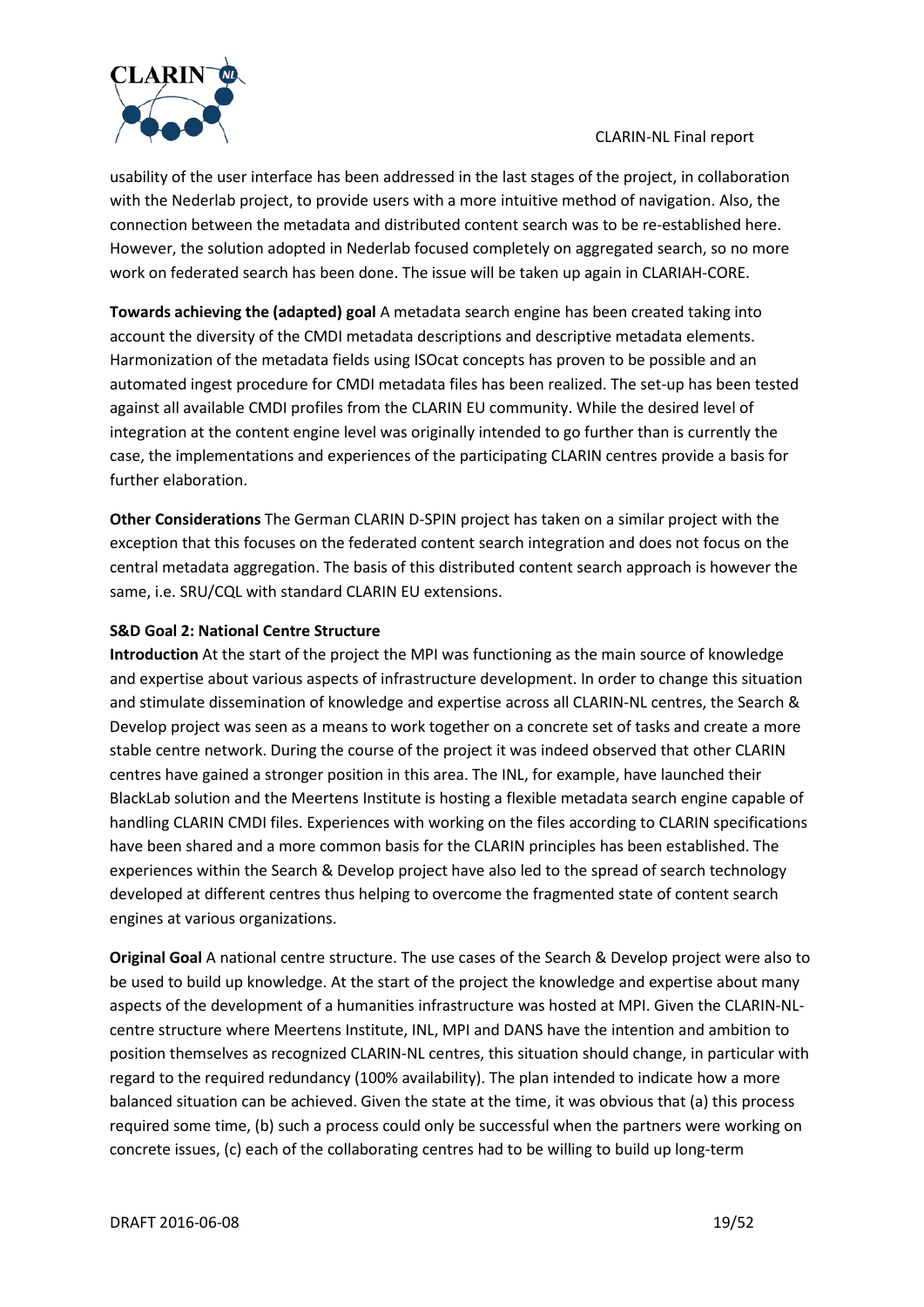usability of the user interface has been addressed in the last stages of the project, in collaboration with the Nederlab project, to provide users with a more intuitive method of navigation. Also, the connection between the metadata and distributed content search was to be re-established here. However, the solution adopted in Nederlab focused completely on aggregated search, so no more work on federated search has been done. The issue will be taken up again in CLARIAH-CORE.

**Towards achieving the (adapted) goal** A metadata search engine has been created taking into account the diversity of the CMDI metadata descriptions and descriptive metadata elements. Harmonization of the metadata fields using ISOcat concepts has proven to be possible and an automated ingest procedure for CMDI metadata files has been realized. The set-up has been tested against all available CMDI profiles from the CLARIN EU community. While the desired level of integration at the content engine level was originally intended to go further than is currently the case, the implementations and experiences of the participating CLARIN centres provide a basis for further elaboration.

**Other Considerations** The German CLARIN D-SPIN project has taken on a similar project with the exception that this focuses on the federated content search integration and does not focus on the central metadata aggregation. The basis of this distributed content search approach is however the same, i.e. SRU/CQL with standard CLARIN EU extensions.

**S&D Goal 2: National Centre Structure**

**Introduction** At the start of the project the MPI was functioning as the main source of knowledge and expertise about various aspects of infrastructure development. In order to change this situation and stimulate dissemination of knowledge and expertise across all CLARIN-NL centres, the Search & Develop project was seen as a means to work together on a concrete set of tasks and create a more stable centre network. During the course of the project it was indeed observed that other CLARIN centres have gained a stronger position in this area. The INL, for example, have launched their BlackLab solution and the Meertens Institute is hosting a flexible metadata search engine capable of handling CLARIN CMDI files. Experiences with working on the files according to CLARIN specifications have been shared and a more common basis for the CLARIN principles has been established. The experiences within the Search & Develop project have also led to the spread of search technology developed at different centres thus helping to overcome the fragmented state of content search engines at various organizations.

**Original Goal** A national centre structure. The use cases of the Search & Develop project were also to be used to build up knowledge. At the start of the project the knowledge and expertise about many aspects of the development of a humanities infrastructure was hosted at MPI. Given the CLARIN-NL-centre structure where Meertens Institute, INL, MPI and DANS have the intention and ambition to position themselves as recognized CLARIN-NL centres, this situation should change, in particular with regard to the required redundancy (100% availability). The plan intended to indicate how a more balanced situation can be achieved. Given the state at the time, it was obvious that (a) this process required some time, (b) such a process could only be successful when the partners were working on concrete issues, (c) each of the collaborating centres had to be willing to build up long-term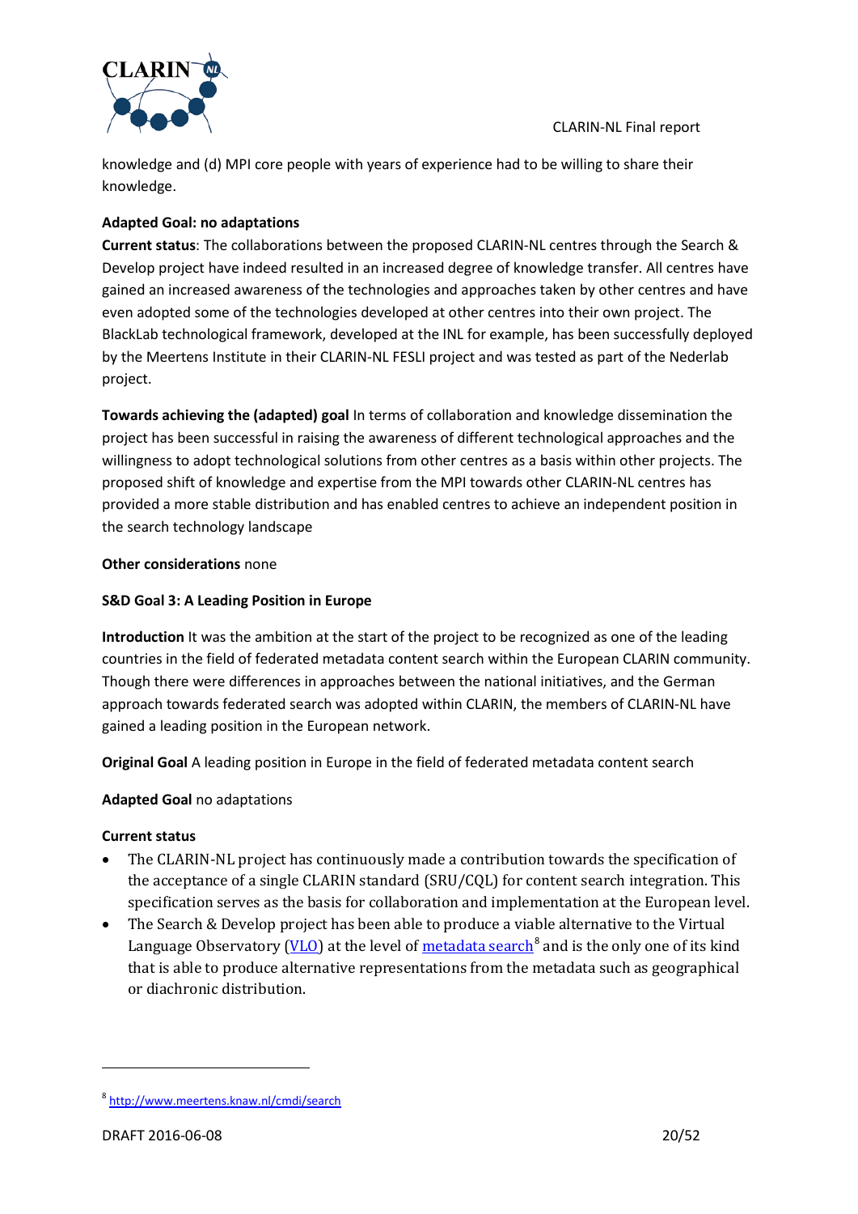knowledge and (d) MPI core people with years of experience had to be willing to share their knowledge.

**Adapted Goal: no adaptations**

**Current status**: The collaborations between the proposed CLARIN-NL centres through the Search & Develop project have indeed resulted in an increased degree of knowledge transfer. All centres have gained an increased awareness of the technologies and approaches taken by other centres and have even adopted some of the technologies developed at other centres into their own project. The BlackLab technological framework, developed at the INL for example, has been successfully deployed by the Meertens Institute in their CLARIN-NL FESLI project and was tested as part of the Nederlab project.

**Towards achieving the (adapted) goal** In terms of collaboration and knowledge dissemination the project has been successful in raising the awareness of different technological approaches and the willingness to adopt technological solutions from other centres as a basis within other projects. The proposed shift of knowledge and expertise from the MPI towards other CLARIN-NL centres has provided a more stable distribution and has enabled centres to achieve an independent position in the search technology landscape

**Other considerations** none

**S&D Goal 3: A Leading Position in Europe**

**Introduction** It was the ambition at the start of the project to be recognized as one of the leading countries in the field of federated metadata content search within the European CLARIN community. Though there were differences in approaches between the national initiatives, and the German approach towards federated search was adopted within CLARIN, the members of CLARIN-NL have gained a leading position in the European network.

**Original Goal** A leading position in Europe in the field of federated metadata content search

**Adapted Goal** no adaptations

**Current status**

- The CLARIN-NL project has continuously made a contribution towards the specification of the acceptance of a single CLARIN standard (SRU/CQL) for content search integration. This specification serves as the basis for collaboration and implementation at the European level.
- The Search & Develop project has been able to produce a viable alternative to the Virtual Language Observatory (VLO) at the level of metadata search[8] and is the only one of its kind that is able to produce alternative representations from the metadata such as geographical or diachronic distribution.

[8] http://www.meertens.knaw.nl/cmdi/search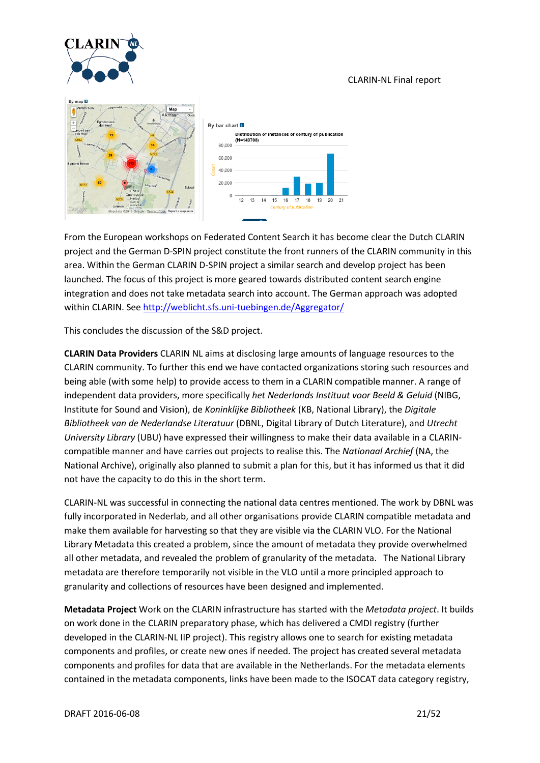From the European workshops on Federated Content Search it has become clear the Dutch CLARIN project and the German D-SPIN project constitute the front runners of the CLARIN community in this area. Within the German CLARIN D-SPIN project a similar search and develop project has been launched. The focus of this project is more geared towards distributed content search engine integration and does not take metadata search into account. The German approach was adopted within CLARIN. See http://weblicht.sfs.uni-tuebingen.de/Aggregator/

This concludes the discussion of the S&D project.

**CLARIN Data Providers** CLARIN NL aims at disclosing large amounts of language resources to the CLARIN community. To further this end we have contacted organizations storing such resources and being able (with some help) to provide access to them in a CLARIN compatible manner. A range of independent data providers, more specifically *het Nederlands Instituut voor Beeld & Geluid* (NIBG, Institute for Sound and Vision), de *Koninklijke Bibliotheek* (KB, National Library), the *Digitale Bibliotheek van de Nederlandse Literatuur* (DBNL, Digital Library of Dutch Literature), and *Utrecht University Library* (UBU) have expressed their willingness to make their data available in a CLARIN-compatible manner and have carries out projects to realise this. The *Nationaal Archief* (NA, the National Archive), originally also planned to submit a plan for this, but it has informed us that it did not have the capacity to do this in the short term.

CLARIN-NL was successful in connecting the national data centres mentioned. The work by DBNL was fully incorporated in Nederlab, and all other organisations provide CLARIN compatible metadata and make them available for harvesting so that they are visible via the CLARIN VLO. For the National Library Metadata this created a problem, since the amount of metadata they provide overwhelmed all other metadata, and revealed the problem of granularity of the metadata. The National Library metadata are therefore temporarily not visible in the VLO until a more principled approach to granularity and collections of resources have been designed and implemented.

**Metadata Project** Work on the CLARIN infrastructure has started with the *Metadata project*. It builds on work done in the CLARIN preparatory phase, which has delivered a CMDI registry (further developed in the CLARIN-NL IIP project). This registry allows one to search for existing metadata components and profiles, or create new ones if needed. The project has created several metadata components and profiles for data that are available in the Netherlands. For the metadata elements contained in the metadata components, links have been made to the ISOCAT data category registry,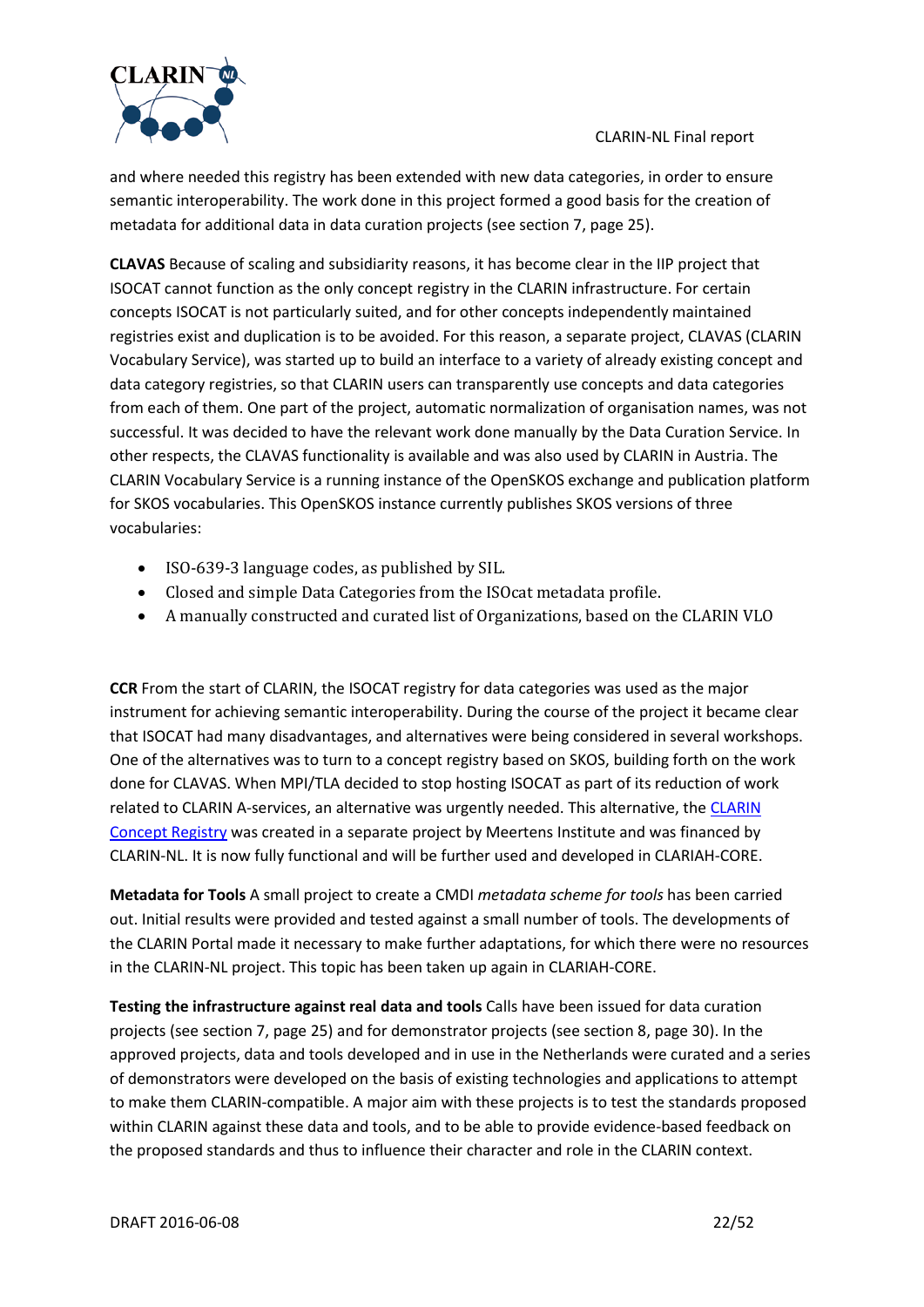and where needed this registry has been extended with new data categories, in order to ensure semantic interoperability. The work done in this project formed a good basis for the creation of metadata for additional data in data curation projects (see section 7, page 25).

**CLAVAS** Because of scaling and subsidiarity reasons, it has become clear in the IIP project that ISOCAT cannot function as the only concept registry in the CLARIN infrastructure. For certain concepts ISOCAT is not particularly suited, and for other concepts independently maintained registries exist and duplication is to be avoided. For this reason, a separate project, CLAVAS (CLARIN Vocabulary Service), was started up to build an interface to a variety of already existing concept and data category registries, so that CLARIN users can transparently use concepts and data categories from each of them. One part of the project, automatic normalization of organisation names, was not successful. It was decided to have the relevant work done manually by the Data Curation Service. In other respects, the CLAVAS functionality is available and was also used by CLARIN in Austria. The CLARIN Vocabulary Service is a running instance of the OpenSKOS exchange and publication platform for SKOS vocabularies. This OpenSKOS instance currently publishes SKOS versions of three vocabularies:

- ISO-639-3 language codes, as published by SIL.
- Closed and simple Data Categories from the ISOcat metadata profile.
- A manually constructed and curated list of Organizations, based on the CLARIN VLO

**CCR** From the start of CLARIN, the ISOCAT registry for data categories was used as the major instrument for achieving semantic interoperability. During the course of the project it became clear that ISOCAT had many disadvantages, and alternatives were being considered in several workshops. One of the alternatives was to turn to a concept registry based on SKOS, building forth on the work done for CLAVAS. When MPI/TLA decided to stop hosting ISOCAT as part of its reduction of work related to CLARIN A-services, an alternative was urgently needed. This alternative, the CLARIN Concept Registry was created in a separate project by Meertens Institute and was financed by CLARIN-NL. It is now fully functional and will be further used and developed in CLARIAH-CORE.

**Metadata for Tools** A small project to create a CMDI *metadata scheme for tools* has been carried out. Initial results were provided and tested against a small number of tools. The developments of the CLARIN Portal made it necessary to make further adaptations, for which there were no resources in the CLARIN-NL project. This topic has been taken up again in CLARIAH-CORE.

**Testing the infrastructure against real data and tools** Calls have been issued for data curation projects (see section 7, page 25) and for demonstrator projects (see section 8, page 30). In the approved projects, data and tools developed and in use in the Netherlands were curated and a series of demonstrators were developed on the basis of existing technologies and applications to attempt to make them CLARIN-compatible. A major aim with these projects is to test the standards proposed within CLARIN against these data and tools, and to be able to provide evidence-based feedback on the proposed standards and thus to influence their character and role in the CLARIN context.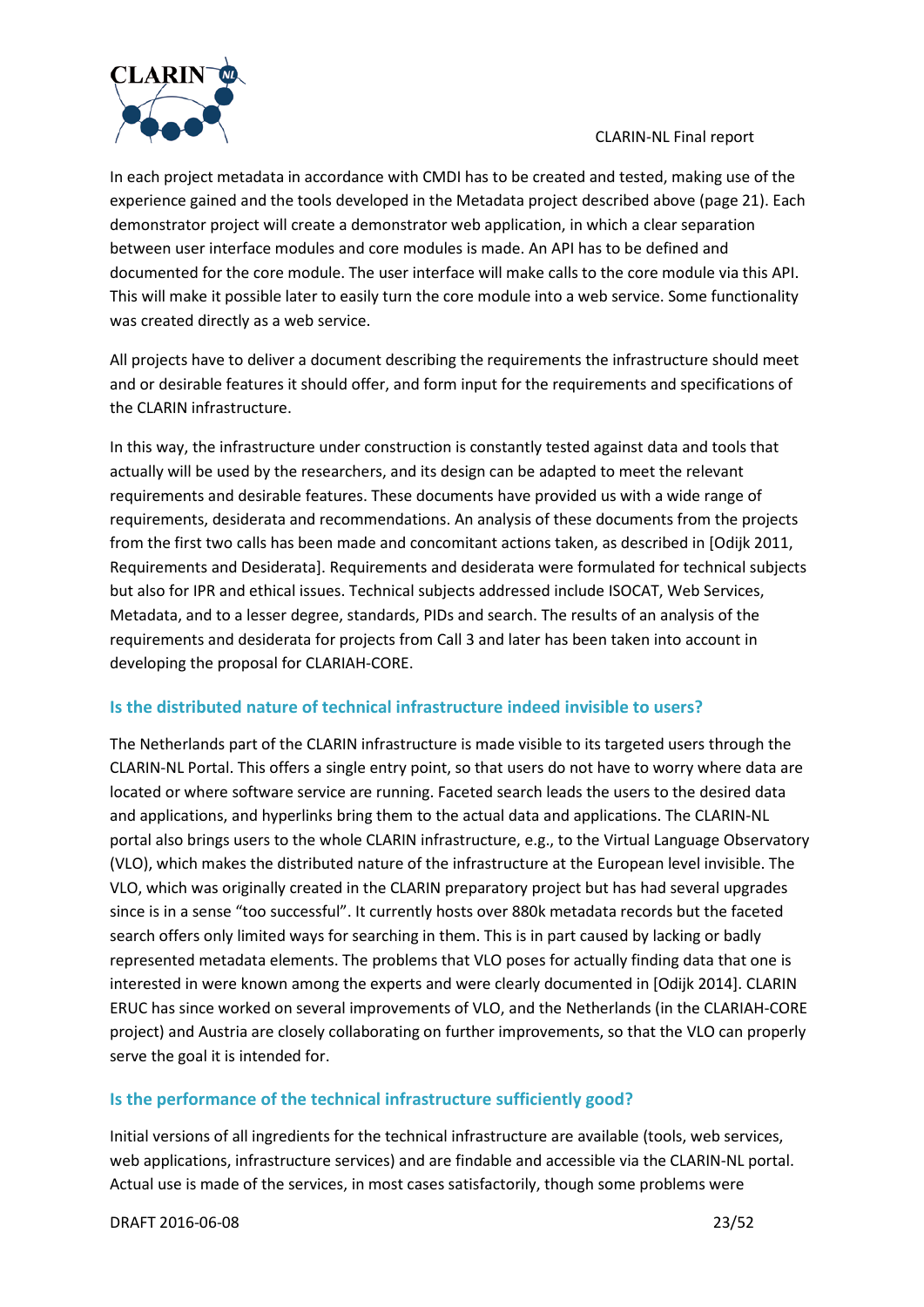In each project metadata in accordance with CMDI has to be created and tested, making use of the experience gained and the tools developed in the Metadata project described above (page 21). Each demonstrator project will create a demonstrator web application, in which a clear separation between user interface modules and core modules is made. An API has to be defined and documented for the core module. The user interface will make calls to the core module via this API. This will make it possible later to easily turn the core module into a web service. Some functionality was created directly as a web service.

All projects have to deliver a document describing the requirements the infrastructure should meet and or desirable features it should offer, and form input for the requirements and specifications of the CLARIN infrastructure.

In this way, the infrastructure under construction is constantly tested against data and tools that actually will be used by the researchers, and its design can be adapted to meet the relevant requirements and desirable features. These documents have provided us with a wide range of requirements, desiderata and recommendations. An analysis of these documents from the projects from the first two calls has been made and concomitant actions taken, as described in [Odijk 2011, Requirements and Desiderata]. Requirements and desiderata were formulated for technical subjects but also for IPR and ethical issues. Technical subjects addressed include ISOCAT, Web Services, Metadata, and to a lesser degree, standards, PIDs and search. The results of an analysis of the requirements and desiderata for projects from Call 3 and later has been taken into account in developing the proposal for CLARIAH-CORE.

### Is the distributed nature of technical infrastructure indeed invisible to users?

The Netherlands part of the CLARIN infrastructure is made visible to its targeted users through the CLARIN-NL Portal. This offers a single entry point, so that users do not have to worry where data are located or where software service are running. Faceted search leads the users to the desired data and applications, and hyperlinks bring them to the actual data and applications. The CLARIN-NL portal also brings users to the whole CLARIN infrastructure, e.g., to the Virtual Language Observatory (VLO), which makes the distributed nature of the infrastructure at the European level invisible. The VLO, which was originally created in the CLARIN preparatory project but has had several upgrades since is in a sense "too successful". It currently hosts over 880k metadata records but the faceted search offers only limited ways for searching in them. This is in part caused by lacking or badly represented metadata elements. The problems that VLO poses for actually finding data that one is interested in were known among the experts and were clearly documented in [Odijk 2014]. CLARIN ERUC has since worked on several improvements of VLO, and the Netherlands (in the CLARIAH-CORE project) and Austria are closely collaborating on further improvements, so that the VLO can properly serve the goal it is intended for.

### Is the performance of the technical infrastructure sufficiently good?

Initial versions of all ingredients for the technical infrastructure are available (tools, web services, web applications, infrastructure services) and are findable and accessible via the CLARIN-NL portal. Actual use is made of the services, in most cases satisfactorily, though some problems were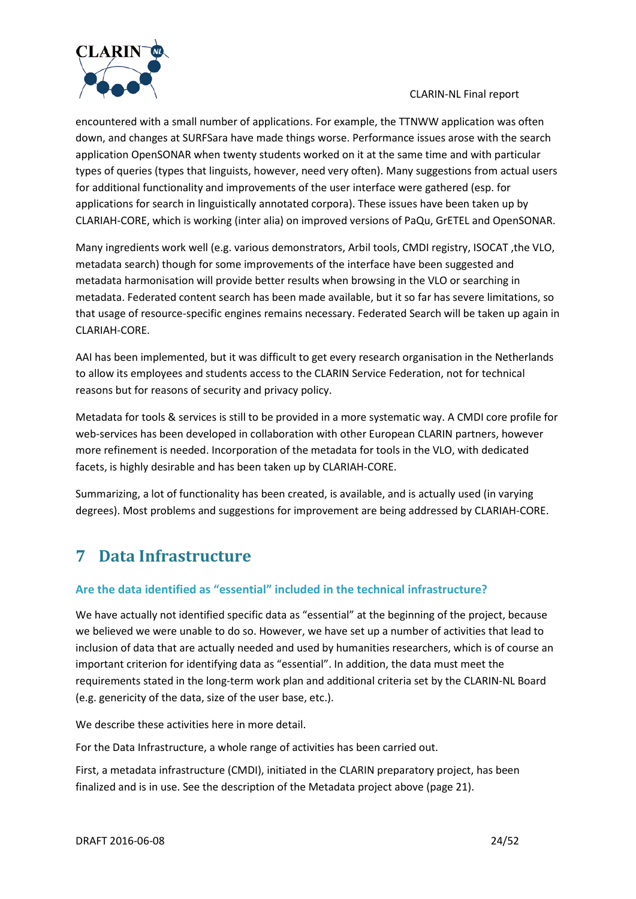encountered with a small number of applications. For example, the TTNWW application was often down, and changes at SURFSara have made things worse. Performance issues arose with the search application OpenSONAR when twenty students worked on it at the same time and with particular types of queries (types that linguists, however, need very often). Many suggestions from actual users for additional functionality and improvements of the user interface were gathered (esp. for applications for search in linguistically annotated corpora). These issues have been taken up by CLARIAH-CORE, which is working (inter alia) on improved versions of PaQu, GrETEL and OpenSONAR.

Many ingredients work well (e.g. various demonstrators, Arbil tools, CMDI registry, ISOCAT ,the VLO, metadata search) though for some improvements of the interface have been suggested and metadata harmonisation will provide better results when browsing in the VLO or searching in metadata. Federated content search has been made available, but it so far has severe limitations, so that usage of resource-specific engines remains necessary. Federated Search will be taken up again in CLARIAH-CORE.

AAI has been implemented, but it was difficult to get every research organisation in the Netherlands to allow its employees and students access to the CLARIN Service Federation, not for technical reasons but for reasons of security and privacy policy.

Metadata for tools & services is still to be provided in a more systematic way. A CMDI core profile for web-services has been developed in collaboration with other European CLARIN partners, however more refinement is needed. Incorporation of the metadata for tools in the VLO, with dedicated facets, is highly desirable and has been taken up by CLARIAH-CORE.

Summarizing, a lot of functionality has been created, is available, and is actually used (in varying degrees). Most problems and suggestions for improvement are being addressed by CLARIAH-CORE.

# 7 Data Infrastructure

### Are the data identified as “essential” included in the technical infrastructure?

We have actually not identified specific data as “essential” at the beginning of the project, because we believed we were unable to do so. However, we have set up a number of activities that lead to inclusion of data that are actually needed and used by humanities researchers, which is of course an important criterion for identifying data as “essential”. In addition, the data must meet the requirements stated in the long-term work plan and additional criteria set by the CLARIN-NL Board (e.g. genericity of the data, size of the user base, etc.).

We describe these activities here in more detail.

For the Data Infrastructure, a whole range of activities has been carried out.

First, a metadata infrastructure (CMDI), initiated in the CLARIN preparatory project, has been finalized and is in use. See the description of the Metadata project above (page 21).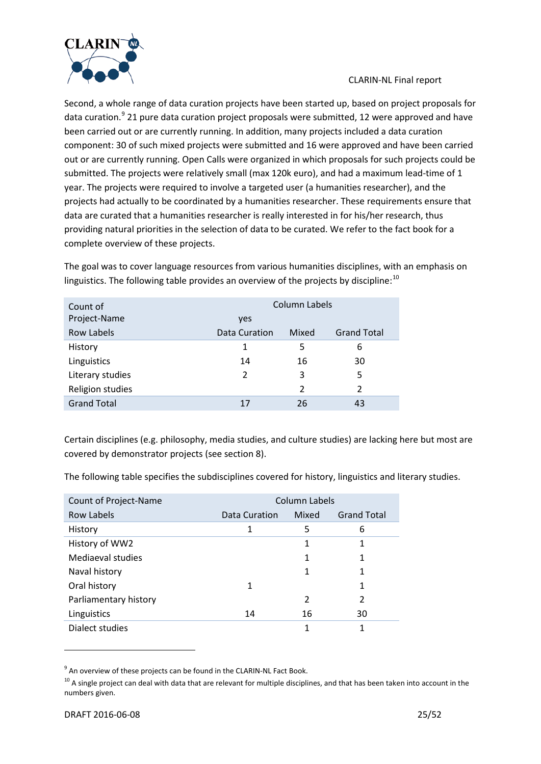Second, a whole range of data curation projects have been started up, based on project proposals for data curation.[9] 21 pure data curation project proposals were submitted, 12 were approved and have been carried out or are currently running. In addition, many projects included a data curation component: 30 of such mixed projects were submitted and 16 were approved and have been carried out or are currently running. Open Calls were organized in which proposals for such projects could be submitted. The projects were relatively small (max 120k euro), and had a maximum lead-time of 1 year. The projects were required to involve a targeted user (a humanities researcher), and the projects had actually to be coordinated by a humanities researcher. These requirements ensure that data are curated that a humanities researcher is really interested in for his/her research, thus providing natural priorities in the selection of data to be curated. We refer to the fact book for a complete overview of these projects.

The goal was to cover language resources from various humanities disciplines, with an emphasis on linguistics. The following table provides an overview of the projects by discipline:[10]

| Count of Project-Name | Column Labels | | |
|---|---|---|---|
| | yes | | |
| Row Labels | Data Curation | Mixed | Grand Total |
| History | 1 | 5 | 6 |
| Linguistics | 14 | 16 | 30 |
| Literary studies | 2 | 3 | 5 |
| Religion studies | | 2 | 2 |
| Grand Total | 17 | 26 | 43 |

Certain disciplines (e.g. philosophy, media studies, and culture studies) are lacking here but most are covered by demonstrator projects (see section 8).

The following table specifies the subdisciplines covered for history, linguistics and literary studies.

| Count of Project-Name | Column Labels | | |
|---|---|---|---|
| Row Labels | Data Curation | Mixed | Grand Total |
| History | 1 | 5 | 6 |
| History of WW2 | | 1 | 1 |
| Mediaeval studies | | 1 | 1 |
| Naval history | | 1 | 1 |
| Oral history | 1 | | 1 |
| Parliamentary history | | 2 | 2 |
| Linguistics | 14 | 16 | 30 |
| Dialect studies | | 1 | 1 |

[9] An overview of these projects can be found in the CLARIN-NL Fact Book.

[10] A single project can deal with data that are relevant for multiple disciplines, and that has been taken into account in the numbers given.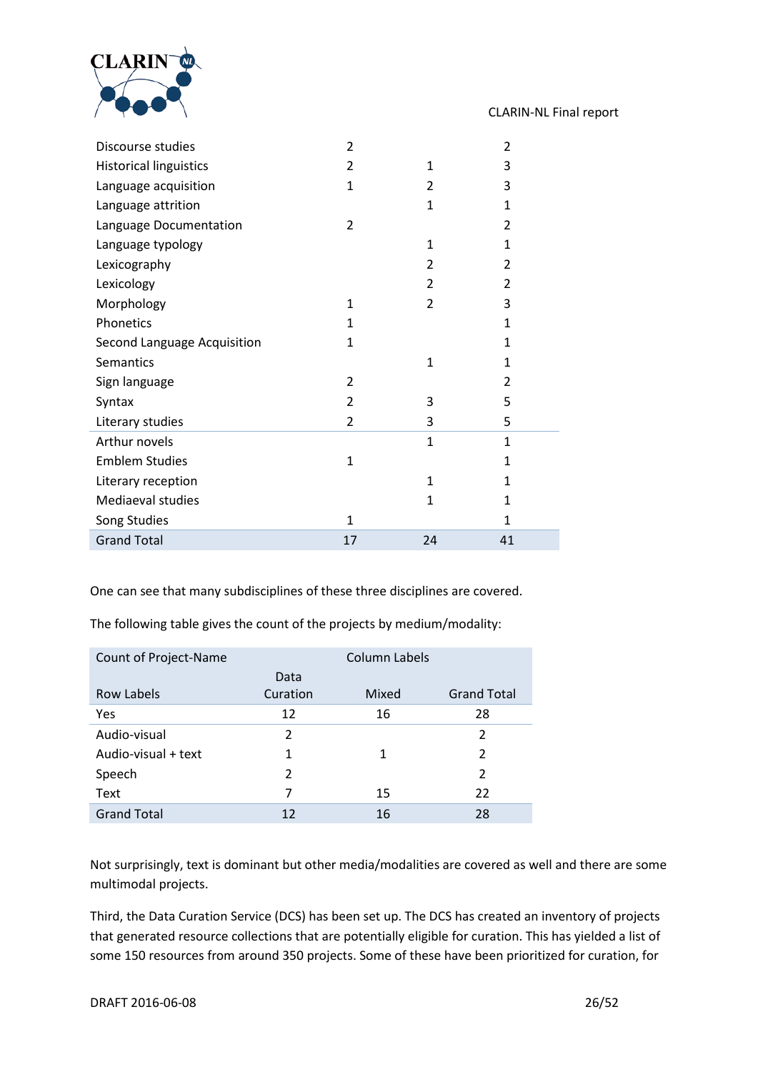| | | | |
|---|---|---|---|
| Discourse studies | 2 | | 2 |
| Historical linguistics | 2 | 1 | 3 |
| Language acquisition | 1 | 2 | 3 |
| Language attrition | | 1 | 1 |
| Language Documentation | 2 | | 2 |
| Language typology | | 1 | 1 |
| Lexicography | | 2 | 2 |
| Lexicology | | 2 | 2 |
| Morphology | 1 | 2 | 3 |
| Phonetics | 1 | | 1 |
| Second Language Acquisition | 1 | | 1 |
| Semantics | | 1 | 1 |
| Sign language | 2 | | 2 |
| Syntax | 2 | 3 | 5 |
| Literary studies | 2 | 3 | 5 |
| Arthur novels | | 1 | 1 |
| Emblem Studies | 1 | | 1 |
| Literary reception | | 1 | 1 |
| Mediaeval studies | | 1 | 1 |
| Song Studies | 1 | | 1 |
| Grand Total | 17 | 24 | 41 |

One can see that many subdisciplines of these three disciplines are covered.

The following table gives the count of the projects by medium/modality:

| Count of Project-Name | Column Labels | | |
|---|---|---|---|
| Row Labels | Data Curation | Mixed | Grand Total |
| Yes | 12 | 16 | 28 |
| Audio-visual | 2 | | 2 |
| Audio-visual + text | 1 | 1 | 2 |
| Speech | 2 | | 2 |
| Text | 7 | 15 | 22 |
| Grand Total | 12 | 16 | 28 |

Not surprisingly, text is dominant but other media/modalities are covered as well and there are some multimodal projects.

Third, the Data Curation Service (DCS) has been set up. The DCS has created an inventory of projects that generated resource collections that are potentially eligible for curation. This has yielded a list of some 150 resources from around 350 projects. Some of these have been prioritized for curation, for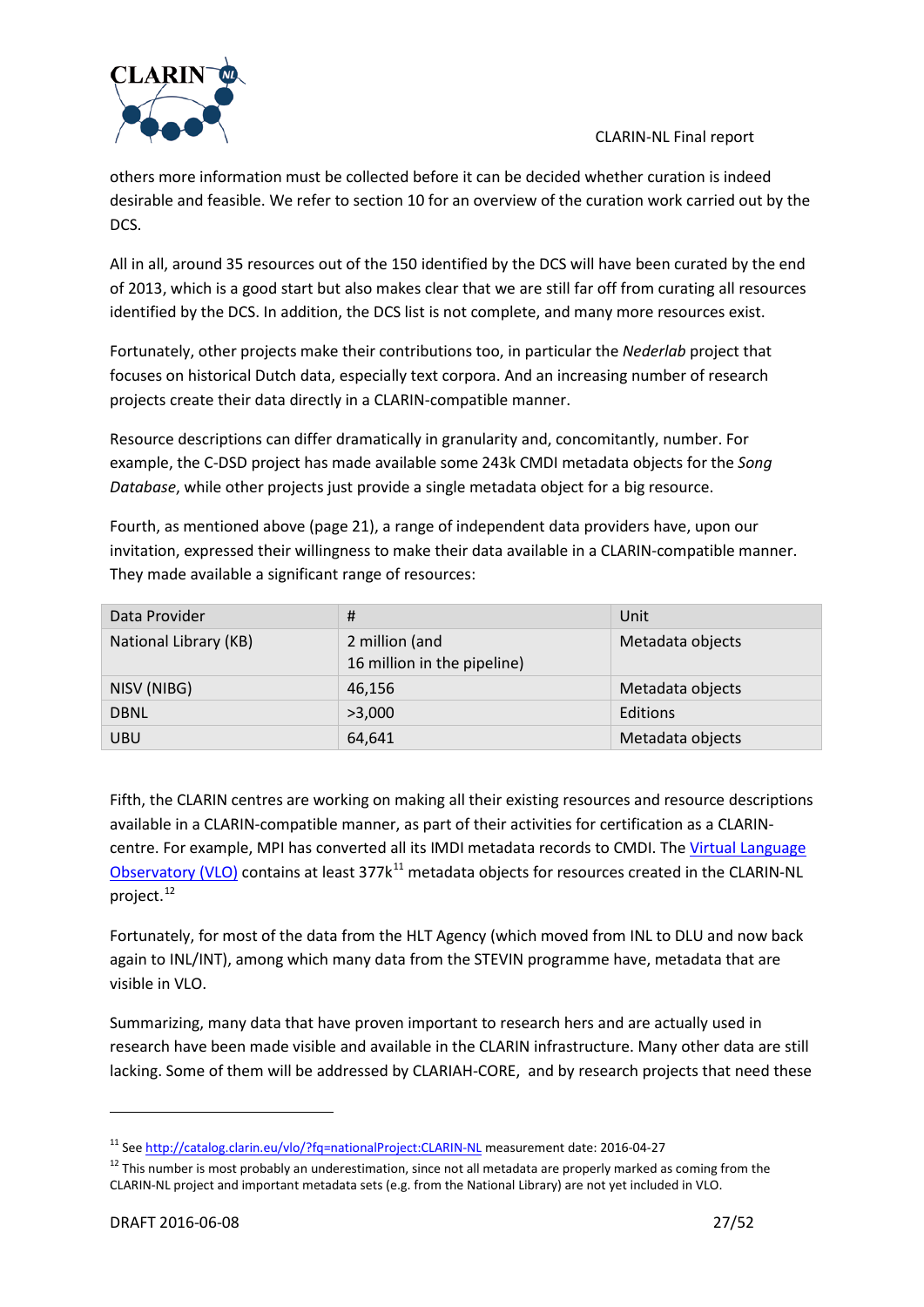others more information must be collected before it can be decided whether curation is indeed desirable and feasible. We refer to section 10 for an overview of the curation work carried out by the DCS.

All in all, around 35 resources out of the 150 identified by the DCS will have been curated by the end of 2013, which is a good start but also makes clear that we are still far off from curating all resources identified by the DCS. In addition, the DCS list is not complete, and many more resources exist.

Fortunately, other projects make their contributions too, in particular the *Nederlab* project that focuses on historical Dutch data, especially text corpora. And an increasing number of research projects create their data directly in a CLARIN-compatible manner.

Resource descriptions can differ dramatically in granularity and, concomitantly, number. For example, the C-DSD project has made available some 243k CMDI metadata objects for the *Song Database*, while other projects just provide a single metadata object for a big resource.

Fourth, as mentioned above (page 21), a range of independent data providers have, upon our invitation, expressed their willingness to make their data available in a CLARIN-compatible manner. They made available a significant range of resources:

| Data Provider | # | Unit |
|---|---|---|
| National Library (KB) | 2 million (and 16 million in the pipeline) | Metadata objects |
| NISV (NIBG) | 46,156 | Metadata objects |
| DBNL | >3,000 | Editions |
| UBU | 64,641 | Metadata objects |

Fifth, the CLARIN centres are working on making all their existing resources and resource descriptions available in a CLARIN-compatible manner, as part of their activities for certification as a CLARIN-centre. For example, MPI has converted all its IMDI metadata records to CMDI. The [Virtual Language Observatory (VLO)](http://catalog.clarin.eu/vlo/) contains at least 377k[11] metadata objects for resources created in the CLARIN-NL project.[12]

Fortunately, for most of the data from the HLT Agency (which moved from INL to DLU and now back again to INL/INT), among which many data from the STEVIN programme have, metadata that are visible in VLO.

Summarizing, many data that have proven important to research hers and are actually used in research have been made visible and available in the CLARIN infrastructure. Many other data are still lacking. Some of them will be addressed by CLARIAH-CORE, and by research projects that need these

---

[11] See http://catalog.clarin.eu/vlo/?fq=nationalProject:CLARIN-NL measurement date: 2016-04-27

[12] This number is most probably an underestimation, since not all metadata are properly marked as coming from the CLARIN-NL project and important metadata sets (e.g. from the National Library) are not yet included in VLO.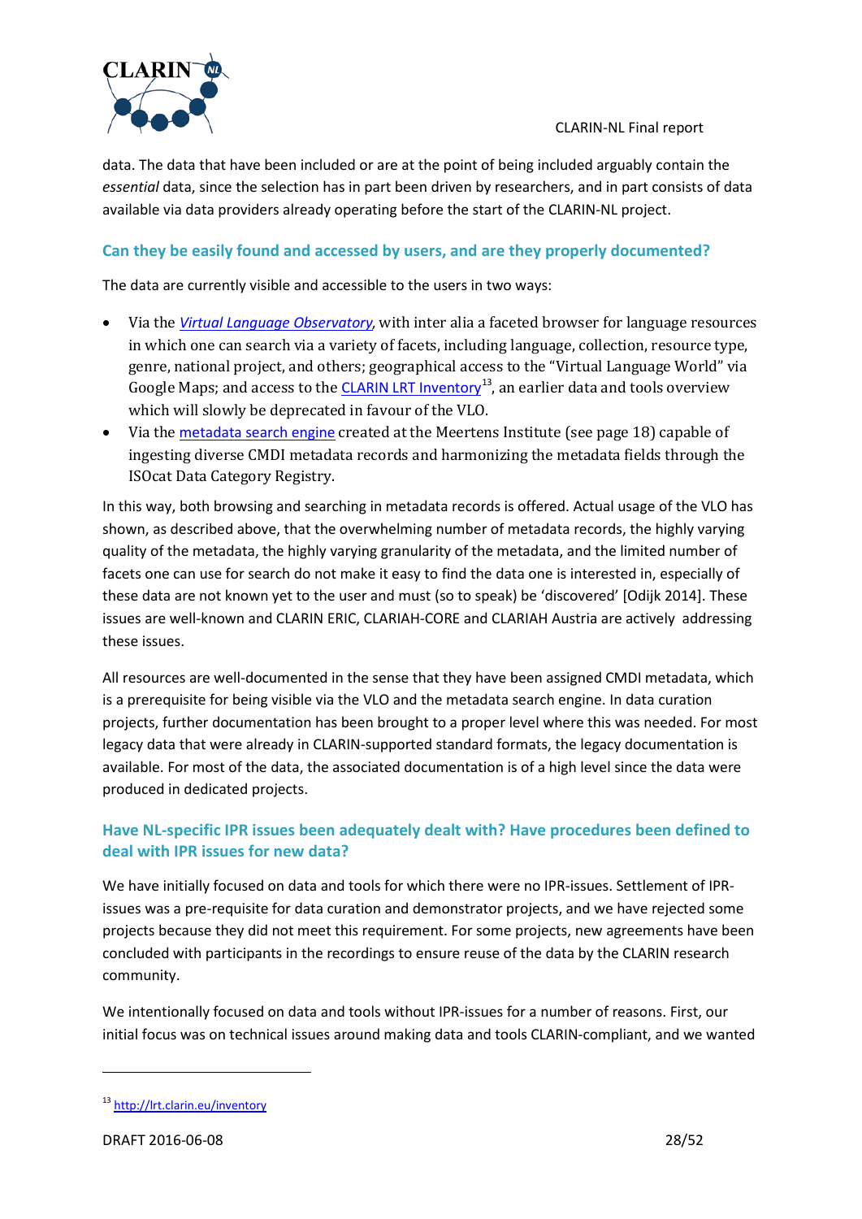data. The data that have been included or are at the point of being included arguably contain the *essential* data, since the selection has in part been driven by researchers, and in part consists of data available via data providers already operating before the start of the CLARIN-NL project.

### Can they be easily found and accessed by users, and are they properly documented?

The data are currently visible and accessible to the users in two ways:

- Via the *Virtual Language Observatory*, with inter alia a faceted browser for language resources in which one can search via a variety of facets, including language, collection, resource type, genre, national project, and others; geographical access to the "Virtual Language World" via Google Maps; and access to the CLARIN LRT Inventory[13], an earlier data and tools overview which will slowly be deprecated in favour of the VLO.
- Via the metadata search engine created at the Meertens Institute (see page 18) capable of ingesting diverse CMDI metadata records and harmonizing the metadata fields through the ISOcat Data Category Registry.

In this way, both browsing and searching in metadata records is offered. Actual usage of the VLO has shown, as described above, that the overwhelming number of metadata records, the highly varying quality of the metadata, the highly varying granularity of the metadata, and the limited number of facets one can use for search do not make it easy to find the data one is interested in, especially of these data are not known yet to the user and must (so to speak) be 'discovered' [Odijk 2014]. These issues are well-known and CLARIN ERIC, CLARIAH-CORE and CLARIAH Austria are actively addressing these issues.

All resources are well-documented in the sense that they have been assigned CMDI metadata, which is a prerequisite for being visible via the VLO and the metadata search engine. In data curation projects, further documentation has been brought to a proper level where this was needed. For most legacy data that were already in CLARIN-supported standard formats, the legacy documentation is available. For most of the data, the associated documentation is of a high level since the data were produced in dedicated projects.

### Have NL-specific IPR issues been adequately dealt with? Have procedures been defined to deal with IPR issues for new data?

We have initially focused on data and tools for which there were no IPR-issues. Settlement of IPR-issues was a pre-requisite for data curation and demonstrator projects, and we have rejected some projects because they did not meet this requirement. For some projects, new agreements have been concluded with participants in the recordings to ensure reuse of the data by the CLARIN research community.

We intentionally focused on data and tools without IPR-issues for a number of reasons. First, our initial focus was on technical issues around making data and tools CLARIN-compliant, and we wanted

[13] http://lrt.clarin.eu/inventory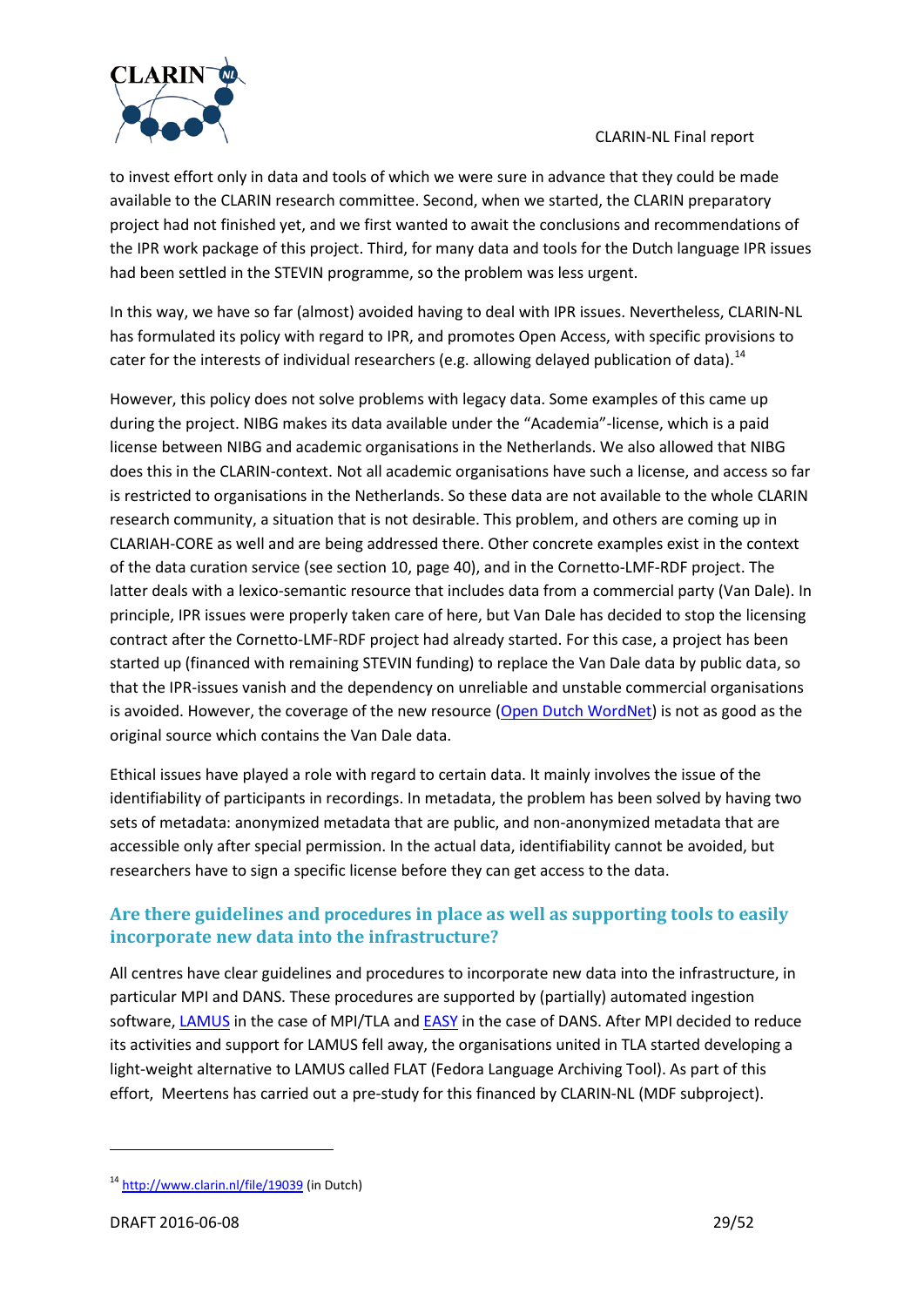to invest effort only in data and tools of which we were sure in advance that they could be made available to the CLARIN research committee. Second, when we started, the CLARIN preparatory project had not finished yet, and we first wanted to await the conclusions and recommendations of the IPR work package of this project. Third, for many data and tools for the Dutch language IPR issues had been settled in the STEVIN programme, so the problem was less urgent.

In this way, we have so far (almost) avoided having to deal with IPR issues. Nevertheless, CLARIN-NL has formulated its policy with regard to IPR, and promotes Open Access, with specific provisions to cater for the interests of individual researchers (e.g. allowing delayed publication of data).[14]

However, this policy does not solve problems with legacy data. Some examples of this came up during the project. NIBG makes its data available under the "Academia"-license, which is a paid license between NIBG and academic organisations in the Netherlands. We also allowed that NIBG does this in the CLARIN-context. Not all academic organisations have such a license, and access so far is restricted to organisations in the Netherlands. So these data are not available to the whole CLARIN research community, a situation that is not desirable. This problem, and others are coming up in CLARIAH-CORE as well and are being addressed there. Other concrete examples exist in the context of the data curation service (see section 10, page 40), and in the Cornetto-LMF-RDF project. The latter deals with a lexico-semantic resource that includes data from a commercial party (Van Dale). In principle, IPR issues were properly taken care of here, but Van Dale has decided to stop the licensing contract after the Cornetto-LMF-RDF project had already started. For this case, a project has been started up (financed with remaining STEVIN funding) to replace the Van Dale data by public data, so that the IPR-issues vanish and the dependency on unreliable and unstable commercial organisations is avoided. However, the coverage of the new resource (Open Dutch WordNet) is not as good as the original source which contains the Van Dale data.

Ethical issues have played a role with regard to certain data. It mainly involves the issue of the identifiability of participants in recordings. In metadata, the problem has been solved by having two sets of metadata: anonymized metadata that are public, and non-anonymized metadata that are accessible only after special permission. In the actual data, identifiability cannot be avoided, but researchers have to sign a specific license before they can get access to the data.

## Are there guidelines and procedures in place as well as supporting tools to easily incorporate new data into the infrastructure?

All centres have clear guidelines and procedures to incorporate new data into the infrastructure, in particular MPI and DANS. These procedures are supported by (partially) automated ingestion software, LAMUS in the case of MPI/TLA and EASY in the case of DANS. After MPI decided to reduce its activities and support for LAMUS fell away, the organisations united in TLA started developing a light-weight alternative to LAMUS called FLAT (Fedora Language Archiving Tool). As part of this effort, Meertens has carried out a pre-study for this financed by CLARIN-NL (MDF subproject).

---

[14] http://www.clarin.nl/file/19039 (in Dutch)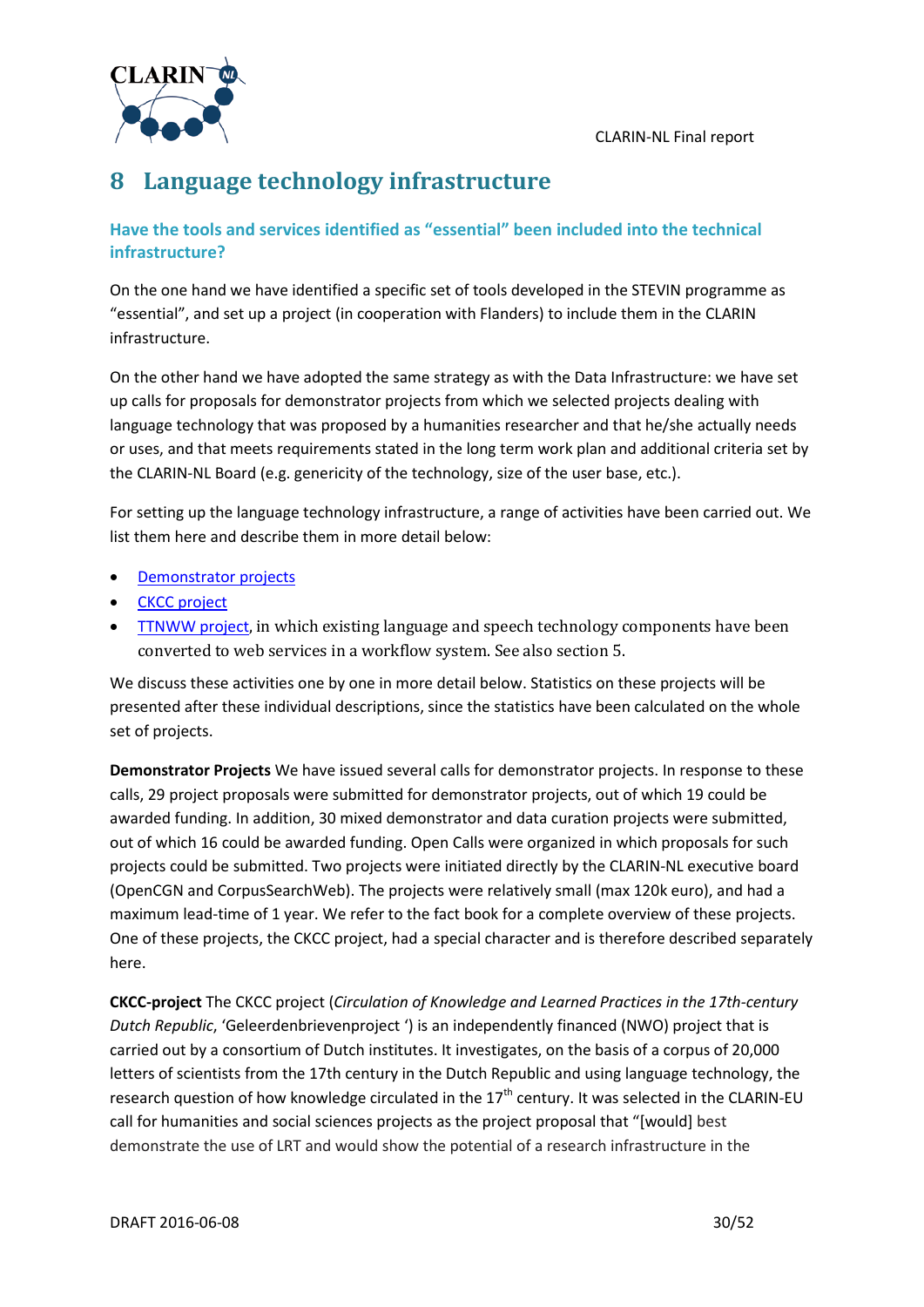# 8 Language technology infrastructure

### Have the tools and services identified as "essential" been included into the technical infrastructure?

On the one hand we have identified a specific set of tools developed in the STEVIN programme as "essential", and set up a project (in cooperation with Flanders) to include them in the CLARIN infrastructure.

On the other hand we have adopted the same strategy as with the Data Infrastructure: we have set up calls for proposals for demonstrator projects from which we selected projects dealing with language technology that was proposed by a humanities researcher and that he/she actually needs or uses, and that meets requirements stated in the long term work plan and additional criteria set by the CLARIN-NL Board (e.g. genericity of the technology, size of the user base, etc.).

For setting up the language technology infrastructure, a range of activities have been carried out. We list them here and describe them in more detail below:

- Demonstrator projects
- CKCC project
- TTNWW project, in which existing language and speech technology components have been converted to web services in a workflow system. See also section 5.

We discuss these activities one by one in more detail below. Statistics on these projects will be presented after these individual descriptions, since the statistics have been calculated on the whole set of projects.

**Demonstrator Projects** We have issued several calls for demonstrator projects. In response to these calls, 29 project proposals were submitted for demonstrator projects, out of which 19 could be awarded funding. In addition, 30 mixed demonstrator and data curation projects were submitted, out of which 16 could be awarded funding. Open Calls were organized in which proposals for such projects could be submitted. Two projects were initiated directly by the CLARIN-NL executive board (OpenCGN and CorpusSearchWeb). The projects were relatively small (max 120k euro), and had a maximum lead-time of 1 year. We refer to the fact book for a complete overview of these projects. One of these projects, the CKCC project, had a special character and is therefore described separately here.

**CKCC-project** The CKCC project (*Circulation of Knowledge and Learned Practices in the 17th-century Dutch Republic*, 'Geleerdenbrievenproject ') is an independently financed (NWO) project that is carried out by a consortium of Dutch institutes. It investigates, on the basis of a corpus of 20,000 letters of scientists from the 17th century in the Dutch Republic and using language technology, the research question of how knowledge circulated in the 17th century. It was selected in the CLARIN-EU call for humanities and social sciences projects as the project proposal that "[would] best demonstrate the use of LRT and would show the potential of a research infrastructure in the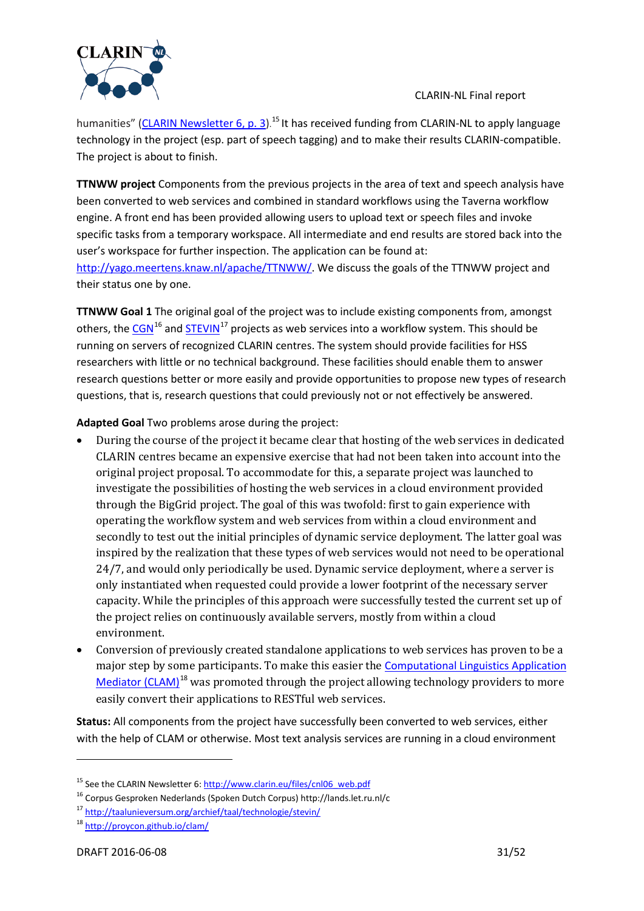humanities" (CLARIN Newsletter 6, p. 3).[15] It has received funding from CLARIN-NL to apply language technology in the project (esp. part of speech tagging) and to make their results CLARIN-compatible. The project is about to finish.

**TTNWW project** Components from the previous projects in the area of text and speech analysis have been converted to web services and combined in standard workflows using the Taverna workflow engine. A front end has been provided allowing users to upload text or speech files and invoke specific tasks from a temporary workspace. All intermediate and end results are stored back into the user's workspace for further inspection. The application can be found at: http://yago.meertens.knaw.nl/apache/TTNWW/. We discuss the goals of the TTNWW project and their status one by one.

**TTNWW Goal 1** The original goal of the project was to include existing components from, amongst others, the CGN[16] and STEVIN[17] projects as web services into a workflow system. This should be running on servers of recognized CLARIN centres. The system should provide facilities for HSS researchers with little or no technical background. These facilities should enable them to answer research questions better or more easily and provide opportunities to propose new types of research questions, that is, research questions that could previously not or not effectively be answered.

**Adapted Goal** Two problems arose during the project:

- During the course of the project it became clear that hosting of the web services in dedicated CLARIN centres became an expensive exercise that had not been taken into account into the original project proposal. To accommodate for this, a separate project was launched to investigate the possibilities of hosting the web services in a cloud environment provided through the BigGrid project. The goal of this was twofold: first to gain experience with operating the workflow system and web services from within a cloud environment and secondly to test out the initial principles of dynamic service deployment. The latter goal was inspired by the realization that these types of web services would not need to be operational 24/7, and would only periodically be used. Dynamic service deployment, where a server is only instantiated when requested could provide a lower footprint of the necessary server capacity. While the principles of this approach were successfully tested the current set up of the project relies on continuously available servers, mostly from within a cloud environment.
- Conversion of previously created standalone applications to web services has proven to be a major step by some participants. To make this easier the Computational Linguistics Application Mediator (CLAM)[18] was promoted through the project allowing technology providers to more easily convert their applications to RESTful web services.

**Status:** All components from the project have successfully been converted to web services, either with the help of CLAM or otherwise. Most text analysis services are running in a cloud environment

---

[15] See the CLARIN Newsletter 6: http://www.clarin.eu/files/cnl06_web.pdf

[16] Corpus Gesproken Nederlands (Spoken Dutch Corpus) http://lands.let.ru.nl/c

[17] http://taalunieversum.org/archief/taal/technologie/stevin/

[18] http://proycon.github.io/clam/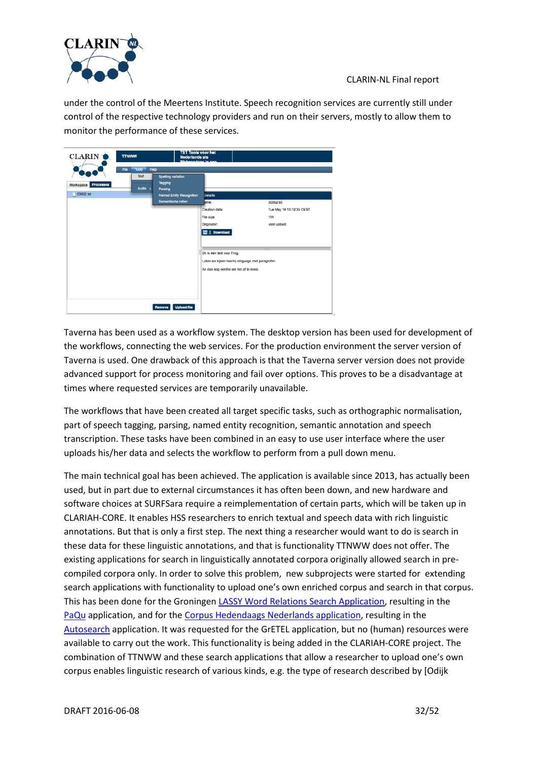under the control of the Meertens Institute. Speech recognition services are currently still under control of the respective technology providers and run on their servers, mostly to allow them to monitor the performance of these services.

Taverna has been used as a workflow system. The desktop version has been used for development of the workflows, connecting the web services. For the production environment the server version of Taverna is used. One drawback of this approach is that the Taverna server version does not provide advanced support for process monitoring and fail over options. This proves to be a disadvantage at times where requested services are temporarily unavailable.

The workflows that have been created all target specific tasks, such as orthographic normalisation, part of speech tagging, parsing, named entity recognition, semantic annotation and speech transcription. These tasks have been combined in an easy to use user interface where the user uploads his/her data and selects the workflow to perform from a pull down menu.

The main technical goal has been achieved. The application is available since 2013, has actually been used, but in part due to external circumstances it has often been down, and new hardware and software choices at SURFSara require a reimplementation of certain parts, which will be taken up in CLARIAH-CORE. It enables HSS researchers to enrich textual and speech data with rich linguistic annotations. But that is only a first step. The next thing a researcher would want to do is search in these data for these linguistic annotations, and that is functionality TTNWW does not offer. The existing applications for search in linguistically annotated corpora originally allowed search in pre-compiled corpora only. In order to solve this problem, new subprojects were started for extending search applications with functionality to upload one's own enriched corpus and search in that corpus. This has been done for the Groningen LASSY Word Relations Search Application, resulting in the PaQu application, and for the Corpus Hedendaags Nederlands application, resulting in the Autosearch application. It was requested for the GrETEL application, but no (human) resources were available to carry out the work. This functionality is being added in the CLARIAH-CORE project. The combination of TTNWW and these search applications that allow a researcher to upload one's own corpus enables linguistic research of various kinds, e.g. the type of research described by [Odijk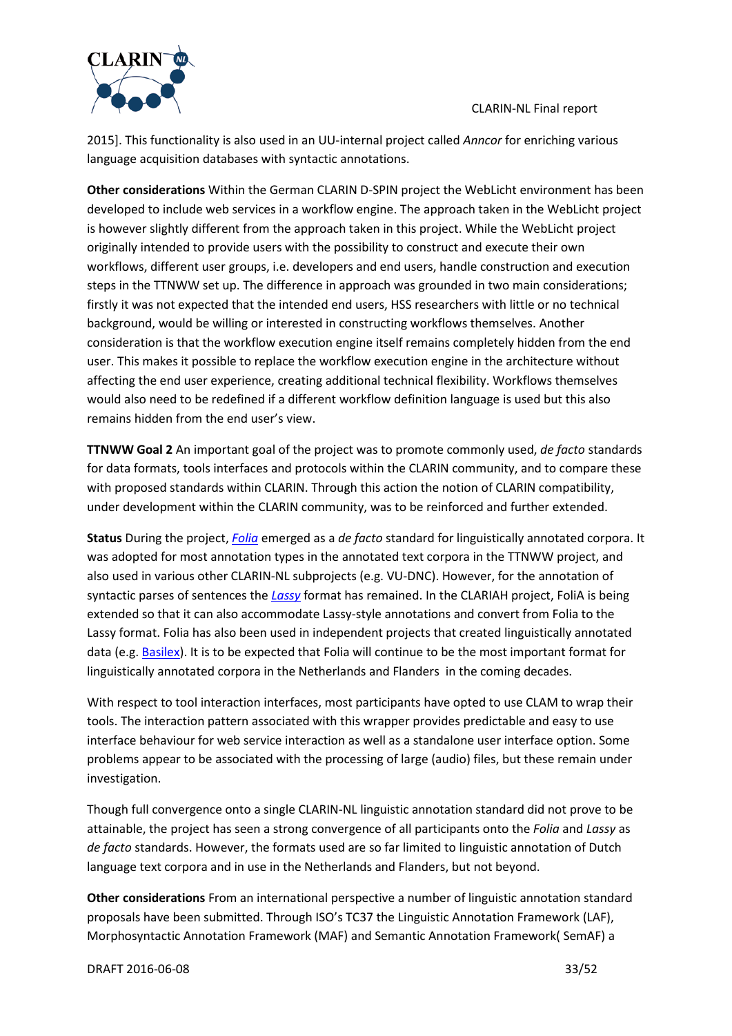2015]. This functionality is also used in an UU-internal project called *Anncor* for enriching various language acquisition databases with syntactic annotations.

**Other considerations** Within the German CLARIN D-SPIN project the WebLicht environment has been developed to include web services in a workflow engine. The approach taken in the WebLicht project is however slightly different from the approach taken in this project. While the WebLicht project originally intended to provide users with the possibility to construct and execute their own workflows, different user groups, i.e. developers and end users, handle construction and execution steps in the TTNWW set up. The difference in approach was grounded in two main considerations; firstly it was not expected that the intended end users, HSS researchers with little or no technical background, would be willing or interested in constructing workflows themselves. Another consideration is that the workflow execution engine itself remains completely hidden from the end user. This makes it possible to replace the workflow execution engine in the architecture without affecting the end user experience, creating additional technical flexibility. Workflows themselves would also need to be redefined if a different workflow definition language is used but this also remains hidden from the end user's view.

**TTNWW Goal 2** An important goal of the project was to promote commonly used, *de facto* standards for data formats, tools interfaces and protocols within the CLARIN community, and to compare these with proposed standards within CLARIN. Through this action the notion of CLARIN compatibility, under development within the CLARIN community, was to be reinforced and further extended.

**Status** During the project, *Folia* emerged as a *de facto* standard for linguistically annotated corpora. It was adopted for most annotation types in the annotated text corpora in the TTNWW project, and also used in various other CLARIN-NL subprojects (e.g. VU-DNC). However, for the annotation of syntactic parses of sentences the *Lassy* format has remained. In the CLARIAH project, FoliA is being extended so that it can also accommodate Lassy-style annotations and convert from Folia to the Lassy format. Folia has also been used in independent projects that created linguistically annotated data (e.g. Basilex). It is to be expected that Folia will continue to be the most important format for linguistically annotated corpora in the Netherlands and Flanders in the coming decades.

With respect to tool interaction interfaces, most participants have opted to use CLAM to wrap their tools. The interaction pattern associated with this wrapper provides predictable and easy to use interface behaviour for web service interaction as well as a standalone user interface option. Some problems appear to be associated with the processing of large (audio) files, but these remain under investigation.

Though full convergence onto a single CLARIN-NL linguistic annotation standard did not prove to be attainable, the project has seen a strong convergence of all participants onto the *Folia* and *Lassy* as *de facto* standards. However, the formats used are so far limited to linguistic annotation of Dutch language text corpora and in use in the Netherlands and Flanders, but not beyond.

**Other considerations** From an international perspective a number of linguistic annotation standard proposals have been submitted. Through ISO's TC37 the Linguistic Annotation Framework (LAF), Morphosyntactic Annotation Framework (MAF) and Semantic Annotation Framework( SemAF) a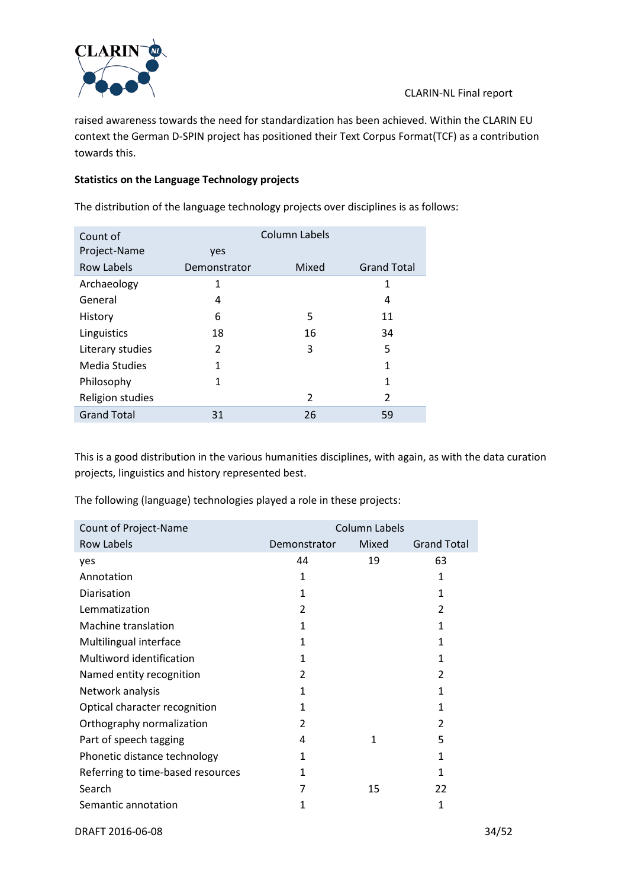raised awareness towards the need for standardization has been achieved. Within the CLARIN EU context the German D-SPIN project has positioned their Text Corpus Format(TCF) as a contribution towards this.

**Statistics on the Language Technology projects**

The distribution of the language technology projects over disciplines is as follows:

| Count of Project-Name | Column Labels | | |
|---|---|---|---|
| | yes | | |
| Row Labels | Demonstrator | Mixed | Grand Total |
| Archaeology | 1 | | 1 |
| General | 4 | | 4 |
| History | 6 | 5 | 11 |
| Linguistics | 18 | 16 | 34 |
| Literary studies | 2 | 3 | 5 |
| Media Studies | 1 | | 1 |
| Philosophy | 1 | | 1 |
| Religion studies | | 2 | 2 |
| Grand Total | 31 | 26 | 59 |

This is a good distribution in the various humanities disciplines, with again, as with the data curation projects, linguistics and history represented best.

The following (language) technologies played a role in these projects:

| Count of Project-Name | Column Labels | | |
|---|---|---|---|
| Row Labels | Demonstrator | Mixed | Grand Total |
| yes | 44 | 19 | 63 |
| Annotation | 1 | | 1 |
| Diarisation | 1 | | 1 |
| Lemmatization | 2 | | 2 |
| Machine translation | 1 | | 1 |
| Multilingual interface | 1 | | 1 |
| Multiword identification | 1 | | 1 |
| Named entity recognition | 2 | | 2 |
| Network analysis | 1 | | 1 |
| Optical character recognition | 1 | | 1 |
| Orthography normalization | 2 | | 2 |
| Part of speech tagging | 4 | 1 | 5 |
| Phonetic distance technology | 1 | | 1 |
| Referring to time-based resources | 1 | | 1 |
| Search | 7 | 15 | 22 |
| Semantic annotation | 1 | | 1 |

DRAFT 2016-06-08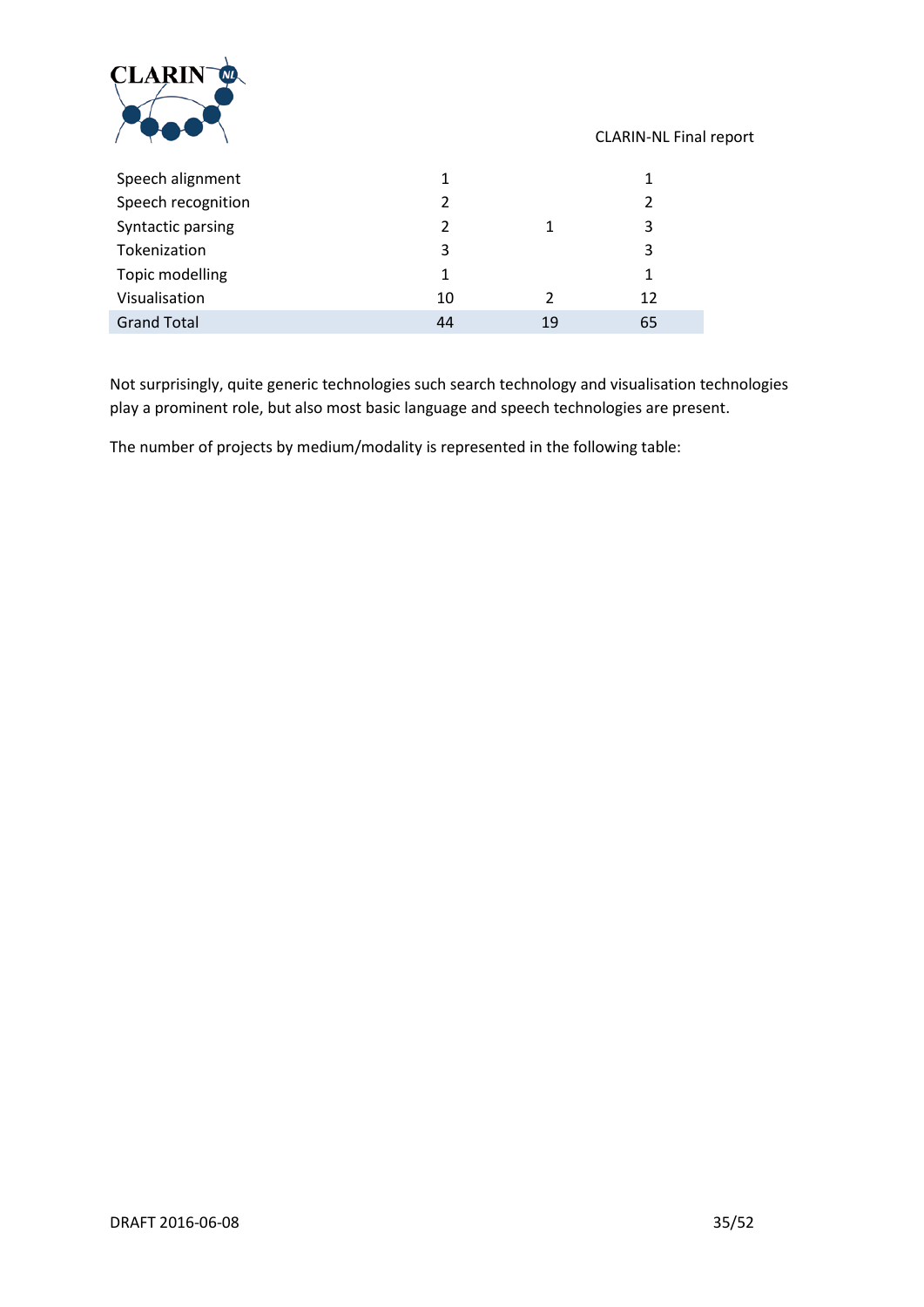| | | | |
|---|---|---|---|
| Speech alignment | 1 | | 1 |
| Speech recognition | 2 | | 2 |
| Syntactic parsing | 2 | 1 | 3 |
| Tokenization | 3 | | 3 |
| Topic modelling | 1 | | 1 |
| Visualisation | 10 | 2 | 12 |
| Grand Total | 44 | 19 | 65 |

Not surprisingly, quite generic technologies such search technology and visualisation technologies play a prominent role, but also most basic language and speech technologies are present.

The number of projects by medium/modality is represented in the following table: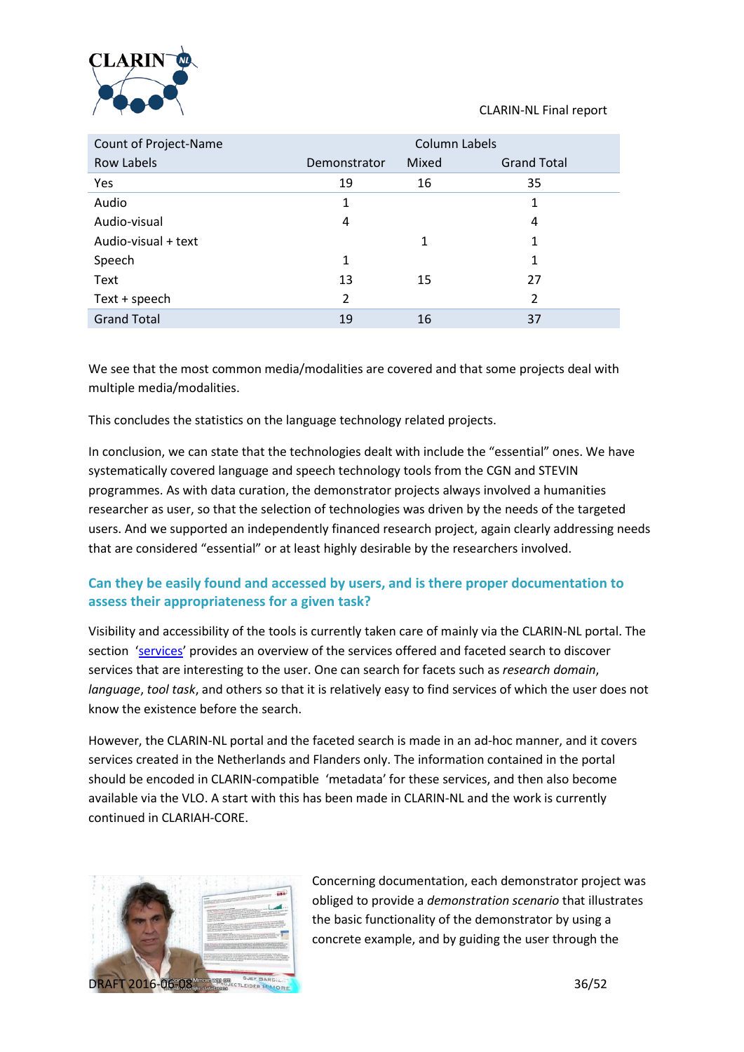| Count of Project-Name | Column Labels | | |
|---|---|---|---|
| Row Labels | Demonstrator | Mixed | Grand Total |
| Yes | 19 | 16 | 35 |
| Audio | 1 | | 1 |
| Audio-visual | 4 | | 4 |
| Audio-visual + text | | 1 | 1 |
| Speech | 1 | | 1 |
| Text | 13 | 15 | 27 |
| Text + speech | 2 | | 2 |
| Grand Total | 19 | 16 | 37 |

We see that the most common media/modalities are covered and that some projects deal with multiple media/modalities.

This concludes the statistics on the language technology related projects.

In conclusion, we can state that the technologies dealt with include the “essential” ones. We have systematically covered language and speech technology tools from the CGN and STEVIN programmes. As with data curation, the demonstrator projects always involved a humanities researcher as user, so that the selection of technologies was driven by the needs of the targeted users. And we supported an independently financed research project, again clearly addressing needs that are considered “essential” or at least highly desirable by the researchers involved.

### Can they be easily found and accessed by users, and is there proper documentation to assess their appropriateness for a given task?

Visibility and accessibility of the tools is currently taken care of mainly via the CLARIN-NL portal. The section ‘services’ provides an overview of the services offered and faceted search to discover services that are interesting to the user. One can search for facets such as *research domain*, *language*, *tool task*, and others so that it is relatively easy to find services of which the user does not know the existence before the search.

However, the CLARIN-NL portal and the faceted search is made in an ad-hoc manner, and it covers services created in the Netherlands and Flanders only. The information contained in the portal should be encoded in CLARIN-compatible ‘metadata’ for these services, and then also become available via the VLO. A start with this has been made in CLARIN-NL and the work is currently continued in CLARIAH-CORE.

Concerning documentation, each demonstrator project was obliged to provide a *demonstration scenario* that illustrates the basic functionality of the demonstrator by using a concrete example, and by guiding the user through the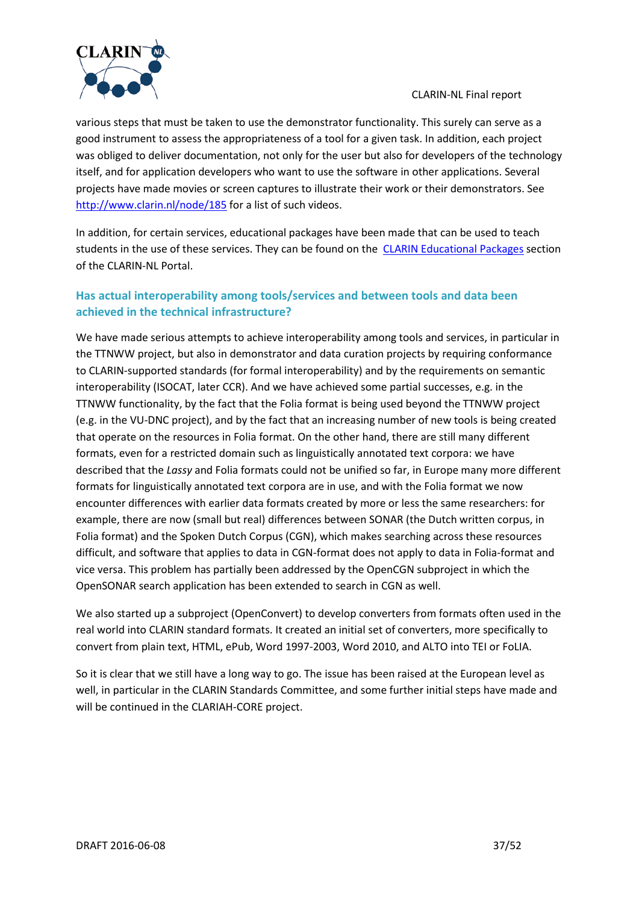various steps that must be taken to use the demonstrator functionality. This surely can serve as a good instrument to assess the appropriateness of a tool for a given task. In addition, each project was obliged to deliver documentation, not only for the user but also for developers of the technology itself, and for application developers who want to use the software in other applications. Several projects have made movies or screen captures to illustrate their work or their demonstrators. See http://www.clarin.nl/node/185 for a list of such videos.

In addition, for certain services, educational packages have been made that can be used to teach students in the use of these services. They can be found on the CLARIN Educational Packages section of the CLARIN-NL Portal.

### Has actual interoperability among tools/services and between tools and data been achieved in the technical infrastructure?

We have made serious attempts to achieve interoperability among tools and services, in particular in the TTNWW project, but also in demonstrator and data curation projects by requiring conformance to CLARIN-supported standards (for formal interoperability) and by the requirements on semantic interoperability (ISOCAT, later CCR). And we have achieved some partial successes, e.g. in the TTNWW functionality, by the fact that the Folia format is being used beyond the TTNWW project (e.g. in the VU-DNC project), and by the fact that an increasing number of new tools is being created that operate on the resources in Folia format. On the other hand, there are still many different formats, even for a restricted domain such as linguistically annotated text corpora: we have described that the *Lassy* and Folia formats could not be unified so far, in Europe many more different formats for linguistically annotated text corpora are in use, and with the Folia format we now encounter differences with earlier data formats created by more or less the same researchers: for example, there are now (small but real) differences between SONAR (the Dutch written corpus, in Folia format) and the Spoken Dutch Corpus (CGN), which makes searching across these resources difficult, and software that applies to data in CGN-format does not apply to data in Folia-format and vice versa. This problem has partially been addressed by the OpenCGN subproject in which the OpenSONAR search application has been extended to search in CGN as well.

We also started up a subproject (OpenConvert) to develop converters from formats often used in the real world into CLARIN standard formats. It created an initial set of converters, more specifically to convert from plain text, HTML, ePub, Word 1997-2003, Word 2010, and ALTO into TEI or FoLIA.

So it is clear that we still have a long way to go. The issue has been raised at the European level as well, in particular in the CLARIN Standards Committee, and some further initial steps have made and will be continued in the CLARIAH-CORE project.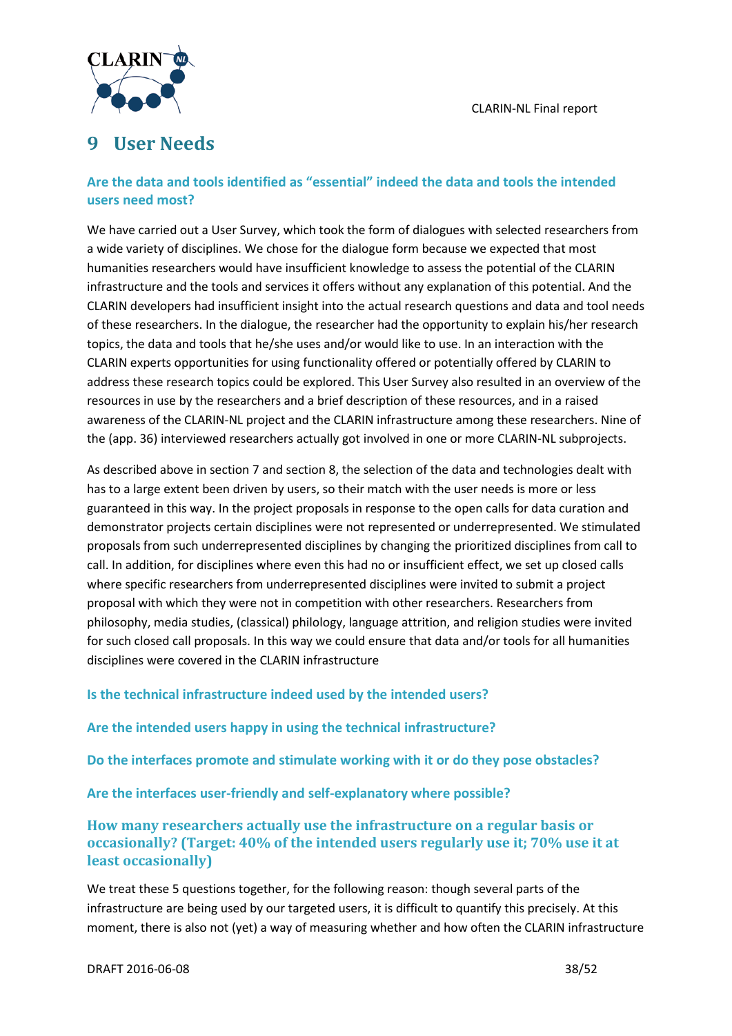# 9 User Needs

### Are the data and tools identified as "essential" indeed the data and tools the intended users need most?

We have carried out a User Survey, which took the form of dialogues with selected researchers from a wide variety of disciplines. We chose for the dialogue form because we expected that most humanities researchers would have insufficient knowledge to assess the potential of the CLARIN infrastructure and the tools and services it offers without any explanation of this potential. And the CLARIN developers had insufficient insight into the actual research questions and data and tool needs of these researchers. In the dialogue, the researcher had the opportunity to explain his/her research topics, the data and tools that he/she uses and/or would like to use. In an interaction with the CLARIN experts opportunities for using functionality offered or potentially offered by CLARIN to address these research topics could be explored. This User Survey also resulted in an overview of the resources in use by the researchers and a brief description of these resources, and in a raised awareness of the CLARIN-NL project and the CLARIN infrastructure among these researchers. Nine of the (app. 36) interviewed researchers actually got involved in one or more CLARIN-NL subprojects.

As described above in section 7 and section 8, the selection of the data and technologies dealt with has to a large extent been driven by users, so their match with the user needs is more or less guaranteed in this way. In the project proposals in response to the open calls for data curation and demonstrator projects certain disciplines were not represented or underrepresented. We stimulated proposals from such underrepresented disciplines by changing the prioritized disciplines from call to call. In addition, for disciplines where even this had no or insufficient effect, we set up closed calls where specific researchers from underrepresented disciplines were invited to submit a project proposal with which they were not in competition with other researchers. Researchers from philosophy, media studies, (classical) philology, language attrition, and religion studies were invited for such closed call proposals. In this way we could ensure that data and/or tools for all humanities disciplines were covered in the CLARIN infrastructure

### Is the technical infrastructure indeed used by the intended users?

### Are the intended users happy in using the technical infrastructure?

### Do the interfaces promote and stimulate working with it or do they pose obstacles?

### Are the interfaces user-friendly and self-explanatory where possible?

### How many researchers actually use the infrastructure on a regular basis or occasionally? (Target: 40% of the intended users regularly use it; 70% use it at least occasionally)

We treat these 5 questions together, for the following reason: though several parts of the infrastructure are being used by our targeted users, it is difficult to quantify this precisely. At this moment, there is also not (yet) a way of measuring whether and how often the CLARIN infrastructure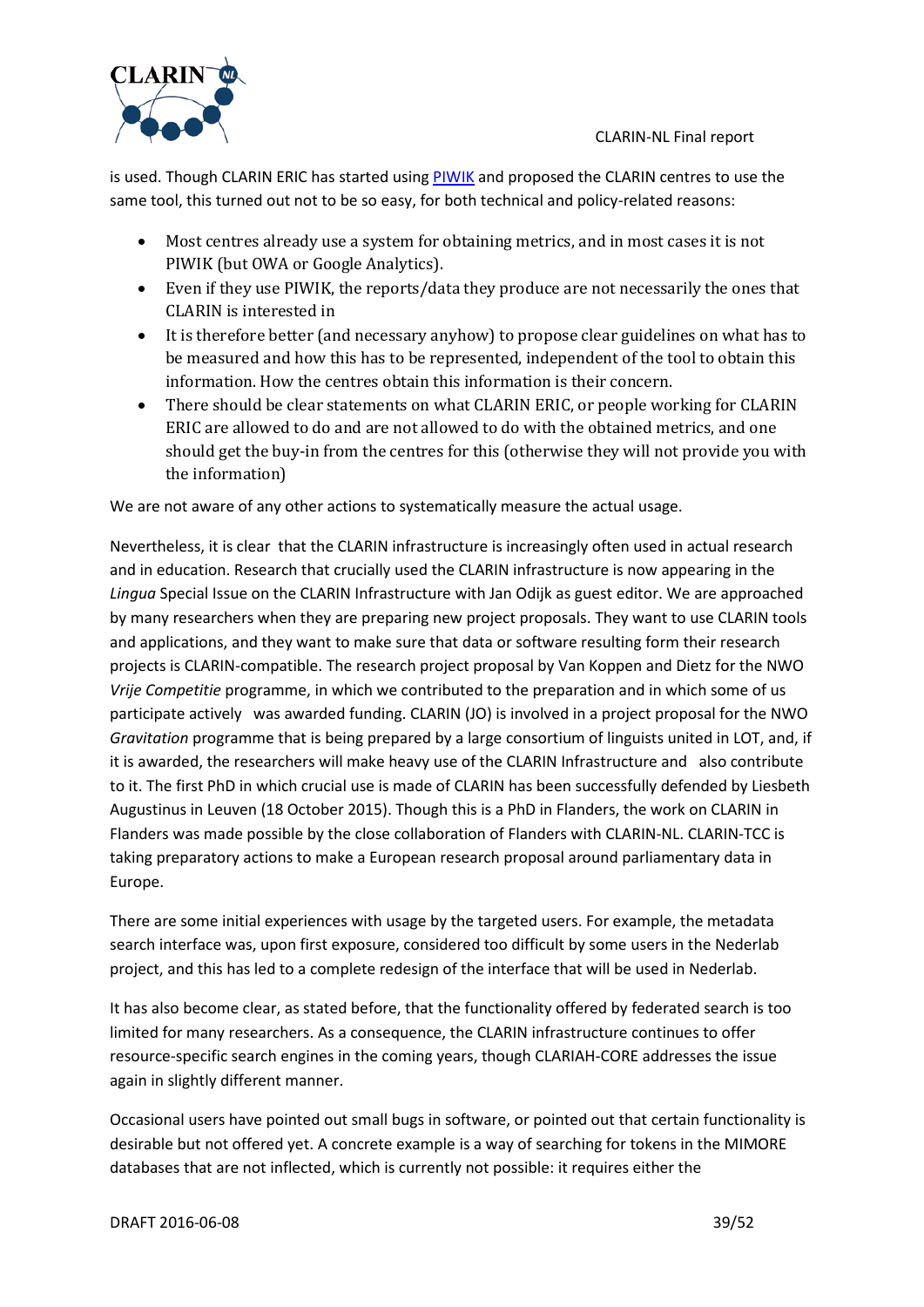is used. Though CLARIN ERIC has started using [PIWIK](PIWIK) and proposed the CLARIN centres to use the same tool, this turned out not to be so easy, for both technical and policy-related reasons:

- Most centres already use a system for obtaining metrics, and in most cases it is not PIWIK (but OWA or Google Analytics).
- Even if they use PIWIK, the reports/data they produce are not necessarily the ones that CLARIN is interested in
- It is therefore better (and necessary anyhow) to propose clear guidelines on what has to be measured and how this has to be represented, independent of the tool to obtain this information. How the centres obtain this information is their concern.
- There should be clear statements on what CLARIN ERIC, or people working for CLARIN ERIC are allowed to do and are not allowed to do with the obtained metrics, and one should get the buy-in from the centres for this (otherwise they will not provide you with the information)

We are not aware of any other actions to systematically measure the actual usage.

Nevertheless, it is clear that the CLARIN infrastructure is increasingly often used in actual research and in education. Research that crucially used the CLARIN infrastructure is now appearing in the *Lingua* Special Issue on the CLARIN Infrastructure with Jan Odijk as guest editor. We are approached by many researchers when they are preparing new project proposals. They want to use CLARIN tools and applications, and they want to make sure that data or software resulting form their research projects is CLARIN-compatible. The research project proposal by Van Koppen and Dietz for the NWO *Vrije Competitie* programme, in which we contributed to the preparation and in which some of us participate actively was awarded funding. CLARIN (JO) is involved in a project proposal for the NWO *Gravitation* programme that is being prepared by a large consortium of linguists united in LOT, and, if it is awarded, the researchers will make heavy use of the CLARIN Infrastructure and also contribute to it. The first PhD in which crucial use is made of CLARIN has been successfully defended by Liesbeth Augustinus in Leuven (18 October 2015). Though this is a PhD in Flanders, the work on CLARIN in Flanders was made possible by the close collaboration of Flanders with CLARIN-NL. CLARIN-TCC is taking preparatory actions to make a European research proposal around parliamentary data in Europe.

There are some initial experiences with usage by the targeted users. For example, the metadata search interface was, upon first exposure, considered too difficult by some users in the Nederlab project, and this has led to a complete redesign of the interface that will be used in Nederlab.

It has also become clear, as stated before, that the functionality offered by federated search is too limited for many researchers. As a consequence, the CLARIN infrastructure continues to offer resource-specific search engines in the coming years, though CLARIAH-CORE addresses the issue again in slightly different manner.

Occasional users have pointed out small bugs in software, or pointed out that certain functionality is desirable but not offered yet. A concrete example is a way of searching for tokens in the MIMORE databases that are not inflected, which is currently not possible: it requires either the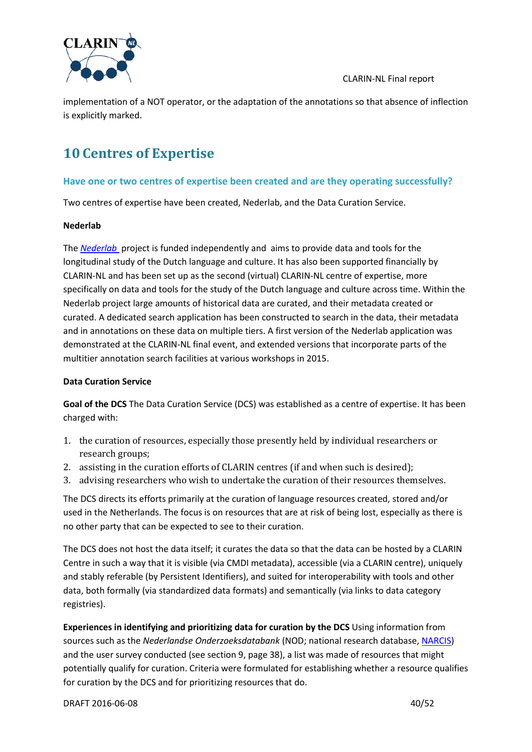implementation of a NOT operator, or the adaptation of the annotations so that absence of inflection is explicitly marked.

# 10 Centres of Expertise

### Have one or two centres of expertise been created and are they operating successfully?

Two centres of expertise have been created, Nederlab, and the Data Curation Service.

**Nederlab**

The *Nederlab* project is funded independently and aims to provide data and tools for the longitudinal study of the Dutch language and culture. It has also been supported financially by CLARIN-NL and has been set up as the second (virtual) CLARIN-NL centre of expertise, more specifically on data and tools for the study of the Dutch language and culture across time. Within the Nederlab project large amounts of historical data are curated, and their metadata created or curated. A dedicated search application has been constructed to search in the data, their metadata and in annotations on these data on multiple tiers. A first version of the Nederlab application was demonstrated at the CLARIN-NL final event, and extended versions that incorporate parts of the multitier annotation search facilities at various workshops in 2015.

**Data Curation Service**

**Goal of the DCS** The Data Curation Service (DCS) was established as a centre of expertise. It has been charged with:

1. the curation of resources, especially those presently held by individual researchers or research groups;
2. assisting in the curation efforts of CLARIN centres (if and when such is desired);
3. advising researchers who wish to undertake the curation of their resources themselves.

The DCS directs its efforts primarily at the curation of language resources created, stored and/or used in the Netherlands. The focus is on resources that are at risk of being lost, especially as there is no other party that can be expected to see to their curation.

The DCS does not host the data itself; it curates the data so that the data can be hosted by a CLARIN Centre in such a way that it is visible (via CMDI metadata), accessible (via a CLARIN centre), uniquely and stably referable (by Persistent Identifiers), and suited for interoperability with tools and other data, both formally (via standardized data formats) and semantically (via links to data category registries).

**Experiences in identifying and prioritizing data for curation by the DCS** Using information from sources such as the *Nederlandse Onderzoeksdatabank* (NOD; national research database, NARCIS) and the user survey conducted (see section 9, page 38), a list was made of resources that might potentially qualify for curation. Criteria were formulated for establishing whether a resource qualifies for curation by the DCS and for prioritizing resources that do.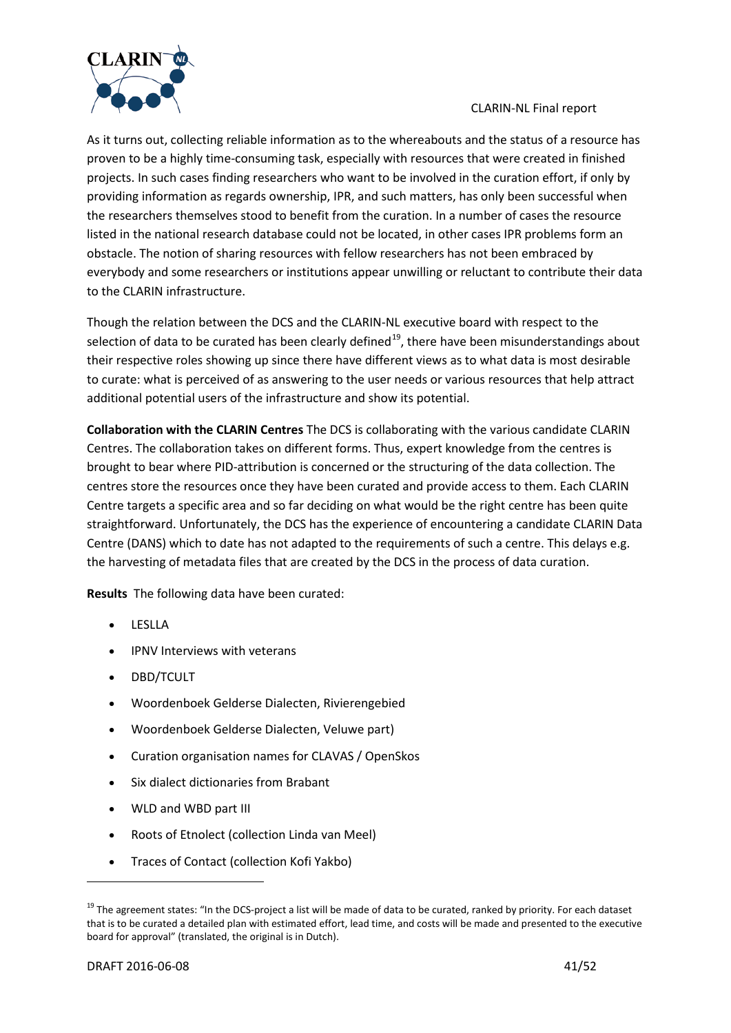As it turns out, collecting reliable information as to the whereabouts and the status of a resource has proven to be a highly time-consuming task, especially with resources that were created in finished projects. In such cases finding researchers who want to be involved in the curation effort, if only by providing information as regards ownership, IPR, and such matters, has only been successful when the researchers themselves stood to benefit from the curation. In a number of cases the resource listed in the national research database could not be located, in other cases IPR problems form an obstacle. The notion of sharing resources with fellow researchers has not been embraced by everybody and some researchers or institutions appear unwilling or reluctant to contribute their data to the CLARIN infrastructure.

Though the relation between the DCS and the CLARIN-NL executive board with respect to the selection of data to be curated has been clearly defined[19], there have been misunderstandings about their respective roles showing up since there have different views as to what data is most desirable to curate: what is perceived of as answering to the user needs or various resources that help attract additional potential users of the infrastructure and show its potential.

**Collaboration with the CLARIN Centres** The DCS is collaborating with the various candidate CLARIN Centres. The collaboration takes on different forms. Thus, expert knowledge from the centres is brought to bear where PID-attribution is concerned or the structuring of the data collection. The centres store the resources once they have been curated and provide access to them. Each CLARIN Centre targets a specific area and so far deciding on what would be the right centre has been quite straightforward. Unfortunately, the DCS has the experience of encountering a candidate CLARIN Data Centre (DANS) which to date has not adapted to the requirements of such a centre. This delays e.g. the harvesting of metadata files that are created by the DCS in the process of data curation.

**Results** The following data have been curated:

- LESLLA
- IPNV Interviews with veterans
- DBD/TCULT
- Woordenboek Gelderse Dialecten, Rivierengebied
- Woordenboek Gelderse Dialecten, Veluwe part)
- Curation organisation names for CLAVAS / OpenSkos
- Six dialect dictionaries from Brabant
- WLD and WBD part III
- Roots of Etnolect (collection Linda van Meel)
- Traces of Contact (collection Kofi Yakbo)

---

[19] The agreement states: "In the DCS-project a list will be made of data to be curated, ranked by priority. For each dataset that is to be curated a detailed plan with estimated effort, lead time, and costs will be made and presented to the executive board for approval" (translated, the original is in Dutch).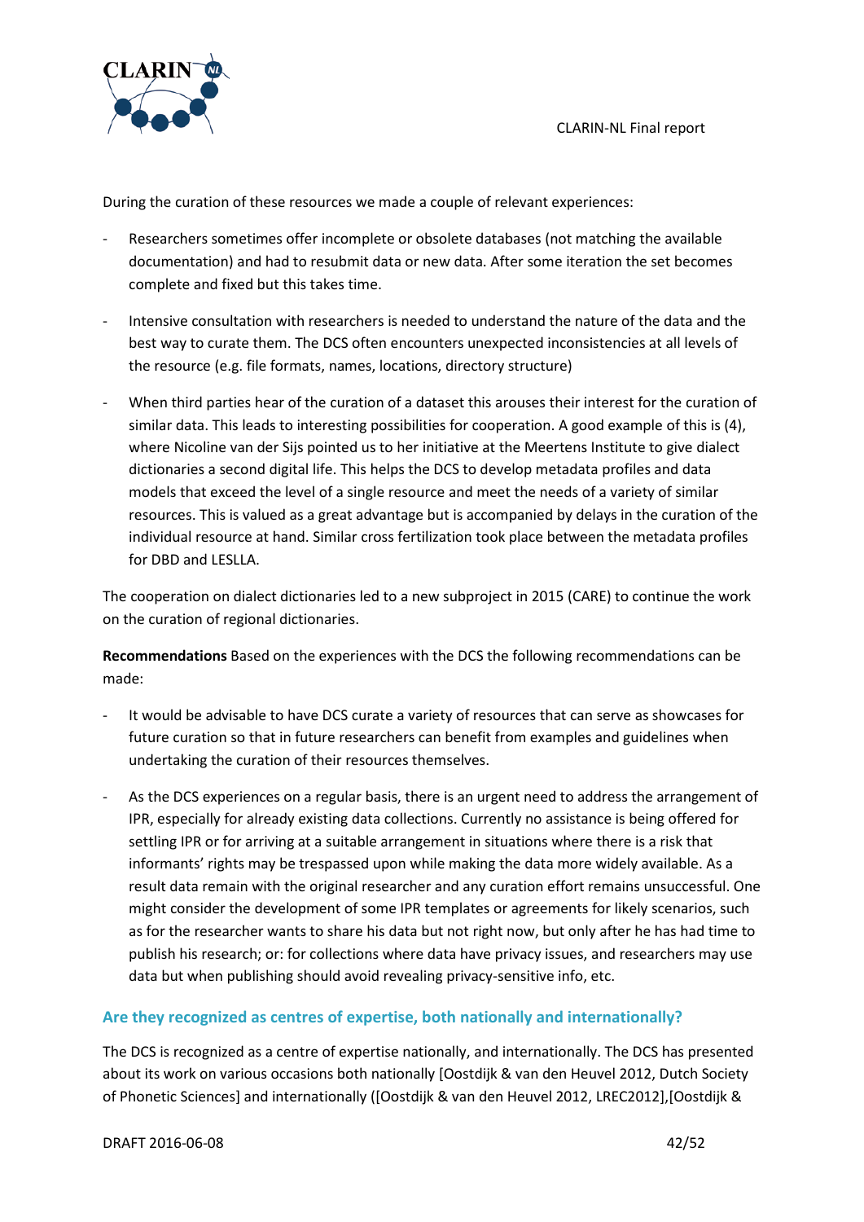During the curation of these resources we made a couple of relevant experiences:

- Researchers sometimes offer incomplete or obsolete databases (not matching the available documentation) and had to resubmit data or new data. After some iteration the set becomes complete and fixed but this takes time.
- Intensive consultation with researchers is needed to understand the nature of the data and the best way to curate them. The DCS often encounters unexpected inconsistencies at all levels of the resource (e.g. file formats, names, locations, directory structure)
- When third parties hear of the curation of a dataset this arouses their interest for the curation of similar data. This leads to interesting possibilities for cooperation. A good example of this is (4), where Nicoline van der Sijs pointed us to her initiative at the Meertens Institute to give dialect dictionaries a second digital life. This helps the DCS to develop metadata profiles and data models that exceed the level of a single resource and meet the needs of a variety of similar resources. This is valued as a great advantage but is accompanied by delays in the curation of the individual resource at hand. Similar cross fertilization took place between the metadata profiles for DBD and LESLLA.

The cooperation on dialect dictionaries led to a new subproject in 2015 (CARE) to continue the work on the curation of regional dictionaries.

**Recommendations** Based on the experiences with the DCS the following recommendations can be made:

- It would be advisable to have DCS curate a variety of resources that can serve as showcases for future curation so that in future researchers can benefit from examples and guidelines when undertaking the curation of their resources themselves.
- As the DCS experiences on a regular basis, there is an urgent need to address the arrangement of IPR, especially for already existing data collections. Currently no assistance is being offered for settling IPR or for arriving at a suitable arrangement in situations where there is a risk that informants' rights may be trespassed upon while making the data more widely available. As a result data remain with the original researcher and any curation effort remains unsuccessful. One might consider the development of some IPR templates or agreements for likely scenarios, such as for the researcher wants to share his data but not right now, but only after he has had time to publish his research; or: for collections where data have privacy issues, and researchers may use data but when publishing should avoid revealing privacy-sensitive info, etc.

### Are they recognized as centres of expertise, both nationally and internationally?

The DCS is recognized as a centre of expertise nationally, and internationally. The DCS has presented about its work on various occasions both nationally [Oostdijk & van den Heuvel 2012, Dutch Society of Phonetic Sciences] and internationally ([Oostdijk & van den Heuvel 2012, LREC2012],[Oostdijk &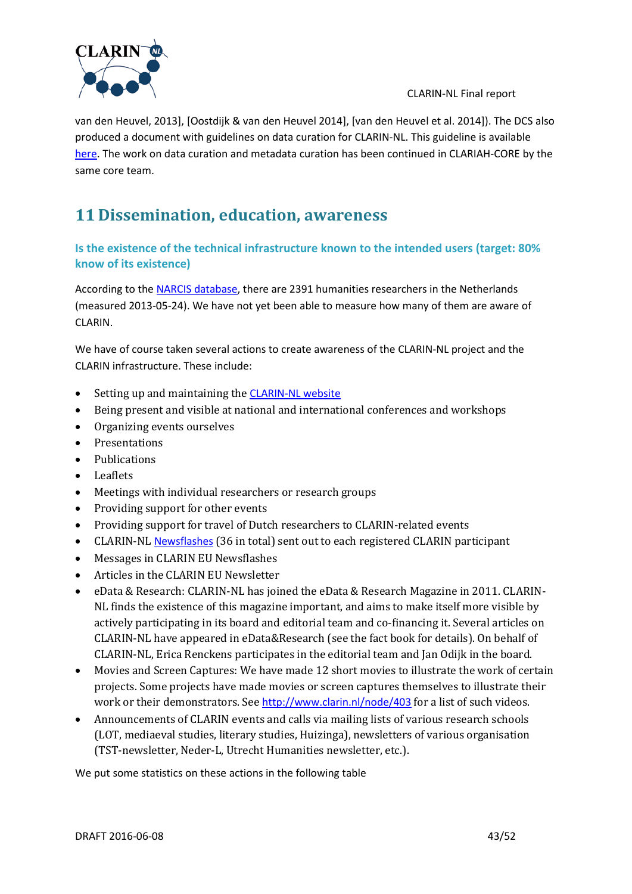van den Heuvel, 2013], [Oostdijk & van den Heuvel 2014], [van den Heuvel et al. 2014]). The DCS also produced a document with guidelines on data curation for CLARIN-NL. This guideline is available here. The work on data curation and metadata curation has been continued in CLARIAH-CORE by the same core team.

# 11 Dissemination, education, awareness

### Is the existence of the technical infrastructure known to the intended users (target: 80% know of its existence)

According to the NARCIS database, there are 2391 humanities researchers in the Netherlands (measured 2013-05-24). We have not yet been able to measure how many of them are aware of CLARIN.

We have of course taken several actions to create awareness of the CLARIN-NL project and the CLARIN infrastructure. These include:

- Setting up and maintaining the CLARIN-NL website
- Being present and visible at national and international conferences and workshops
- Organizing events ourselves
- Presentations
- Publications
- Leaflets
- Meetings with individual researchers or research groups
- Providing support for other events
- Providing support for travel of Dutch researchers to CLARIN-related events
- CLARIN-NL Newsflashes (36 in total) sent out to each registered CLARIN participant
- Messages in CLARIN EU Newsflashes
- Articles in the CLARIN EU Newsletter
- eData & Research: CLARIN-NL has joined the eData & Research Magazine in 2011. CLARIN-NL finds the existence of this magazine important, and aims to make itself more visible by actively participating in its board and editorial team and co-financing it. Several articles on CLARIN-NL have appeared in eData&Research (see the fact book for details). On behalf of CLARIN-NL, Erica Renckens participates in the editorial team and Jan Odijk in the board.
- Movies and Screen Captures: We have made 12 short movies to illustrate the work of certain projects. Some projects have made movies or screen captures themselves to illustrate their work or their demonstrators. See http://www.clarin.nl/node/403 for a list of such videos.
- Announcements of CLARIN events and calls via mailing lists of various research schools (LOT, mediaeval studies, literary studies, Huizinga), newsletters of various organisation (TST-newsletter, Neder-L, Utrecht Humanities newsletter, etc.).

We put some statistics on these actions in the following table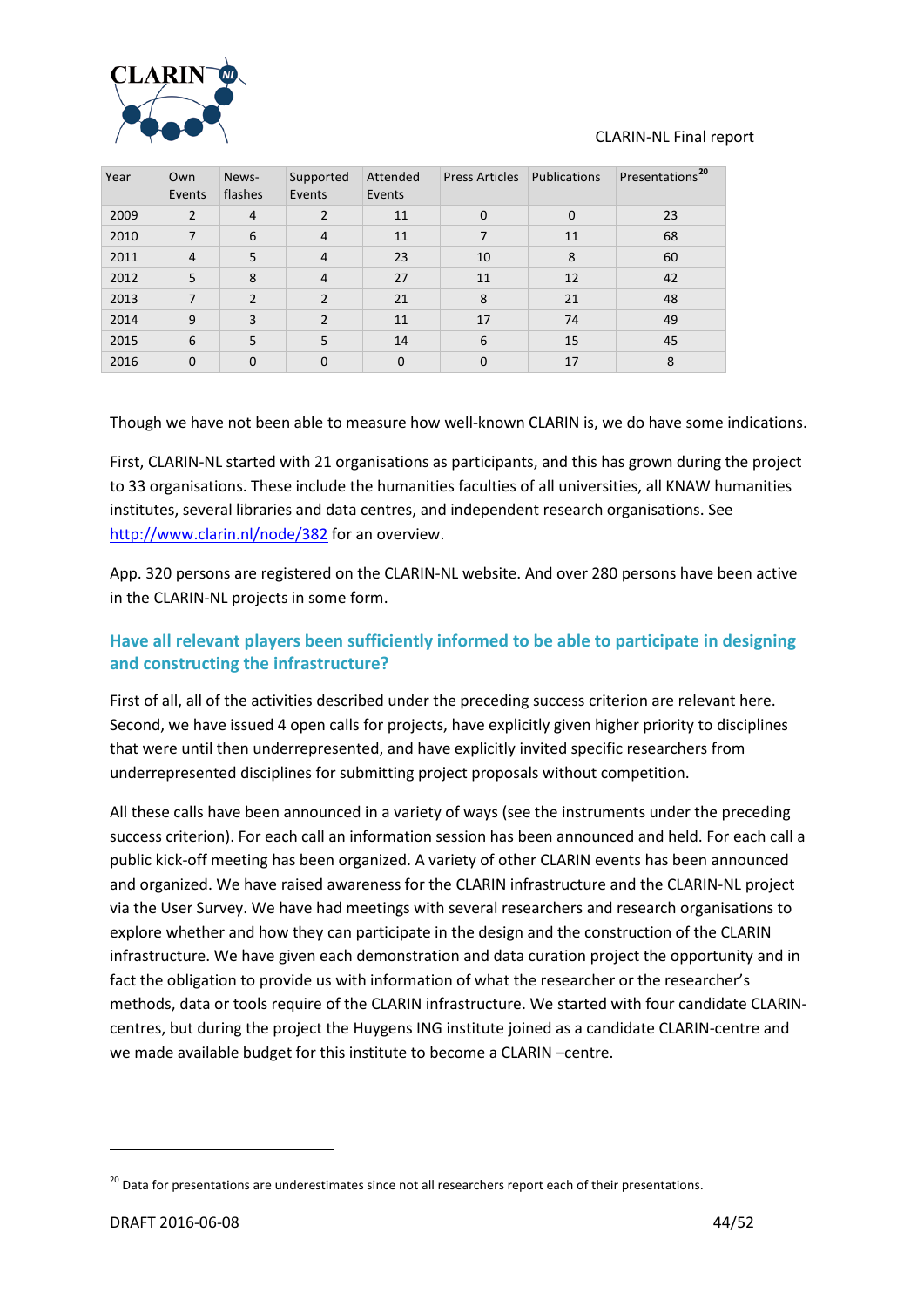| Year | Own Events | News-flashes | Supported Events | Attended Events | Press Articles | Publications | Presentations[20] |
|---|---|---|---|---|---|---|---|
| 2009 | 2 | 4 | 2 | 11 | 0 | 0 | 23 |
| 2010 | 7 | 6 | 4 | 11 | 7 | 11 | 68 |
| 2011 | 4 | 5 | 4 | 23 | 10 | 8 | 60 |
| 2012 | 5 | 8 | 4 | 27 | 11 | 12 | 42 |
| 2013 | 7 | 2 | 2 | 21 | 8 | 21 | 48 |
| 2014 | 9 | 3 | 2 | 11 | 17 | 74 | 49 |
| 2015 | 6 | 5 | 5 | 14 | 6 | 15 | 45 |
| 2016 | 0 | 0 | 0 | 0 | 0 | 17 | 8 |

Though we have not been able to measure how well-known CLARIN is, we do have some indications.

First, CLARIN-NL started with 21 organisations as participants, and this has grown during the project to 33 organisations. These include the humanities faculties of all universities, all KNAW humanities institutes, several libraries and data centres, and independent research organisations. See http://www.clarin.nl/node/382 for an overview.

App. 320 persons are registered on the CLARIN-NL website. And over 280 persons have been active in the CLARIN-NL projects in some form.

### Have all relevant players been sufficiently informed to be able to participate in designing and constructing the infrastructure?

First of all, all of the activities described under the preceding success criterion are relevant here. Second, we have issued 4 open calls for projects, have explicitly given higher priority to disciplines that were until then underrepresented, and have explicitly invited specific researchers from underrepresented disciplines for submitting project proposals without competition.

All these calls have been announced in a variety of ways (see the instruments under the preceding success criterion). For each call an information session has been announced and held. For each call a public kick-off meeting has been organized. A variety of other CLARIN events has been announced and organized. We have raised awareness for the CLARIN infrastructure and the CLARIN-NL project via the User Survey. We have had meetings with several researchers and research organisations to explore whether and how they can participate in the design and the construction of the CLARIN infrastructure. We have given each demonstration and data curation project the opportunity and in fact the obligation to provide us with information of what the researcher or the researcher's methods, data or tools require of the CLARIN infrastructure. We started with four candidate CLARIN-centres, but during the project the Huygens ING institute joined as a candidate CLARIN-centre and we made available budget for this institute to become a CLARIN –centre.

[20] Data for presentations are underestimates since not all researchers report each of their presentations.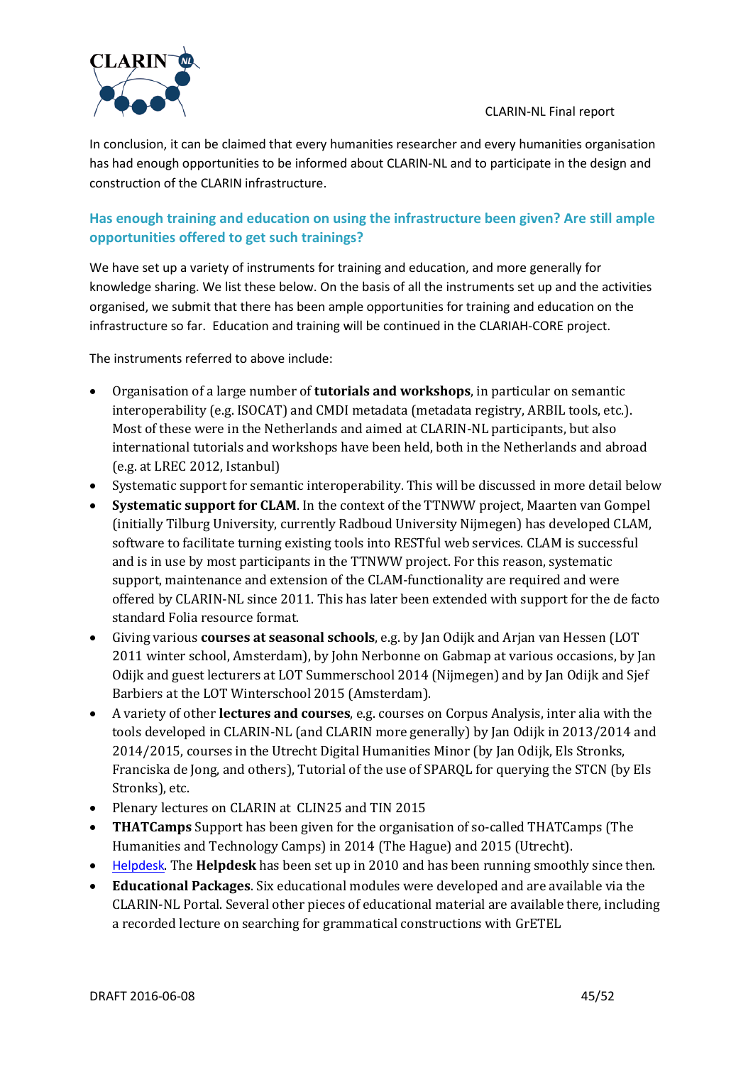In conclusion, it can be claimed that every humanities researcher and every humanities organisation has had enough opportunities to be informed about CLARIN-NL and to participate in the design and construction of the CLARIN infrastructure.

### Has enough training and education on using the infrastructure been given? Are still ample opportunities offered to get such trainings?

We have set up a variety of instruments for training and education, and more generally for knowledge sharing. We list these below. On the basis of all the instruments set up and the activities organised, we submit that there has been ample opportunities for training and education on the infrastructure so far. Education and training will be continued in the CLARIAH-CORE project.

The instruments referred to above include:

- Organisation of a large number of **tutorials and workshops**, in particular on semantic interoperability (e.g. ISOCAT) and CMDI metadata (metadata registry, ARBIL tools, etc.). Most of these were in the Netherlands and aimed at CLARIN-NL participants, but also international tutorials and workshops have been held, both in the Netherlands and abroad (e.g. at LREC 2012, Istanbul)
- Systematic support for semantic interoperability. This will be discussed in more detail below
- **Systematic support for CLAM**. In the context of the TTNWW project, Maarten van Gompel (initially Tilburg University, currently Radboud University Nijmegen) has developed CLAM, software to facilitate turning existing tools into RESTful web services. CLAM is successful and is in use by most participants in the TTNWW project. For this reason, systematic support, maintenance and extension of the CLAM-functionality are required and were offered by CLARIN-NL since 2011. This has later been extended with support for the de facto standard Folia resource format.
- Giving various **courses at seasonal schools**, e.g. by Jan Odijk and Arjan van Hessen (LOT 2011 winter school, Amsterdam), by John Nerbonne on Gabmap at various occasions, by Jan Odijk and guest lecturers at LOT Summerschool 2014 (Nijmegen) and by Jan Odijk and Sjef Barbiers at the LOT Winterschool 2015 (Amsterdam).
- A variety of other **lectures and courses**, e.g. courses on Corpus Analysis, inter alia with the tools developed in CLARIN-NL (and CLARIN more generally) by Jan Odijk in 2013/2014 and 2014/2015, courses in the Utrecht Digital Humanities Minor (by Jan Odijk, Els Stronks, Franciska de Jong, and others), Tutorial of the use of SPARQL for querying the STCN (by Els Stronks), etc.
- Plenary lectures on CLARIN at CLIN25 and TIN 2015
- **THATCamps** Support has been given for the organisation of so-called THATCamps (The Humanities and Technology Camps) in 2014 (The Hague) and 2015 (Utrecht).
- Helpdesk. The **Helpdesk** has been set up in 2010 and has been running smoothly since then.
- **Educational Packages**. Six educational modules were developed and are available via the CLARIN-NL Portal. Several other pieces of educational material are available there, including a recorded lecture on searching for grammatical constructions with GrETEL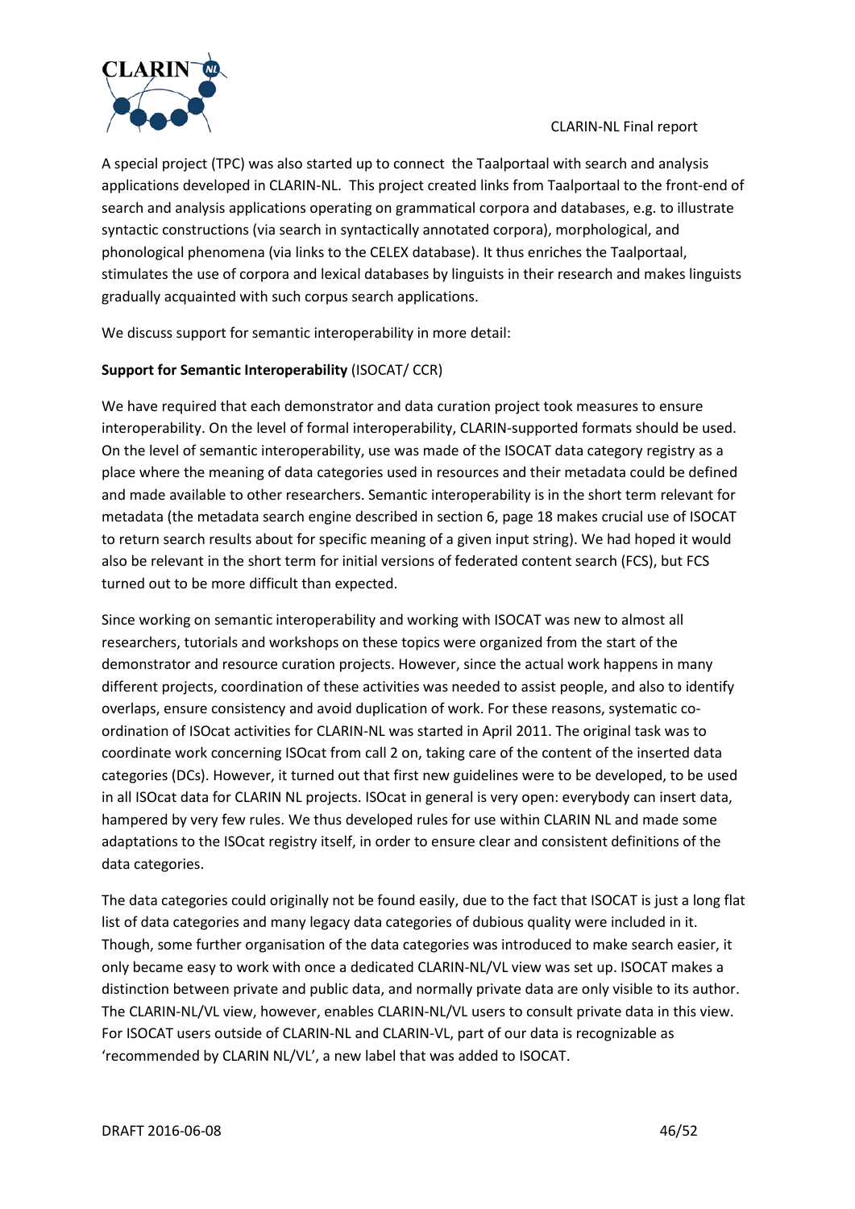A special project (TPC) was also started up to connect the Taalportaal with search and analysis applications developed in CLARIN-NL. This project created links from Taalportaal to the front-end of search and analysis applications operating on grammatical corpora and databases, e.g. to illustrate syntactic constructions (via search in syntactically annotated corpora), morphological, and phonological phenomena (via links to the CELEX database). It thus enriches the Taalportaal, stimulates the use of corpora and lexical databases by linguists in their research and makes linguists gradually acquainted with such corpus search applications.

We discuss support for semantic interoperability in more detail:

**Support for Semantic Interoperability** (ISOCAT/ CCR)

We have required that each demonstrator and data curation project took measures to ensure interoperability. On the level of formal interoperability, CLARIN-supported formats should be used. On the level of semantic interoperability, use was made of the ISOCAT data category registry as a place where the meaning of data categories used in resources and their metadata could be defined and made available to other researchers. Semantic interoperability is in the short term relevant for metadata (the metadata search engine described in section 6, page 18 makes crucial use of ISOCAT to return search results about for specific meaning of a given input string). We had hoped it would also be relevant in the short term for initial versions of federated content search (FCS), but FCS turned out to be more difficult than expected.

Since working on semantic interoperability and working with ISOCAT was new to almost all researchers, tutorials and workshops on these topics were organized from the start of the demonstrator and resource curation projects. However, since the actual work happens in many different projects, coordination of these activities was needed to assist people, and also to identify overlaps, ensure consistency and avoid duplication of work. For these reasons, systematic co-ordination of ISOcat activities for CLARIN-NL was started in April 2011. The original task was to coordinate work concerning ISOcat from call 2 on, taking care of the content of the inserted data categories (DCs). However, it turned out that first new guidelines were to be developed, to be used in all ISOcat data for CLARIN NL projects. ISOcat in general is very open: everybody can insert data, hampered by very few rules. We thus developed rules for use within CLARIN NL and made some adaptations to the ISOcat registry itself, in order to ensure clear and consistent definitions of the data categories.

The data categories could originally not be found easily, due to the fact that ISOCAT is just a long flat list of data categories and many legacy data categories of dubious quality were included in it. Though, some further organisation of the data categories was introduced to make search easier, it only became easy to work with once a dedicated CLARIN-NL/VL view was set up. ISOCAT makes a distinction between private and public data, and normally private data are only visible to its author. The CLARIN-NL/VL view, however, enables CLARIN-NL/VL users to consult private data in this view. For ISOCAT users outside of CLARIN-NL and CLARIN-VL, part of our data is recognizable as 'recommended by CLARIN NL/VL', a new label that was added to ISOCAT.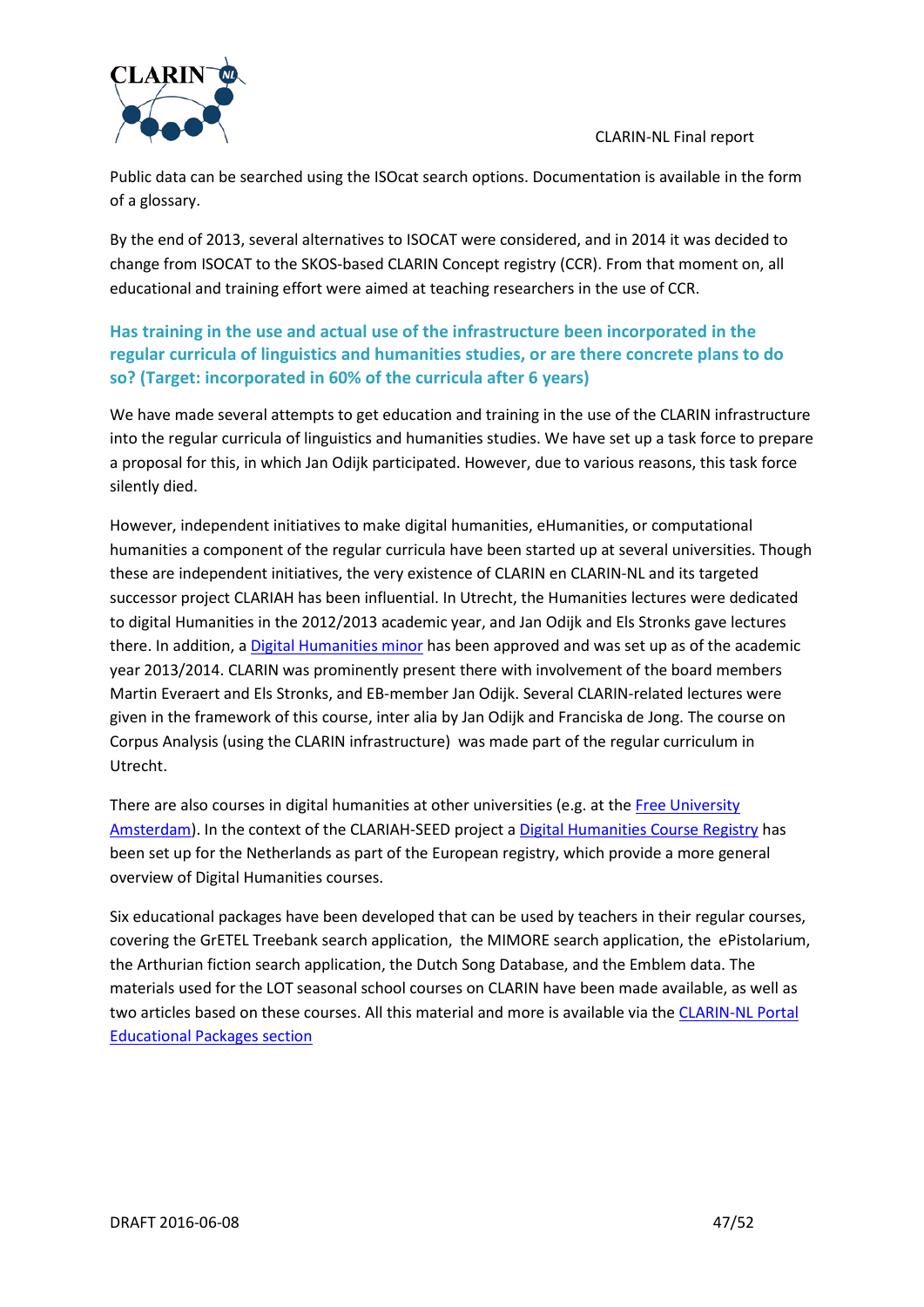Public data can be searched using the ISOcat search options. Documentation is available in the form of a glossary.

By the end of 2013, several alternatives to ISOCAT were considered, and in 2014 it was decided to change from ISOCAT to the SKOS-based CLARIN Concept registry (CCR). From that moment on, all educational and training effort were aimed at teaching researchers in the use of CCR.

### Has training in the use and actual use of the infrastructure been incorporated in the regular curricula of linguistics and humanities studies, or are there concrete plans to do so? (Target: incorporated in 60% of the curricula after 6 years)

We have made several attempts to get education and training in the use of the CLARIN infrastructure into the regular curricula of linguistics and humanities studies. We have set up a task force to prepare a proposal for this, in which Jan Odijk participated. However, due to various reasons, this task force silently died.

However, independent initiatives to make digital humanities, eHumanities, or computational humanities a component of the regular curricula have been started up at several universities. Though these are independent initiatives, the very existence of CLARIN en CLARIN-NL and its targeted successor project CLARIAH has been influential. In Utrecht, the Humanities lectures were dedicated to digital Humanities in the 2012/2013 academic year, and Jan Odijk and Els Stronks gave lectures there. In addition, a Digital Humanities minor has been approved and was set up as of the academic year 2013/2014. CLARIN was prominently present there with involvement of the board members Martin Everaert and Els Stronks, and EB-member Jan Odijk. Several CLARIN-related lectures were given in the framework of this course, inter alia by Jan Odijk and Franciska de Jong. The course on Corpus Analysis (using the CLARIN infrastructure) was made part of the regular curriculum in Utrecht.

There are also courses in digital humanities at other universities (e.g. at the Free University Amsterdam). In the context of the CLARIAH-SEED project a Digital Humanities Course Registry has been set up for the Netherlands as part of the European registry, which provide a more general overview of Digital Humanities courses.

Six educational packages have been developed that can be used by teachers in their regular courses, covering the GrETEL Treebank search application, the MIMORE search application, the ePistolarium, the Arthurian fiction search application, the Dutch Song Database, and the Emblem data. The materials used for the LOT seasonal school courses on CLARIN have been made available, as well as two articles based on these courses. All this material and more is available via the CLARIN-NL Portal Educational Packages section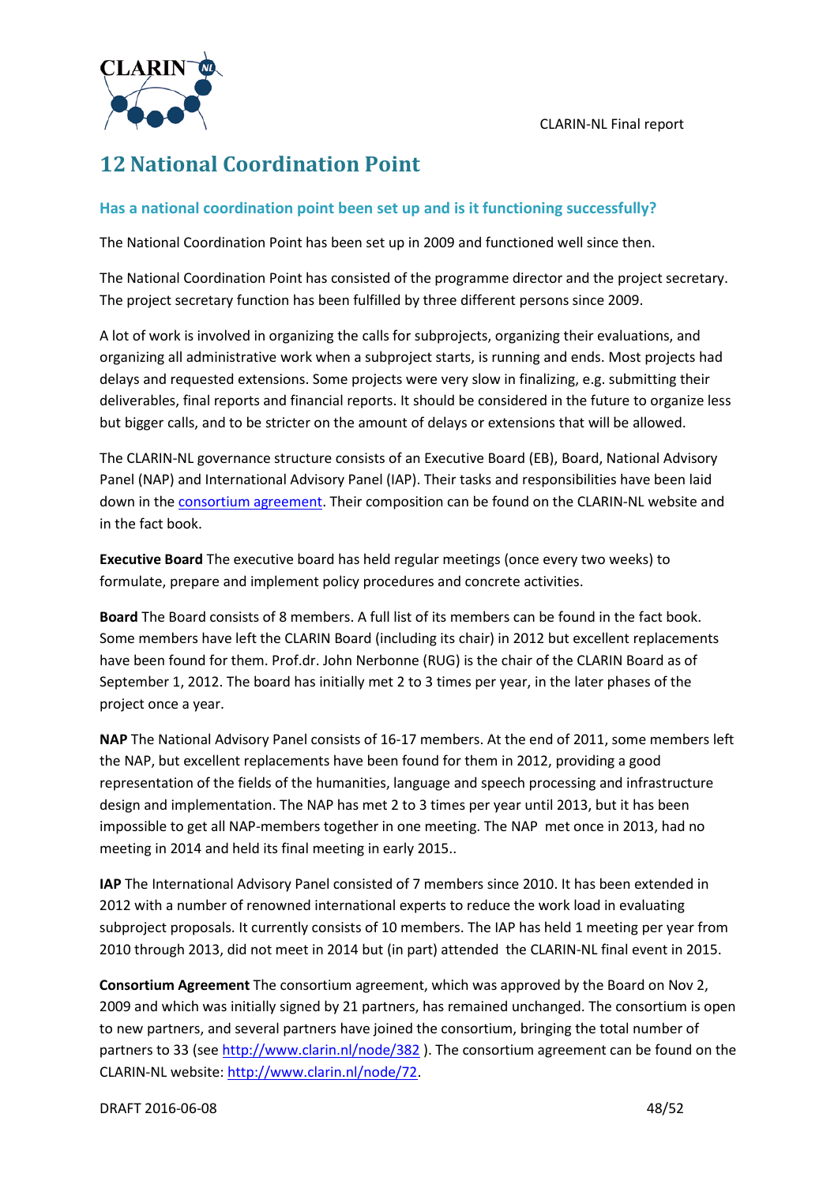# 12 National Coordination Point

### Has a national coordination point been set up and is it functioning successfully?

The National Coordination Point has been set up in 2009 and functioned well since then.

The National Coordination Point has consisted of the programme director and the project secretary. The project secretary function has been fulfilled by three different persons since 2009.

A lot of work is involved in organizing the calls for subprojects, organizing their evaluations, and organizing all administrative work when a subproject starts, is running and ends. Most projects had delays and requested extensions. Some projects were very slow in finalizing, e.g. submitting their deliverables, final reports and financial reports. It should be considered in the future to organize less but bigger calls, and to be stricter on the amount of delays or extensions that will be allowed.

The CLARIN-NL governance structure consists of an Executive Board (EB), Board, National Advisory Panel (NAP) and International Advisory Panel (IAP). Their tasks and responsibilities have been laid down in the consortium agreement. Their composition can be found on the CLARIN-NL website and in the fact book.

**Executive Board** The executive board has held regular meetings (once every two weeks) to formulate, prepare and implement policy procedures and concrete activities.

**Board** The Board consists of 8 members. A full list of its members can be found in the fact book. Some members have left the CLARIN Board (including its chair) in 2012 but excellent replacements have been found for them. Prof.dr. John Nerbonne (RUG) is the chair of the CLARIN Board as of September 1, 2012. The board has initially met 2 to 3 times per year, in the later phases of the project once a year.

**NAP** The National Advisory Panel consists of 16-17 members. At the end of 2011, some members left the NAP, but excellent replacements have been found for them in 2012, providing a good representation of the fields of the humanities, language and speech processing and infrastructure design and implementation. The NAP has met 2 to 3 times per year until 2013, but it has been impossible to get all NAP-members together in one meeting. The NAP met once in 2013, had no meeting in 2014 and held its final meeting in early 2015..

**IAP** The International Advisory Panel consisted of 7 members since 2010. It has been extended in 2012 with a number of renowned international experts to reduce the work load in evaluating subproject proposals. It currently consists of 10 members. The IAP has held 1 meeting per year from 2010 through 2013, did not meet in 2014 but (in part) attended the CLARIN-NL final event in 2015.

**Consortium Agreement** The consortium agreement, which was approved by the Board on Nov 2, 2009 and which was initially signed by 21 partners, has remained unchanged. The consortium is open to new partners, and several partners have joined the consortium, bringing the total number of partners to 33 (see http://www.clarin.nl/node/382 ). The consortium agreement can be found on the CLARIN-NL website: http://www.clarin.nl/node/72.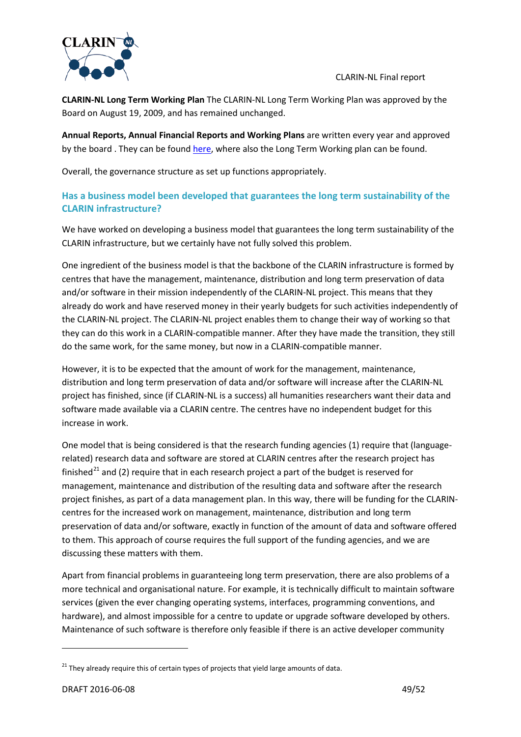**CLARIN-NL Long Term Working Plan** The CLARIN-NL Long Term Working Plan was approved by the Board on August 19, 2009, and has remained unchanged.

**Annual Reports, Annual Financial Reports and Working Plans** are written every year and approved by the board . They can be found here, where also the Long Term Working plan can be found.

Overall, the governance structure as set up functions appropriately.

### Has a business model been developed that guarantees the long term sustainability of the CLARIN infrastructure?

We have worked on developing a business model that guarantees the long term sustainability of the CLARIN infrastructure, but we certainly have not fully solved this problem.

One ingredient of the business model is that the backbone of the CLARIN infrastructure is formed by centres that have the management, maintenance, distribution and long term preservation of data and/or software in their mission independently of the CLARIN-NL project. This means that they already do work and have reserved money in their yearly budgets for such activities independently of the CLARIN-NL project. The CLARIN-NL project enables them to change their way of working so that they can do this work in a CLARIN-compatible manner. After they have made the transition, they still do the same work, for the same money, but now in a CLARIN-compatible manner.

However, it is to be expected that the amount of work for the management, maintenance, distribution and long term preservation of data and/or software will increase after the CLARIN-NL project has finished, since (if CLARIN-NL is a success) all humanities researchers want their data and software made available via a CLARIN centre. The centres have no independent budget for this increase in work.

One model that is being considered is that the research funding agencies (1) require that (language-related) research data and software are stored at CLARIN centres after the research project has finished[21] and (2) require that in each research project a part of the budget is reserved for management, maintenance and distribution of the resulting data and software after the research project finishes, as part of a data management plan. In this way, there will be funding for the CLARIN-centres for the increased work on management, maintenance, distribution and long term preservation of data and/or software, exactly in function of the amount of data and software offered to them. This approach of course requires the full support of the funding agencies, and we are discussing these matters with them.

Apart from financial problems in guaranteeing long term preservation, there are also problems of a more technical and organisational nature. For example, it is technically difficult to maintain software services (given the ever changing operating systems, interfaces, programming conventions, and hardware), and almost impossible for a centre to update or upgrade software developed by others. Maintenance of such software is therefore only feasible if there is an active developer community

[21] They already require this of certain types of projects that yield large amounts of data.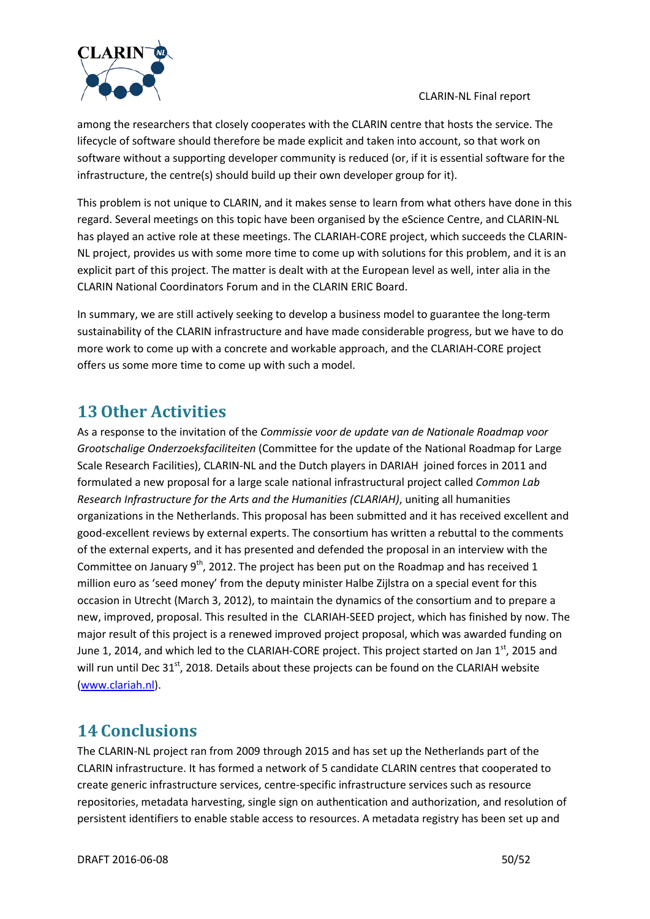among the researchers that closely cooperates with the CLARIN centre that hosts the service. The lifecycle of software should therefore be made explicit and taken into account, so that work on software without a supporting developer community is reduced (or, if it is essential software for the infrastructure, the centre(s) should build up their own developer group for it).

This problem is not unique to CLARIN, and it makes sense to learn from what others have done in this regard. Several meetings on this topic have been organised by the eScience Centre, and CLARIN-NL has played an active role at these meetings. The CLARIAH-CORE project, which succeeds the CLARIN-NL project, provides us with some more time to come up with solutions for this problem, and it is an explicit part of this project. The matter is dealt with at the European level as well, inter alia in the CLARIN National Coordinators Forum and in the CLARIN ERIC Board.

In summary, we are still actively seeking to develop a business model to guarantee the long-term sustainability of the CLARIN infrastructure and have made considerable progress, but we have to do more work to come up with a concrete and workable approach, and the CLARIAH-CORE project offers us some more time to come up with such a model.

# 13 Other Activities

As a response to the invitation of the *Commissie voor de update van de Nationale Roadmap voor Grootschalige Onderzoeksfaciliteiten* (Committee for the update of the National Roadmap for Large Scale Research Facilities), CLARIN-NL and the Dutch players in DARIAH joined forces in 2011 and formulated a new proposal for a large scale national infrastructural project called *Common Lab Research Infrastructure for the Arts and the Humanities (CLARIAH)*, uniting all humanities organizations in the Netherlands. This proposal has been submitted and it has received excellent and good-excellent reviews by external experts. The consortium has written a rebuttal to the comments of the external experts, and it has presented and defended the proposal in an interview with the Committee on January 9th, 2012. The project has been put on the Roadmap and has received 1 million euro as 'seed money' from the deputy minister Halbe Zijlstra on a special event for this occasion in Utrecht (March 3, 2012), to maintain the dynamics of the consortium and to prepare a new, improved, proposal. This resulted in the CLARIAH-SEED project, which has finished by now. The major result of this project is a renewed improved project proposal, which was awarded funding on June 1, 2014, and which led to the CLARIAH-CORE project. This project started on Jan 1st, 2015 and will run until Dec 31st, 2018. Details about these projects can be found on the CLARIAH website (www.clariah.nl).

# 14 Conclusions

The CLARIN-NL project ran from 2009 through 2015 and has set up the Netherlands part of the CLARIN infrastructure. It has formed a network of 5 candidate CLARIN centres that cooperated to create generic infrastructure services, centre-specific infrastructure services such as resource repositories, metadata harvesting, single sign on authentication and authorization, and resolution of persistent identifiers to enable stable access to resources. A metadata registry has been set up and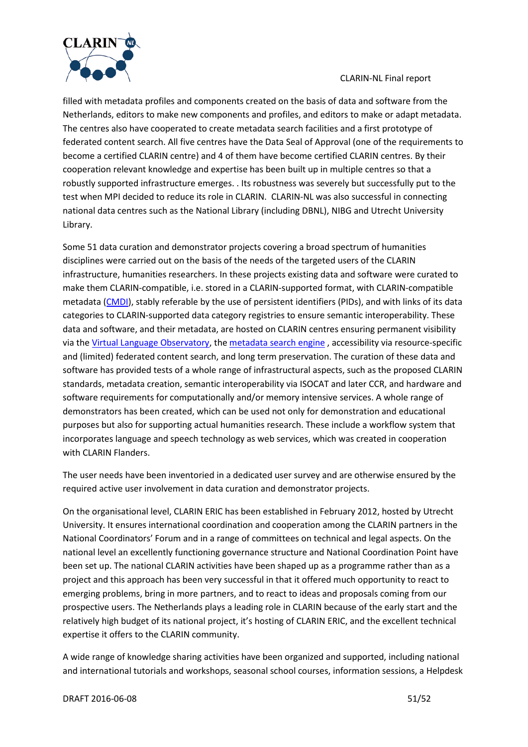filled with metadata profiles and components created on the basis of data and software from the Netherlands, editors to make new components and profiles, and editors to make or adapt metadata. The centres also have cooperated to create metadata search facilities and a first prototype of federated content search. All five centres have the Data Seal of Approval (one of the requirements to become a certified CLARIN centre) and 4 of them have become certified CLARIN centres. By their cooperation relevant knowledge and expertise has been built up in multiple centres so that a robustly supported infrastructure emerges. . Its robustness was severely but successfully put to the test when MPI decided to reduce its role in CLARIN. CLARIN-NL was also successful in connecting national data centres such as the National Library (including DBNL), NIBG and Utrecht University Library.

Some 51 data curation and demonstrator projects covering a broad spectrum of humanities disciplines were carried out on the basis of the needs of the targeted users of the CLARIN infrastructure, humanities researchers. In these projects existing data and software were curated to make them CLARIN-compatible, i.e. stored in a CLARIN-supported format, with CLARIN-compatible metadata (CMDI), stably referable by the use of persistent identifiers (PIDs), and with links of its data categories to CLARIN-supported data category registries to ensure semantic interoperability. These data and software, and their metadata, are hosted on CLARIN centres ensuring permanent visibility via the Virtual Language Observatory, the metadata search engine , accessibility via resource-specific and (limited) federated content search, and long term preservation. The curation of these data and software has provided tests of a whole range of infrastructural aspects, such as the proposed CLARIN standards, metadata creation, semantic interoperability via ISOCAT and later CCR, and hardware and software requirements for computationally and/or memory intensive services. A whole range of demonstrators has been created, which can be used not only for demonstration and educational purposes but also for supporting actual humanities research. These include a workflow system that incorporates language and speech technology as web services, which was created in cooperation with CLARIN Flanders.

The user needs have been inventoried in a dedicated user survey and are otherwise ensured by the required active user involvement in data curation and demonstrator projects.

On the organisational level, CLARIN ERIC has been established in February 2012, hosted by Utrecht University. It ensures international coordination and cooperation among the CLARIN partners in the National Coordinators' Forum and in a range of committees on technical and legal aspects. On the national level an excellently functioning governance structure and National Coordination Point have been set up. The national CLARIN activities have been shaped up as a programme rather than as a project and this approach has been very successful in that it offered much opportunity to react to emerging problems, bring in more partners, and to react to ideas and proposals coming from our prospective users. The Netherlands plays a leading role in CLARIN because of the early start and the relatively high budget of its national project, it's hosting of CLARIN ERIC, and the excellent technical expertise it offers to the CLARIN community.

A wide range of knowledge sharing activities have been organized and supported, including national and international tutorials and workshops, seasonal school courses, information sessions, a Helpdesk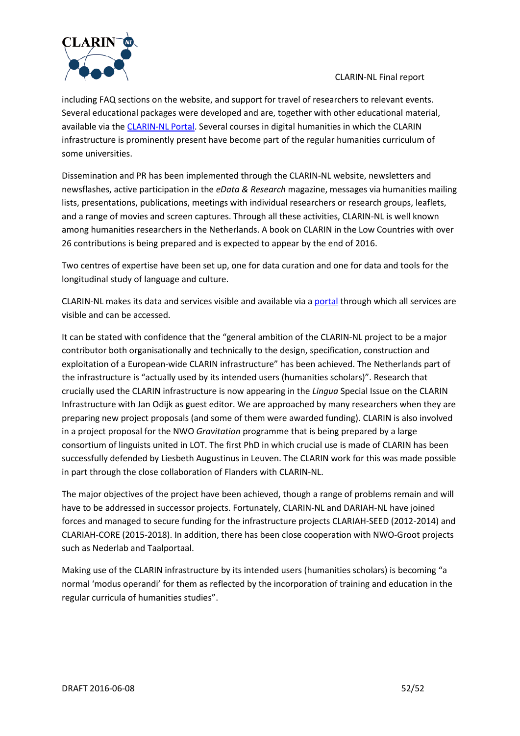including FAQ sections on the website, and support for travel of researchers to relevant events. Several educational packages were developed and are, together with other educational material, available via the [CLARIN-NL Portal](). Several courses in digital humanities in which the CLARIN infrastructure is prominently present have become part of the regular humanities curriculum of some universities.

Dissemination and PR has been implemented through the CLARIN-NL website, newsletters and newsflashes, active participation in the *eData & Research* magazine, messages via humanities mailing lists, presentations, publications, meetings with individual researchers or research groups, leaflets, and a range of movies and screen captures. Through all these activities, CLARIN-NL is well known among humanities researchers in the Netherlands. A book on CLARIN in the Low Countries with over 26 contributions is being prepared and is expected to appear by the end of 2016.

Two centres of expertise have been set up, one for data curation and one for data and tools for the longitudinal study of language and culture.

CLARIN-NL makes its data and services visible and available via a [portal]() through which all services are visible and can be accessed.

It can be stated with confidence that the "general ambition of the CLARIN-NL project to be a major contributor both organisationally and technically to the design, specification, construction and exploitation of a European-wide CLARIN infrastructure" has been achieved. The Netherlands part of the infrastructure is "actually used by its intended users (humanities scholars)". Research that crucially used the CLARIN infrastructure is now appearing in the *Lingua* Special Issue on the CLARIN Infrastructure with Jan Odijk as guest editor. We are approached by many researchers when they are preparing new project proposals (and some of them were awarded funding). CLARIN is also involved in a project proposal for the NWO *Gravitation* programme that is being prepared by a large consortium of linguists united in LOT. The first PhD in which crucial use is made of CLARIN has been successfully defended by Liesbeth Augustinus in Leuven. The CLARIN work for this was made possible in part through the close collaboration of Flanders with CLARIN-NL.

The major objectives of the project have been achieved, though a range of problems remain and will have to be addressed in successor projects. Fortunately, CLARIN-NL and DARIAH-NL have joined forces and managed to secure funding for the infrastructure projects CLARIAH-SEED (2012-2014) and CLARIAH-CORE (2015-2018). In addition, there has been close cooperation with NWO-Groot projects such as Nederlab and Taalportaal.

Making use of the CLARIN infrastructure by its intended users (humanities scholars) is becoming "a normal 'modus operandi' for them as reflected by the incorporation of training and education in the regular curricula of humanities studies".